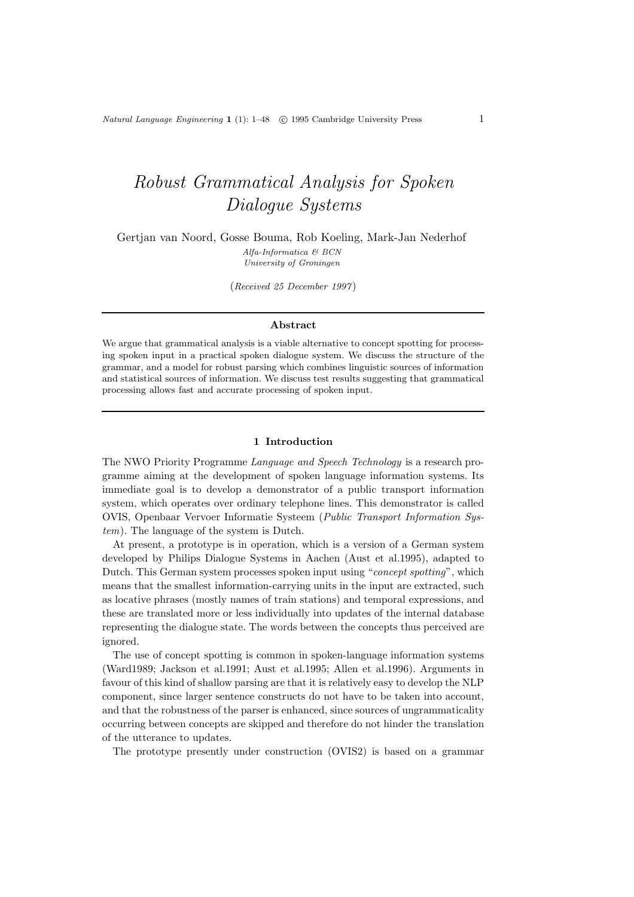# *Robust Grammatical Analysis for Spoken Dialogue Systems*

Gertjan van Noord, Gosse Bouma, Rob Koeling, Mark-Jan Nederhof

*Alfa-Informatica & BCN*
*University of Groningen*

(*Received 25 December 1997*)

## Abstract

We argue that grammatical analysis is a viable alternative to concept spotting for processing spoken input in a practical spoken dialogue system. We discuss the structure of the grammar, and a model for robust parsing which combines linguistic sources of information and statistical sources of information. We discuss test results suggesting that grammatical processing allows fast and accurate processing of spoken input.

## 1 Introduction

The NWO Priority Programme *Language and Speech Technology* is a research programme aiming at the development of spoken language information systems. Its immediate goal is to develop a demonstrator of a public transport information system, which operates over ordinary telephone lines. This demonstrator is called OVIS, Openbaar Vervoer Informatie Systeem (*Public Transport Information System*). The language of the system is Dutch.

At present, a prototype is in operation, which is a version of a German system developed by Philips Dialogue Systems in Aachen (Aust et al.1995), adapted to Dutch. This German system processes spoken input using "*concept spotting*", which means that the smallest information-carrying units in the input are extracted, such as locative phrases (mostly names of train stations) and temporal expressions, and these are translated more or less individually into updates of the internal database representing the dialogue state. The words between the concepts thus perceived are ignored.

The use of concept spotting is common in spoken-language information systems (Ward1989; Jackson et al.1991; Aust et al.1995; Allen et al.1996). Arguments in favour of this kind of shallow parsing are that it is relatively easy to develop the NLP component, since larger sentence constructs do not have to be taken into account, and that the robustness of the parser is enhanced, since sources of ungrammaticality occurring between concepts are skipped and therefore do not hinder the translation of the utterance to updates.

The prototype presently under construction (OVIS2) is based on a grammar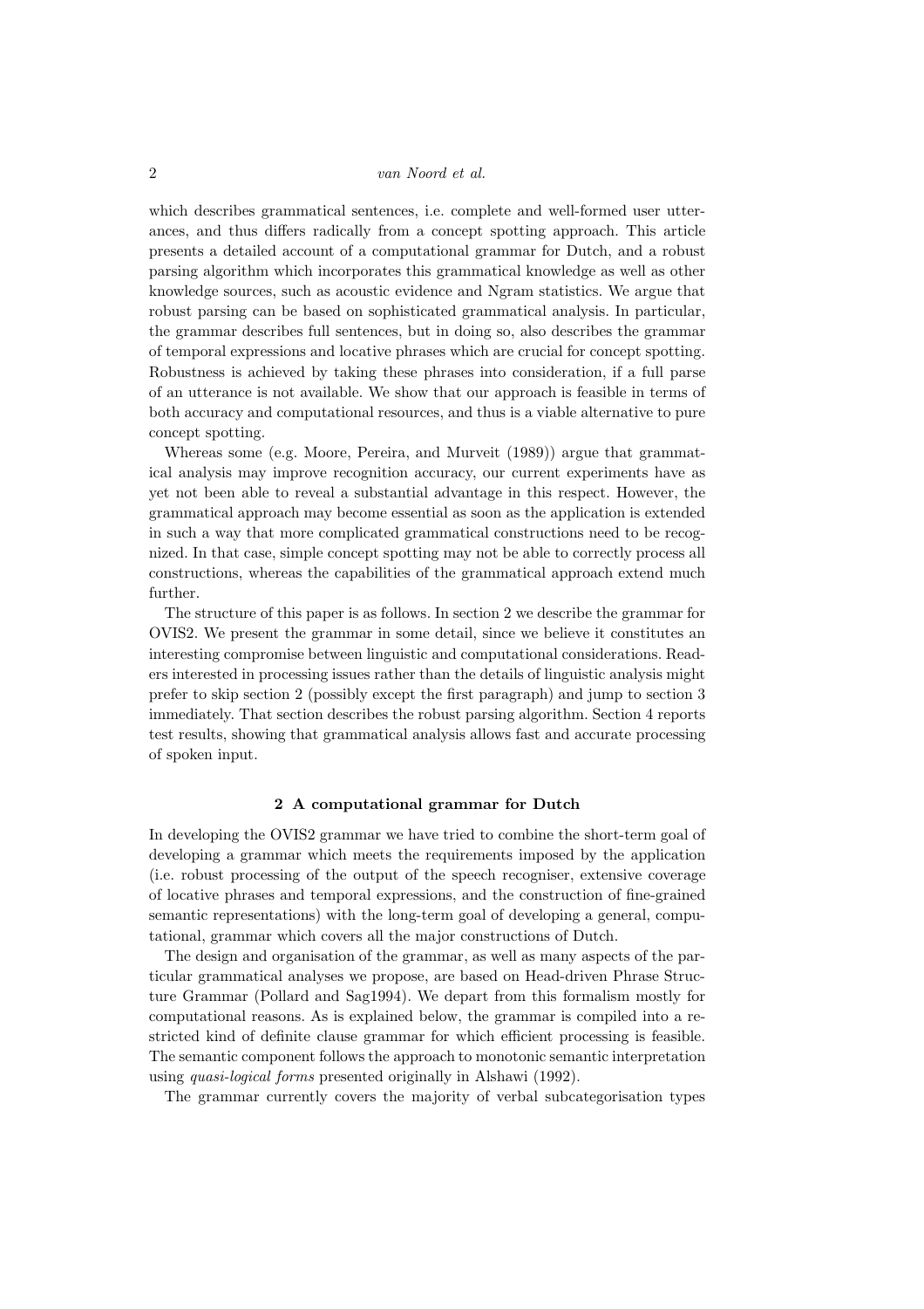which describes grammatical sentences, i.e. complete and well-formed user utterances, and thus differs radically from a concept spotting approach. This article presents a detailed account of a computational grammar for Dutch, and a robust parsing algorithm which incorporates this grammatical knowledge as well as other knowledge sources, such as acoustic evidence and Ngram statistics. We argue that robust parsing can be based on sophisticated grammatical analysis. In particular, the grammar describes full sentences, but in doing so, also describes the grammar of temporal expressions and locative phrases which are crucial for concept spotting. Robustness is achieved by taking these phrases into consideration, if a full parse of an utterance is not available. We show that our approach is feasible in terms of both accuracy and computational resources, and thus is a viable alternative to pure concept spotting.

Whereas some (e.g. Moore, Pereira, and Murveit (1989)) argue that grammatical analysis may improve recognition accuracy, our current experiments have as yet not been able to reveal a substantial advantage in this respect. However, the grammatical approach may become essential as soon as the application is extended in such a way that more complicated grammatical constructions need to be recognized. In that case, simple concept spotting may not be able to correctly process all constructions, whereas the capabilities of the grammatical approach extend much further.

The structure of this paper is as follows. In section 2 we describe the grammar for OVIS2. We present the grammar in some detail, since we believe it constitutes an interesting compromise between linguistic and computational considerations. Readers interested in processing issues rather than the details of linguistic analysis might prefer to skip section 2 (possibly except the first paragraph) and jump to section 3 immediately. That section describes the robust parsing algorithm. Section 4 reports test results, showing that grammatical analysis allows fast and accurate processing of spoken input.

## 2 A computational grammar for Dutch

In developing the OVIS2 grammar we have tried to combine the short-term goal of developing a grammar which meets the requirements imposed by the application (i.e. robust processing of the output of the speech recogniser, extensive coverage of locative phrases and temporal expressions, and the construction of fine-grained semantic representations) with the long-term goal of developing a general, computational, grammar which covers all the major constructions of Dutch.

The design and organisation of the grammar, as well as many aspects of the particular grammatical analyses we propose, are based on Head-driven Phrase Structure Grammar (Pollard and Sag1994). We depart from this formalism mostly for computational reasons. As is explained below, the grammar is compiled into a restricted kind of definite clause grammar for which efficient processing is feasible. The semantic component follows the approach to monotonic semantic interpretation using *quasi-logical forms* presented originally in Alshawi (1992).

The grammar currently covers the majority of verbal subcategorisation types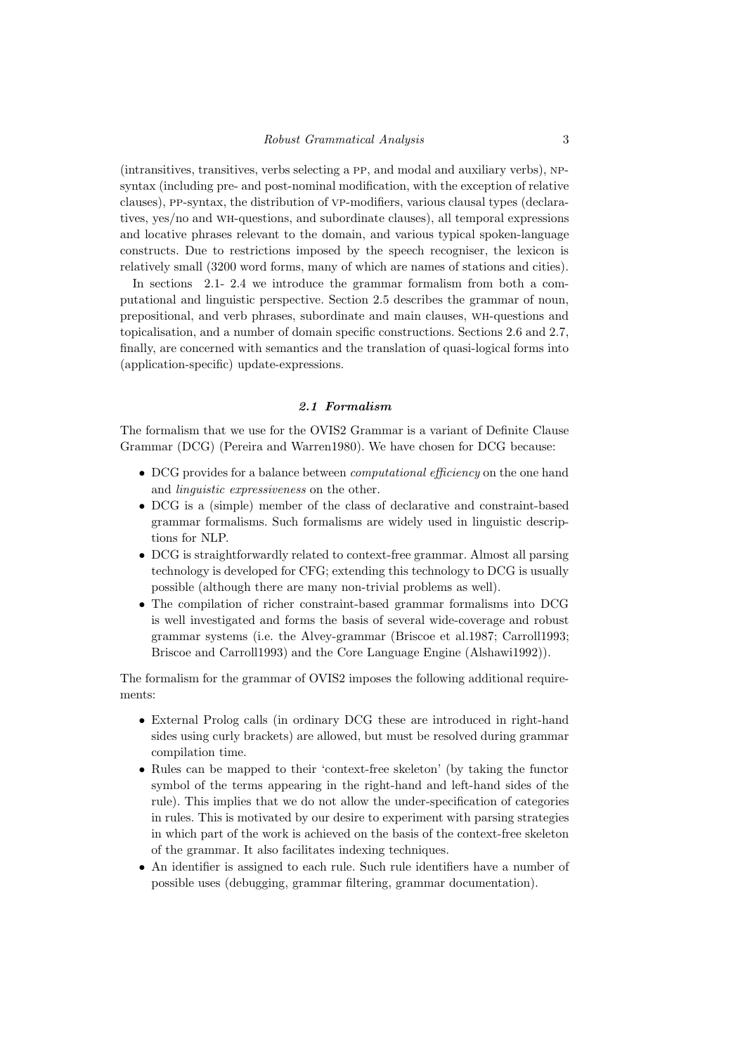(intransitives, transitives, verbs selecting a PP, and modal and auxiliary verbs), NP-syntax (including pre- and post-nominal modification, with the exception of relative clauses), PP-syntax, the distribution of VP-modifiers, various clausal types (declaratives, yes/no and WH-questions, and subordinate clauses), all temporal expressions and locative phrases relevant to the domain, and various typical spoken-language constructs. Due to restrictions imposed by the speech recogniser, the lexicon is relatively small (3200 word forms, many of which are names of stations and cities).

In sections 2.1- 2.4 we introduce the grammar formalism from both a computational and linguistic perspective. Section 2.5 describes the grammar of noun, prepositional, and verb phrases, subordinate and main clauses, WH-questions and topicalisation, and a number of domain specific constructions. Sections 2.6 and 2.7, finally, are concerned with semantics and the translation of quasi-logical forms into (application-specific) update-expressions.

### *2.1 Formalism*

The formalism that we use for the OVIS2 Grammar is a variant of Definite Clause Grammar (DCG) (Pereira and Warren1980). We have chosen for DCG because:

- DCG provides for a balance between *computational efficiency* on the one hand and *linguistic expressiveness* on the other.
- DCG is a (simple) member of the class of declarative and constraint-based grammar formalisms. Such formalisms are widely used in linguistic descriptions for NLP.
- DCG is straightforwardly related to context-free grammar. Almost all parsing technology is developed for CFG; extending this technology to DCG is usually possible (although there are many non-trivial problems as well).
- The compilation of richer constraint-based grammar formalisms into DCG is well investigated and forms the basis of several wide-coverage and robust grammar systems (i.e. the Alvey-grammar (Briscoe et al.1987; Carroll1993; Briscoe and Carroll1993) and the Core Language Engine (Alshawi1992)).

The formalism for the grammar of OVIS2 imposes the following additional requirements:

- External Prolog calls (in ordinary DCG these are introduced in right-hand sides using curly brackets) are allowed, but must be resolved during grammar compilation time.
- Rules can be mapped to their 'context-free skeleton' (by taking the functor symbol of the terms appearing in the right-hand and left-hand sides of the rule). This implies that we do not allow the under-specification of categories in rules. This is motivated by our desire to experiment with parsing strategies in which part of the work is achieved on the basis of the context-free skeleton of the grammar. It also facilitates indexing techniques.
- An identifier is assigned to each rule. Such rule identifiers have a number of possible uses (debugging, grammar filtering, grammar documentation).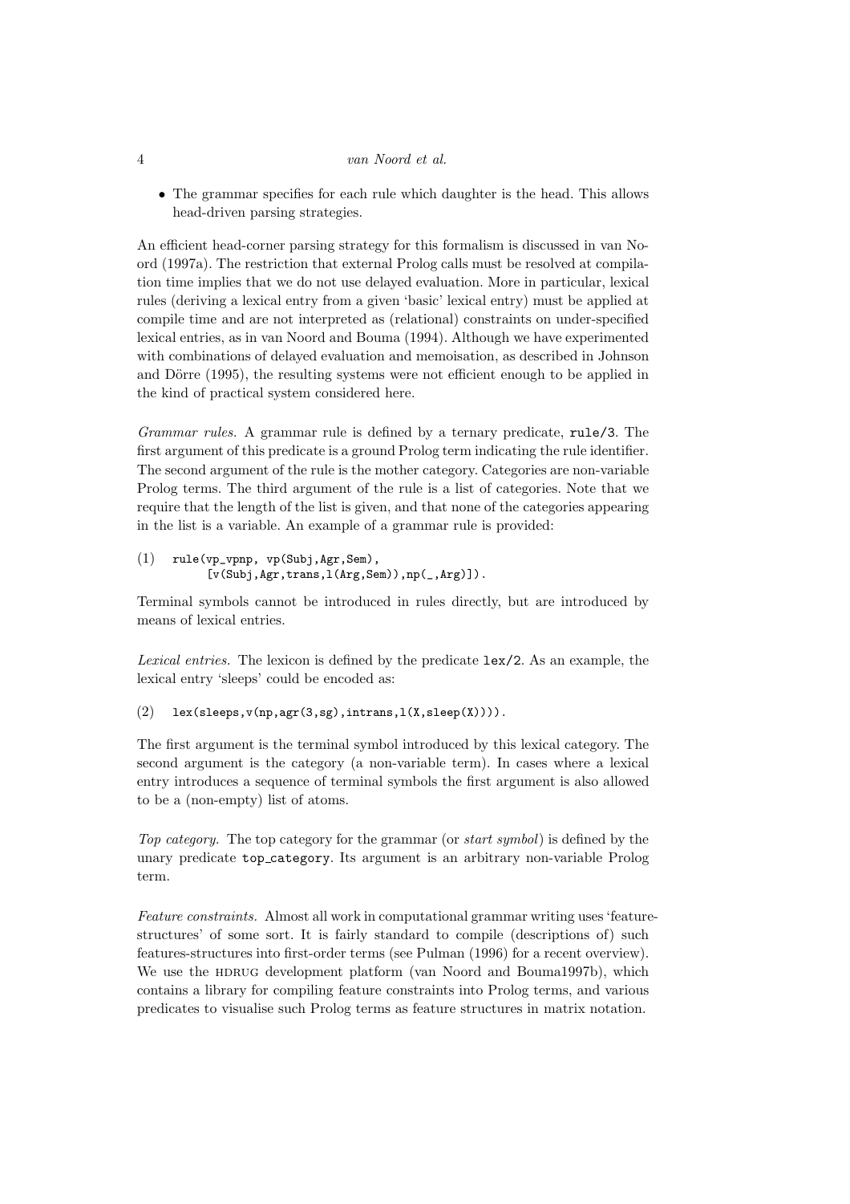- The grammar specifies for each rule which daughter is the head. This allows head-driven parsing strategies.

An efficient head-corner parsing strategy for this formalism is discussed in van Noord (1997a). The restriction that external Prolog calls must be resolved at compilation time implies that we do not use delayed evaluation. More in particular, lexical rules (deriving a lexical entry from a given 'basic' lexical entry) must be applied at compile time and are not interpreted as (relational) constraints on under-specified lexical entries, as in van Noord and Bouma (1994). Although we have experimented with combinations of delayed evaluation and memoisation, as described in Johnson and Dörre (1995), the resulting systems were not efficient enough to be applied in the kind of practical system considered here.

*Grammar rules.* A grammar rule is defined by a ternary predicate, `rule/3`. The first argument of this predicate is a ground Prolog term indicating the rule identifier. The second argument of the rule is the mother category. Categories are non-variable Prolog terms. The third argument of the rule is a list of categories. Note that we require that the length of the list is given, and that none of the categories appearing in the list is a variable. An example of a grammar rule is provided:

(1)
```
rule(vp_vpnp, vp(Subj,Agr,Sem),
     [v(Subj,Agr,trans,l(Arg,Sem)),np(_,Arg)]).
```

Terminal symbols cannot be introduced in rules directly, but are introduced by means of lexical entries.

*Lexical entries.* The lexicon is defined by the predicate `lex/2`. As an example, the lexical entry 'sleeps' could be encoded as:

(2)
```
lex(sleeps,v(np,agr(3,sg),intrans,l(X,sleep(X)))).
```

The first argument is the terminal symbol introduced by this lexical category. The second argument is the category (a non-variable term). In cases where a lexical entry introduces a sequence of terminal symbols the first argument is also allowed to be a (non-empty) list of atoms.

*Top category.* The top category for the grammar (or *start symbol*) is defined by the unary predicate `top_category`. Its argument is an arbitrary non-variable Prolog term.

*Feature constraints.* Almost all work in computational grammar writing uses 'feature-structures' of some sort. It is fairly standard to compile (descriptions of) such features-structures into first-order terms (see Pulman (1996) for a recent overview). We use the HDRUG development platform (van Noord and Bouma1997b), which contains a library for compiling feature constraints into Prolog terms, and various predicates to visualise such Prolog terms as feature structures in matrix notation.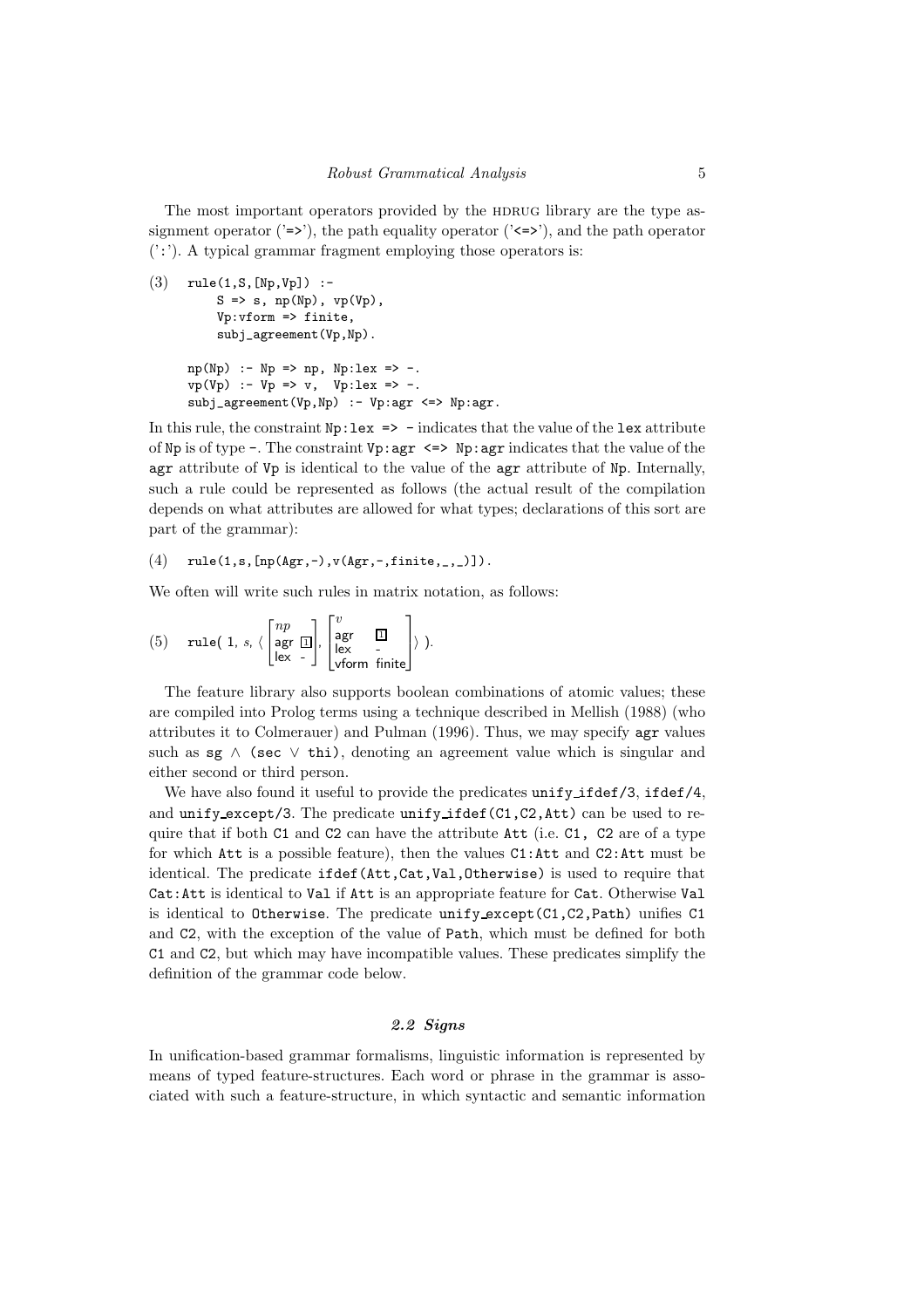The most important operators provided by the HDRUG library are the type assignment operator ('=>'), the path equality operator ('<=>'), and the path operator (':'). A typical grammar fragment employing those operators is:

(3)
```
rule(1,S,[Np,Vp]) :-
    S => s, np(Np), vp(Vp),
    Vp:vform => finite,
    subj_agreement(Vp,Np).

np(Np) :- Np => np, Np:lex => -.
vp(Vp) :- Vp => v,  Vp:lex => -.
subj_agreement(Vp,Np) :- Vp:agr <=> Np:agr.
```

In this rule, the constraint `Np:lex => -` indicates that the value of the `lex` attribute of `Np` is of type `-`. The constraint `Vp:agr <=> Np:agr` indicates that the value of the `agr` attribute of `Vp` is identical to the value of the `agr` attribute of `Np`. Internally, such a rule could be represented as follows (the actual result of the compilation depends on what attributes are allowed for what types; declarations of this sort are part of the grammar):

(4)
```
rule(1,s,[np(Agr,-),v(Agr,-,finite,_,_)]).
```

We often will write such rules in matrix notation, as follows:

(5) $\texttt{rule}(\ 1,\ s,\ \langle \begin{bmatrix} np \\ \textsf{agr} & \boxed{1} \\ \textsf{lex} & \textsf{-} \end{bmatrix}, \begin{bmatrix} v \\ \textsf{agr} & \boxed{1} \\ \textsf{lex} & \textsf{-} \\ \textsf{vform} & \textsf{finite} \end{bmatrix} \rangle\ ).$

The feature library also supports boolean combinations of atomic values; these are compiled into Prolog terms using a technique described in Mellish (1988) (who attributes it to Colmerauer) and Pulman (1996). Thus, we may specify `agr` values such as `sg` $\wedge$ (`sec` $\vee$ `thi`), denoting an agreement value which is singular and either second or third person.

We have also found it useful to provide the predicates `unify_ifdef/3`, `ifdef/4`, and `unify_except/3`. The predicate `unify_ifdef(C1,C2,Att)` can be used to require that if both `C1` and `C2` can have the attribute `Att` (i.e. `C1, C2` are of a type for which `Att` is a possible feature), then the values `C1:Att` and `C2:Att` must be identical. The predicate `ifdef(Att,Cat,Val,Otherwise)` is used to require that `Cat:Att` is identical to `Val` if `Att` is an appropriate feature for `Cat`. Otherwise `Val` is identical to `Otherwise`. The predicate `unify_except(C1,C2,Path)` unifies `C1` and `C2`, with the exception of the value of `Path`, which must be defined for both `C1` and `C2`, but which may have incompatible values. These predicates simplify the definition of the grammar code below.

### *2.2 Signs*

In unification-based grammar formalisms, linguistic information is represented by means of typed feature-structures. Each word or phrase in the grammar is associated with such a feature-structure, in which syntactic and semantic information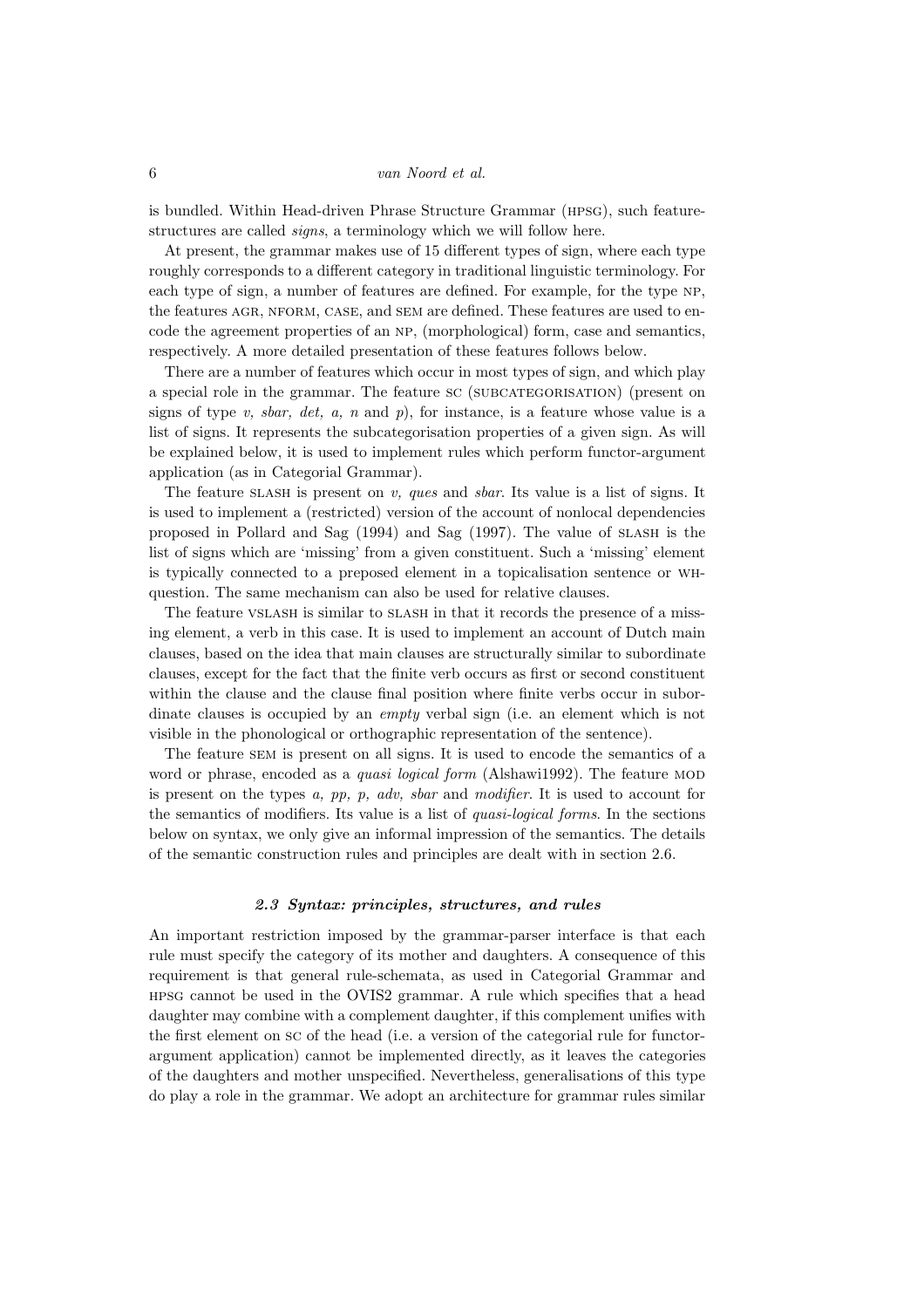is bundled. Within Head-driven Phrase Structure Grammar (HPSG), such feature-structures are called *signs*, a terminology which we will follow here.

At present, the grammar makes use of 15 different types of sign, where each type roughly corresponds to a different category in traditional linguistic terminology. For each type of sign, a number of features are defined. For example, for the type NP, the features AGR, NFORM, CASE, and SEM are defined. These features are used to encode the agreement properties of an NP, (morphological) form, case and semantics, respectively. A more detailed presentation of these features follows below.

There are a number of features which occur in most types of sign, and which play a special role in the grammar. The feature SC (SUBCATEGORISATION) (present on signs of type *v, sbar, det, a, n* and *p*), for instance, is a feature whose value is a list of signs. It represents the subcategorisation properties of a given sign. As will be explained below, it is used to implement rules which perform functor-argument application (as in Categorial Grammar).

The feature SLASH is present on *v, ques* and *sbar*. Its value is a list of signs. It is used to implement a (restricted) version of the account of nonlocal dependencies proposed in Pollard and Sag (1994) and Sag (1997). The value of SLASH is the list of signs which are 'missing' from a given constituent. Such a 'missing' element is typically connected to a preposed element in a topicalisation sentence or WH-question. The same mechanism can also be used for relative clauses.

The feature VSLASH is similar to SLASH in that it records the presence of a missing element, a verb in this case. It is used to implement an account of Dutch main clauses, based on the idea that main clauses are structurally similar to subordinate clauses, except for the fact that the finite verb occurs as first or second constituent within the clause and the clause final position where finite verbs occur in subordinate clauses is occupied by an *empty* verbal sign (i.e. an element which is not visible in the phonological or orthographic representation of the sentence).

The feature SEM is present on all signs. It is used to encode the semantics of a word or phrase, encoded as a *quasi logical form* (Alshawi1992). The feature MOD is present on the types *a, pp, p, adv, sbar* and *modifier*. It is used to account for the semantics of modifiers. Its value is a list of *quasi-logical forms*. In the sections below on syntax, we only give an informal impression of the semantics. The details of the semantic construction rules and principles are dealt with in section 2.6.

### *2.3 Syntax: principles, structures, and rules*

An important restriction imposed by the grammar-parser interface is that each rule must specify the category of its mother and daughters. A consequence of this requirement is that general rule-schemata, as used in Categorial Grammar and HPSG cannot be used in the OVIS2 grammar. A rule which specifies that a head daughter may combine with a complement daughter, if this complement unifies with the first element on SC of the head (i.e. a version of the categorial rule for functor-argument application) cannot be implemented directly, as it leaves the categories of the daughters and mother unspecified. Nevertheless, generalisations of this type do play a role in the grammar. We adopt an architecture for grammar rules similar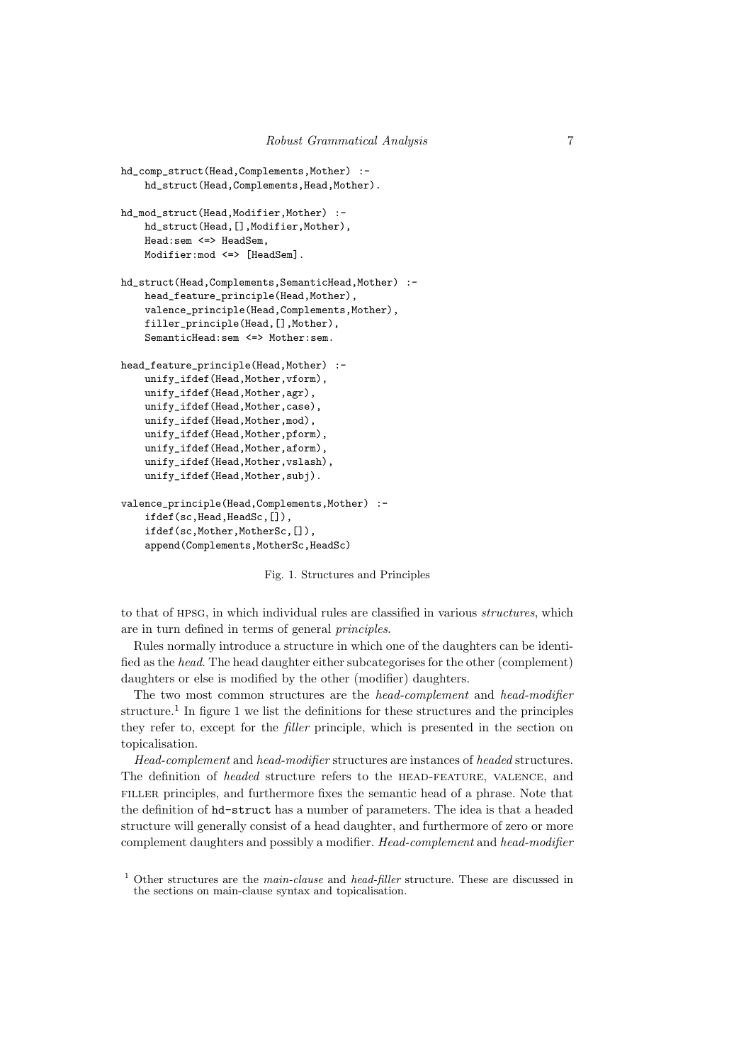```
hd_comp_struct(Head,Complements,Mother) :-
    hd_struct(Head,Complements,Head,Mother).

hd_mod_struct(Head,Modifier,Mother) :-
    hd_struct(Head,[],Modifier,Mother),
    Head:sem <=> HeadSem,
    Modifier:mod <=> [HeadSem].

hd_struct(Head,Complements,SemanticHead,Mother) :-
    head_feature_principle(Head,Mother),
    valence_principle(Head,Complements,Mother),
    filler_principle(Head,[],Mother),
    SemanticHead:sem <=> Mother:sem.

head_feature_principle(Head,Mother) :-
    unify_ifdef(Head,Mother,vform),
    unify_ifdef(Head,Mother,agr),
    unify_ifdef(Head,Mother,case),
    unify_ifdef(Head,Mother,mod),
    unify_ifdef(Head,Mother,pform),
    unify_ifdef(Head,Mother,aform),
    unify_ifdef(Head,Mother,vslash),
    unify_ifdef(Head,Mother,subj).

valence_principle(Head,Complements,Mother) :-
    ifdef(sc,Head,HeadSc,[]),
    ifdef(sc,Mother,MotherSc,[]),
    append(Complements,MotherSc,HeadSc)
```

Fig. 1. Structures and Principles

to that of HPSG, in which individual rules are classified in various *structures*, which are in turn defined in terms of general *principles*.

Rules normally introduce a structure in which one of the daughters can be identified as the *head*. The head daughter either subcategorises for the other (complement) daughters or else is modified by the other (modifier) daughters.

The two most common structures are the *head-complement* and *head-modifier* structure.[1] In figure 1 we list the definitions for these structures and the principles they refer to, except for the *filler* principle, which is presented in the section on topicalisation.

*Head-complement* and *head-modifier* structures are instances of *headed* structures. The definition of *headed* structure refers to the HEAD-FEATURE, VALENCE, and FILLER principles, and furthermore fixes the semantic head of a phrase. Note that the definition of `hd-struct` has a number of parameters. The idea is that a headed structure will generally consist of a head daughter, and furthermore of zero or more complement daughters and possibly a modifier. *Head-complement* and *head-modifier*

[1] Other structures are the *main-clause* and *head-filler* structure. These are discussed in the sections on main-clause syntax and topicalisation.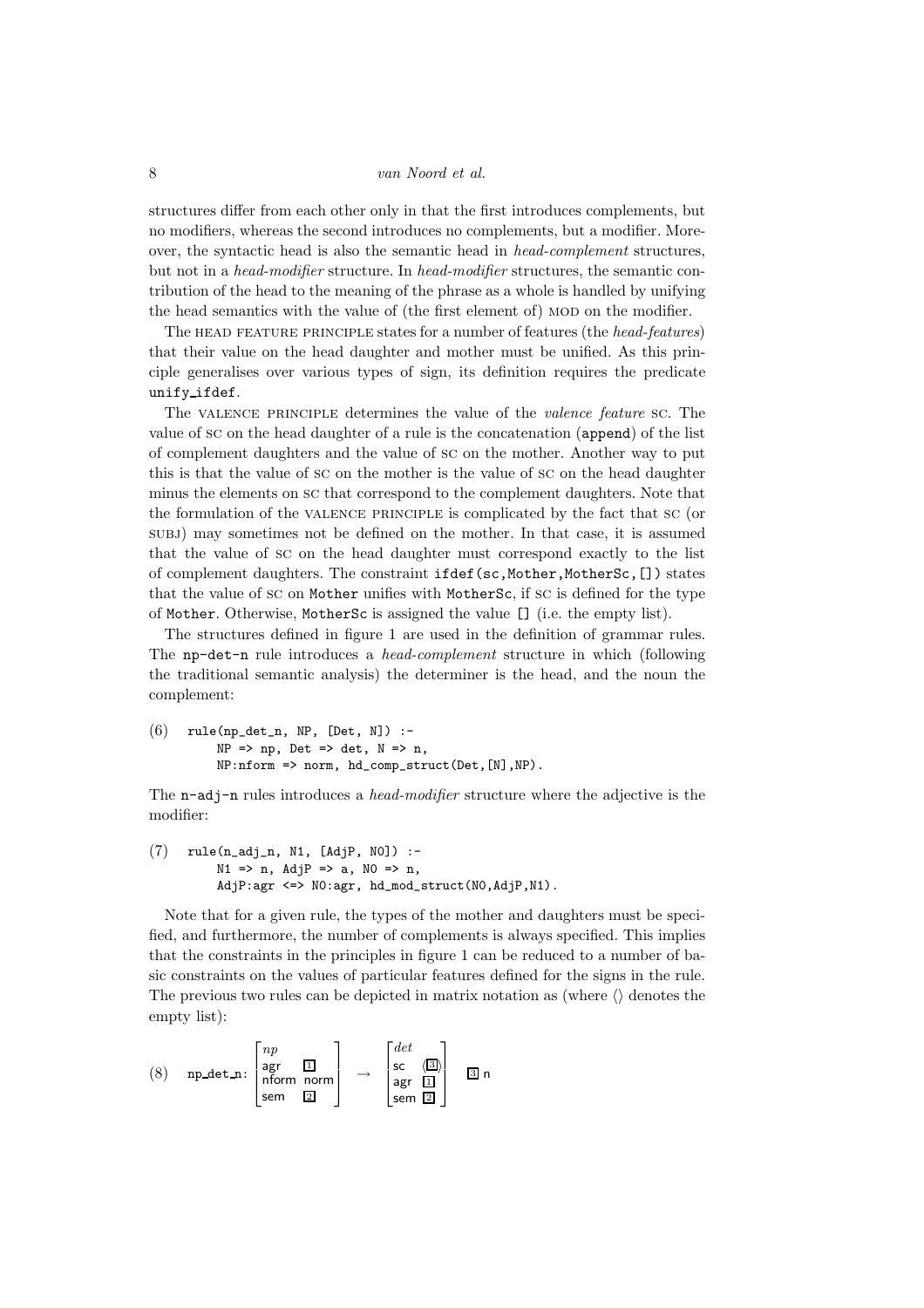structures differ from each other only in that the first introduces complements, but no modifiers, whereas the second introduces no complements, but a modifier. Moreover, the syntactic head is also the semantic head in *head-complement* structures, but not in a *head-modifier* structure. In *head-modifier* structures, the semantic contribution of the head to the meaning of the phrase as a whole is handled by unifying the head semantics with the value of (the first element of) MOD on the modifier.

The HEAD FEATURE PRINCIPLE states for a number of features (the *head-features*) that their value on the head daughter and mother must be unified. As this principle generalises over various types of sign, its definition requires the predicate `unify_ifdef`.

The VALENCE PRINCIPLE determines the value of the *valence feature* SC. The value of SC on the head daughter of a rule is the concatenation (`append`) of the list of complement daughters and the value of SC on the mother. Another way to put this is that the value of SC on the mother is the value of SC on the head daughter minus the elements on SC that correspond to the complement daughters. Note that the formulation of the VALENCE PRINCIPLE is complicated by the fact that SC (or SUBJ) may sometimes not be defined on the mother. In that case, it is assumed that the value of SC on the head daughter must correspond exactly to the list of complement daughters. The constraint `ifdef(sc,Mother,MotherSc,[])` states that the value of SC on `Mother` unifies with `MotherSc`, if SC is defined for the type of `Mother`. Otherwise, `MotherSc` is assigned the value `[]` (i.e. the empty list).

The structures defined in figure 1 are used in the definition of grammar rules. The `np-det-n` rule introduces a *head-complement* structure in which (following the traditional semantic analysis) the determiner is the head, and the noun the complement:

```
(6)  rule(np_det_n, NP, [Det, N]) :-
         NP => np, Det => det, N => n,
         NP:nform => norm, hd_comp_struct(Det,[N],NP).
```

The `n-adj-n` rules introduces a *head-modifier* structure where the adjective is the modifier:

```
(7)  rule(n_adj_n, N1, [AdjP, N0]) :-
         N1 => n, AdjP => a, N0 => n,
         AdjP:agr <=> N0:agr, hd_mod_struct(N0,AdjP,N1).
```

Note that for a given rule, the types of the mother and daughters must be specified, and furthermore, the number of complements is always specified. This implies that the constraints in the principles in figure 1 can be reduced to a number of basic constraints on the values of particular features defined for the signs in the rule. The previous two rules can be depicted in matrix notation as (where $\langle\rangle$ denotes the empty list):

$$(8)\quad \texttt{np\_det\_n}: \begin{bmatrix} \textit{np} & \\ \textsf{agr} & \boxed{1} \\ \textsf{nform} & \textsf{norm} \\ \textsf{sem} & \boxed{2} \end{bmatrix} \rightarrow \begin{bmatrix} \textit{det} & \\ \textsf{sc} & \langle \boxed{3} \rangle \\ \textsf{agr} & \boxed{1} \\ \textsf{sem} & \boxed{2} \end{bmatrix} \quad \boxed{3}\ \textsf{n}$$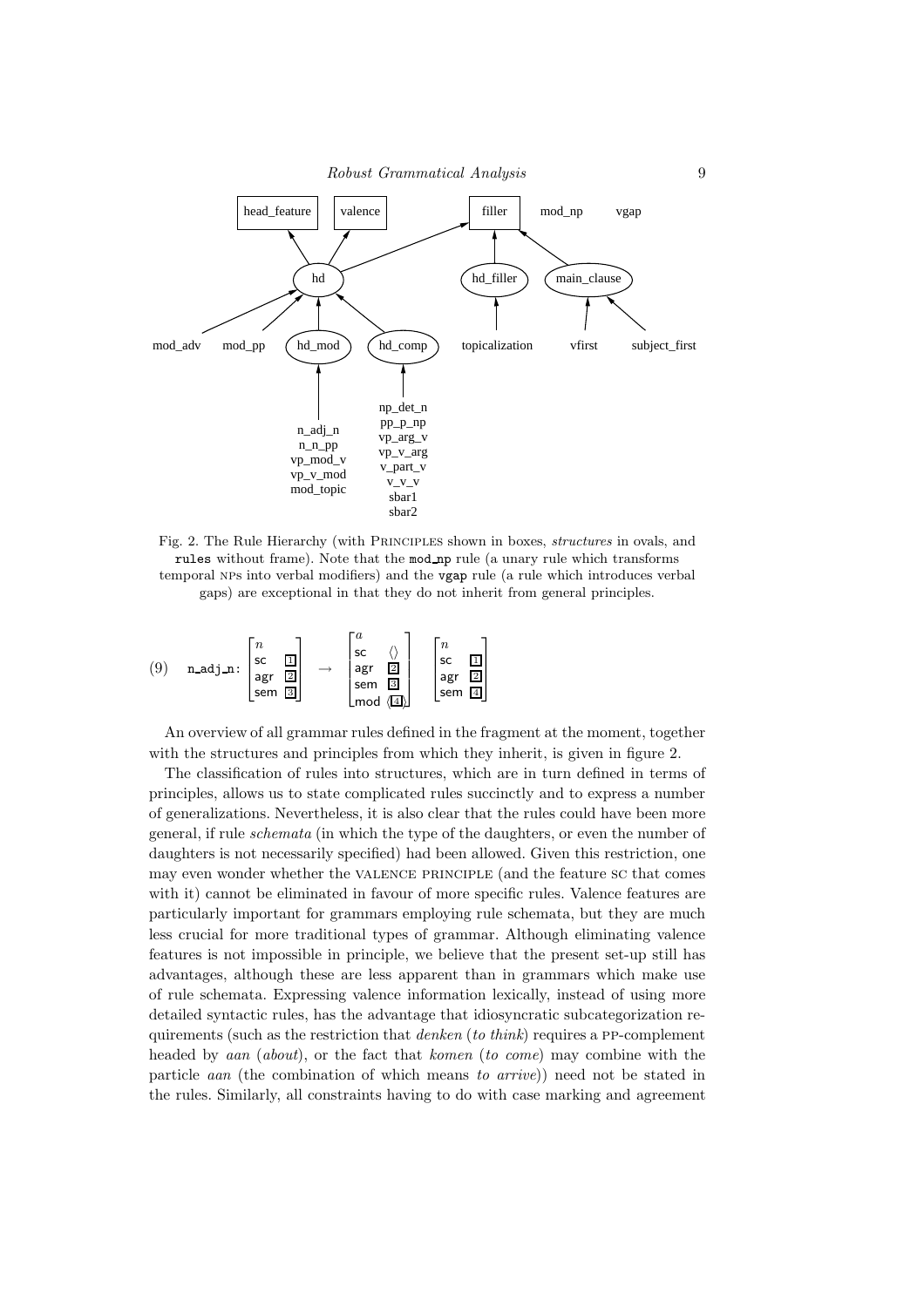Fig. 2. The Rule Hierarchy (with PRINCIPLES shown in boxes, *structures* in ovals, and `rules` without frame). Note that the `mod_np` rule (a unary rule which transforms temporal NPs into verbal modifiers) and the `vgap` rule (a rule which introduces verbal gaps) are exceptional in that they do not inherit from general principles.

(9) `n_adj_n`: $\begin{bmatrix} n \\ \textsf{sc} & \boxed{1} \\ \textsf{agr} & \boxed{2} \\ \textsf{sem} & \boxed{3} \end{bmatrix} \rightarrow \begin{bmatrix} a \\ \textsf{sc} & \langle\rangle \\ \textsf{agr} & \boxed{2} \\ \textsf{sem} & \boxed{3} \\ \textsf{mod} & \langle\boxed{4}\rangle \end{bmatrix} \begin{bmatrix} n \\ \textsf{sc} & \boxed{1} \\ \textsf{agr} & \boxed{2} \\ \textsf{sem} & \boxed{4} \end{bmatrix}$

An overview of all grammar rules defined in the fragment at the moment, together with the structures and principles from which they inherit, is given in figure 2.

The classification of rules into structures, which are in turn defined in terms of principles, allows us to state complicated rules succinctly and to express a number of generalizations. Nevertheless, it is also clear that the rules could have been more general, if rule *schemata* (in which the type of the daughters, or even the number of daughters is not necessarily specified) had been allowed. Given this restriction, one may even wonder whether the VALENCE PRINCIPLE (and the feature SC that comes with it) cannot be eliminated in favour of more specific rules. Valence features are particularly important for grammars employing rule schemata, but they are much less crucial for more traditional types of grammar. Although eliminating valence features is not impossible in principle, we believe that the present set-up still has advantages, although these are less apparent than in grammars which make use of rule schemata. Expressing valence information lexically, instead of using more detailed syntactic rules, has the advantage that idiosyncratic subcategorization requirements (such as the restriction that *denken* (*to think*) requires a PP-complement headed by *aan* (*about*), or the fact that *komen* (*to come*) may combine with the particle *aan* (the combination of which means *to arrive*)) need not be stated in the rules. Similarly, all constraints having to do with case marking and agreement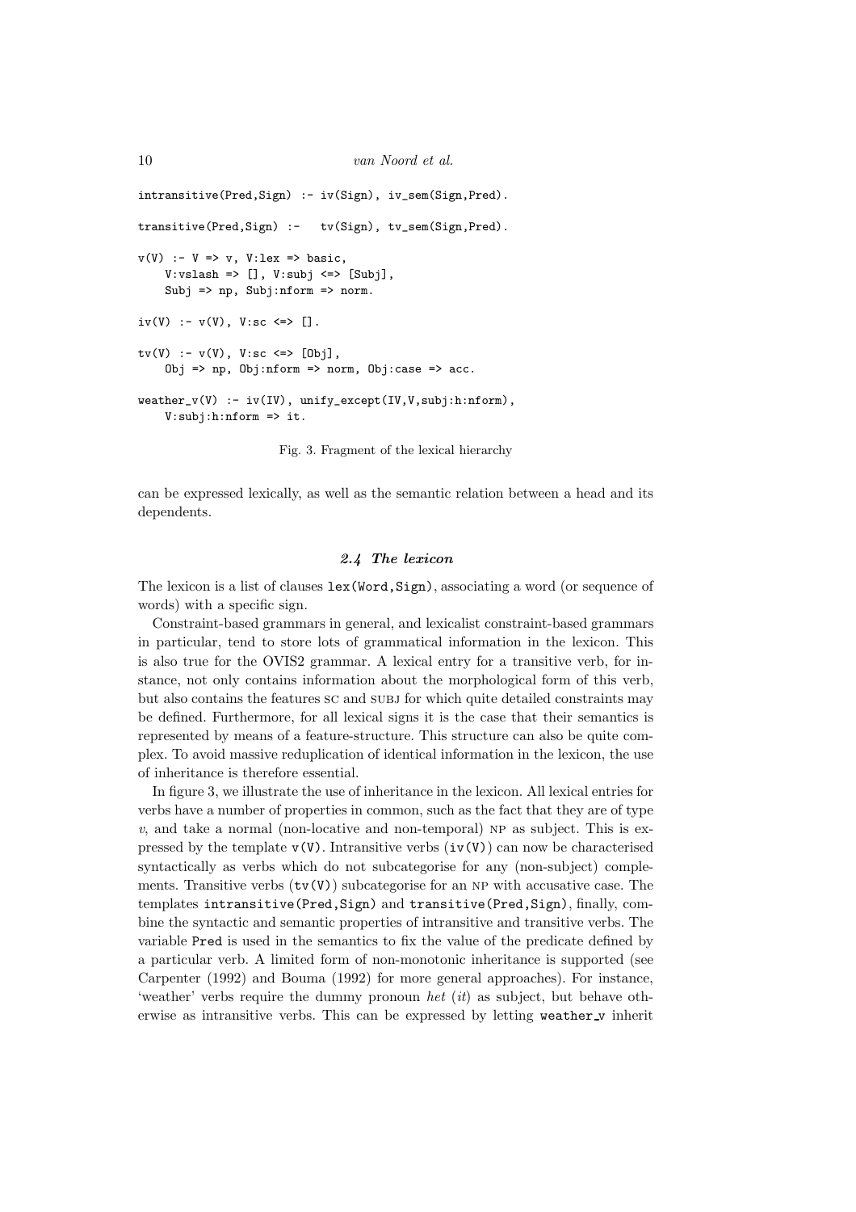```
intransitive(Pred,Sign) :- iv(Sign), iv_sem(Sign,Pred).

transitive(Pred,Sign) :-   tv(Sign), tv_sem(Sign,Pred).

v(V) :- V => v, V:lex => basic,
    V:vslash => [], V:subj <=> [Subj],
    Subj => np, Subj:nform => norm.

iv(V) :- v(V), V:sc <=> [].

tv(V) :- v(V), V:sc <=> [Obj],
    Obj => np, Obj:nform => norm, Obj:case => acc.

weather_v(V) :- iv(IV), unify_except(IV,V,subj:h:nform),
    V:subj:h:nform => it.
```

Fig. 3. Fragment of the lexical hierarchy

can be expressed lexically, as well as the semantic relation between a head and its dependents.

### *2.4 The lexicon*

The lexicon is a list of clauses `lex(Word,Sign)`, associating a word (or sequence of words) with a specific sign.

Constraint-based grammars in general, and lexicalist constraint-based grammars in particular, tend to store lots of grammatical information in the lexicon. This is also true for the OVIS2 grammar. A lexical entry for a transitive verb, for instance, not only contains information about the morphological form of this verb, but also contains the features SC and SUBJ for which quite detailed constraints may be defined. Furthermore, for all lexical signs it is the case that their semantics is represented by means of a feature-structure. This structure can also be quite complex. To avoid massive reduplication of identical information in the lexicon, the use of inheritance is therefore essential.

In figure 3, we illustrate the use of inheritance in the lexicon. All lexical entries for verbs have a number of properties in common, such as the fact that they are of type *v*, and take a normal (non-locative and non-temporal) NP as subject. This is expressed by the template `v(V)`. Intransitive verbs (`iv(V)`) can now be characterised syntactically as verbs which do not subcategorise for any (non-subject) complements. Transitive verbs (`tv(V)`) subcategorise for an NP with accusative case. The templates `intransitive(Pred,Sign)` and `transitive(Pred,Sign)`, finally, combine the syntactic and semantic properties of intransitive and transitive verbs. The variable `Pred` is used in the semantics to fix the value of the predicate defined by a particular verb. A limited form of non-monotonic inheritance is supported (see Carpenter (1992) and Bouma (1992) for more general approaches). For instance, 'weather' verbs require the dummy pronoun *het* (*it*) as subject, but behave otherwise as intransitive verbs. This can be expressed by letting `weather_v` inherit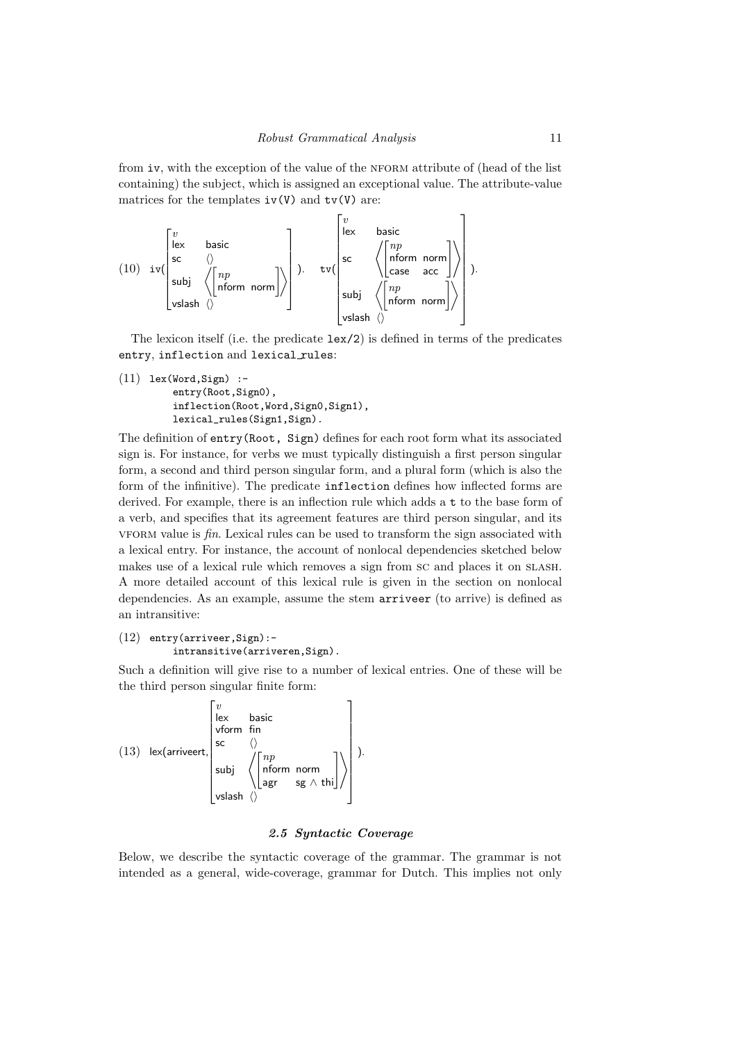from iv, with the exception of the value of the NFORM attribute of (head of the list containing) the subject, which is assigned an exceptional value. The attribute-value matrices for the templates iv(V) and tv(V) are:

$$(10)\quad \texttt{iv(}\begin{bmatrix} v & \\ \mathsf{lex} & \mathsf{basic} \\ \mathsf{sc} & \langle\rangle \\ \mathsf{subj} & \left\langle \begin{bmatrix} np & \\ \mathsf{nform} & \mathsf{norm} \end{bmatrix} \right\rangle \\ \mathsf{vslash} & \langle\rangle \end{bmatrix}\texttt{).} \quad \texttt{tv(}\begin{bmatrix} v & \\ \mathsf{lex} & \mathsf{basic} \\ \mathsf{sc} & \left\langle \begin{bmatrix} np & \\ \mathsf{nform} & \mathsf{norm} \\ \mathsf{case} & \mathsf{acc} \end{bmatrix} \right\rangle \\ \mathsf{subj} & \left\langle \begin{bmatrix} np & \\ \mathsf{nform} & \mathsf{norm} \end{bmatrix} \right\rangle \\ \mathsf{vslash} & \langle\rangle \end{bmatrix}\texttt{).}$$

The lexicon itself (i.e. the predicate `lex/2`) is defined in terms of the predicates `entry`, `inflection` and `lexical_rules`:

```
(11) lex(Word,Sign) :-
        entry(Root,Sign0),
        inflection(Root,Word,Sign0,Sign1),
        lexical_rules(Sign1,Sign).
```

The definition of `entry(Root, Sign)` defines for each root form what its associated sign is. For instance, for verbs we must typically distinguish a first person singular form, a second and third person singular form, and a plural form (which is also the form of the infinitive). The predicate `inflection` defines how inflected forms are derived. For example, there is an inflection rule which adds a `t` to the base form of a verb, and specifies that its agreement features are third person singular, and its VFORM value is *fin*. Lexical rules can be used to transform the sign associated with a lexical entry. For instance, the account of nonlocal dependencies sketched below makes use of a lexical rule which removes a sign from SC and places it on SLASH. A more detailed account of this lexical rule is given in the section on nonlocal dependencies. As an example, assume the stem `arriveer` (to arrive) is defined as an intransitive:

```
(12) entry(arriveer,Sign):-
        intransitive(arriveren,Sign).
```

Such a definition will give rise to a number of lexical entries. One of these will be the third person singular finite form:

$$(13)\quad \mathsf{lex(arriveert,}\begin{bmatrix} v & \\ \mathsf{lex} & \mathsf{basic} \\ \mathsf{vform} & \mathsf{fin} \\ \mathsf{sc} & \langle\rangle \\ \mathsf{subj} & \left\langle \begin{bmatrix} np & \\ \mathsf{nform} & \mathsf{norm} \\ \mathsf{agr} & \mathsf{sg} \wedge \mathsf{thi} \end{bmatrix} \right\rangle \\ \mathsf{vslash} & \langle\rangle \end{bmatrix}\mathsf{).}$$

### *2.5 Syntactic Coverage*

Below, we describe the syntactic coverage of the grammar. The grammar is not intended as a general, wide-coverage, grammar for Dutch. This implies not only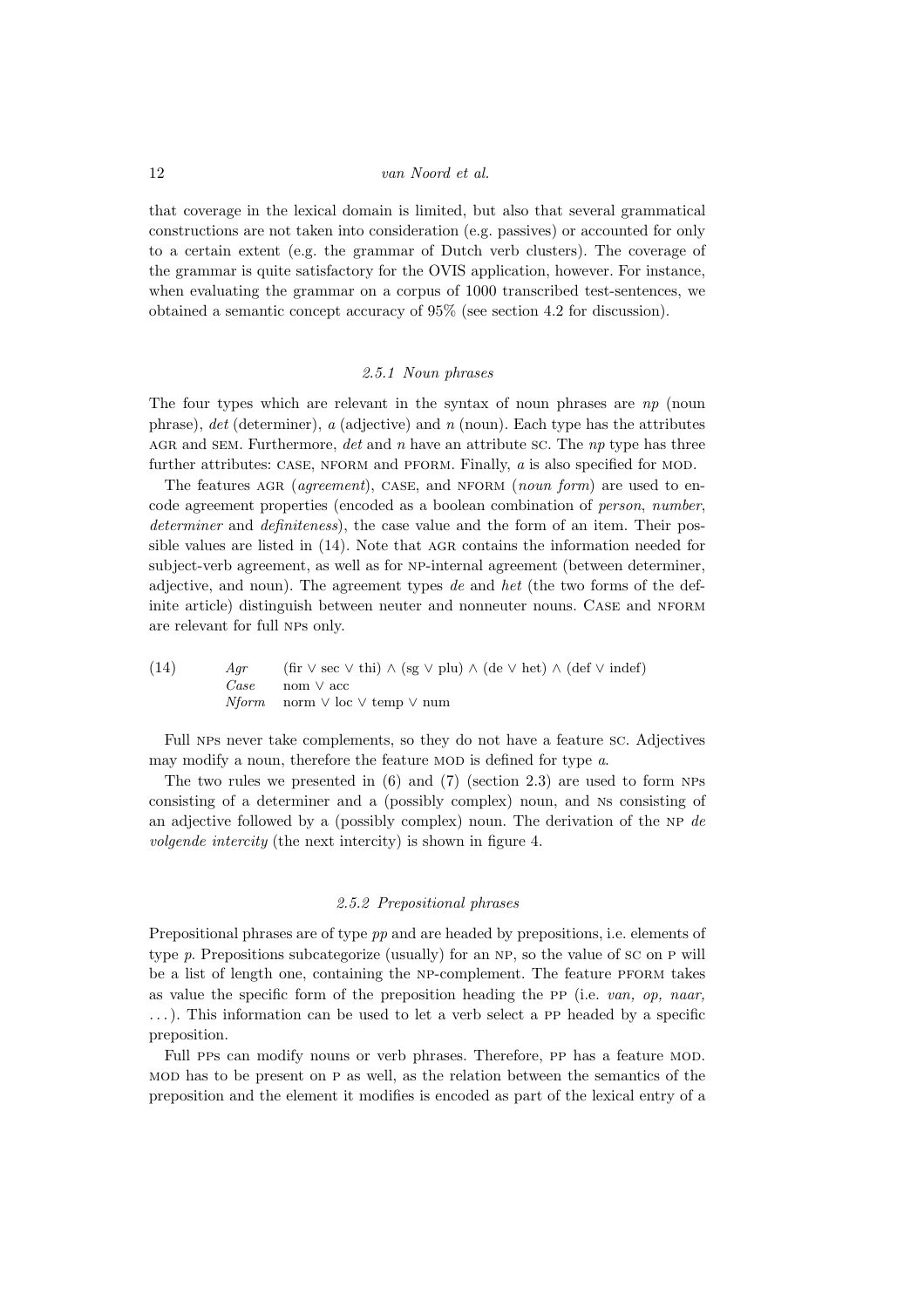that coverage in the lexical domain is limited, but also that several grammatical constructions are not taken into consideration (e.g. passives) or accounted for only to a certain extent (e.g. the grammar of Dutch verb clusters). The coverage of the grammar is quite satisfactory for the OVIS application, however. For instance, when evaluating the grammar on a corpus of 1000 transcribed test-sentences, we obtained a semantic concept accuracy of 95% (see section 4.2 for discussion).

### 2.5.1 Noun phrases

The four types which are relevant in the syntax of noun phrases are *np* (noun phrase), *det* (determiner), *a* (adjective) and *n* (noun). Each type has the attributes AGR and SEM. Furthermore, *det* and *n* have an attribute SC. The *np* type has three further attributes: CASE, NFORM and PFORM. Finally, *a* is also specified for MOD.

The features AGR (*agreement*), CASE, and NFORM (*noun form*) are used to encode agreement properties (encoded as a boolean combination of *person*, *number*, *determiner* and *definiteness*), the case value and the form of an item. Their possible values are listed in (14). Note that AGR contains the information needed for subject-verb agreement, as well as for NP-internal agreement (between determiner, adjective, and noun). The agreement types *de* and *het* (the two forms of the definite article) distinguish between neuter and nonneuter nouns. CASE and NFORM are relevant for full NPs only.

(14)

| | |
|---|---|
| *Agr* | (fir ∨ sec ∨ thi) ∧ (sg ∨ plu) ∧ (de ∨ het) ∧ (def ∨ indef) |
| *Case* | nom ∨ acc |
| *Nform* | norm ∨ loc ∨ temp ∨ num |

Full NPs never take complements, so they do not have a feature SC. Adjectives may modify a noun, therefore the feature MOD is defined for type *a*.

The two rules we presented in (6) and (7) (section 2.3) are used to form NPs consisting of a determiner and a (possibly complex) noun, and Ns consisting of an adjective followed by a (possibly complex) noun. The derivation of the NP *de volgende intercity* (the next intercity) is shown in figure 4.

### 2.5.2 Prepositional phrases

Prepositional phrases are of type *pp* and are headed by prepositions, i.e. elements of type *p*. Prepositions subcategorize (usually) for an NP, so the value of SC on P will be a list of length one, containing the NP-complement. The feature PFORM takes as value the specific form of the preposition heading the PP (i.e. *van, op, naar,* ...). This information can be used to let a verb select a PP headed by a specific preposition.

Full PPs can modify nouns or verb phrases. Therefore, PP has a feature MOD. MOD has to be present on P as well, as the relation between the semantics of the preposition and the element it modifies is encoded as part of the lexical entry of a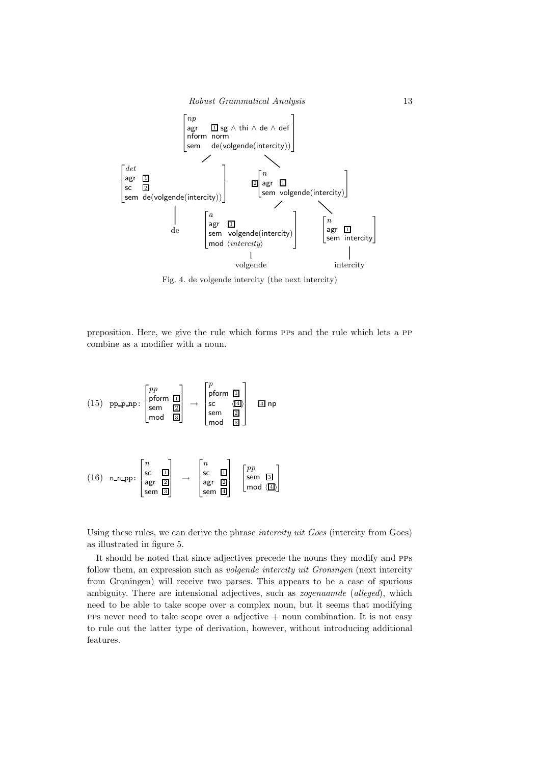$$
\left[\begin{array}{ll} \textit{np} & \\ \mathsf{agr} & \boxed{1}\ \mathsf{sg} \wedge \mathsf{thi} \wedge \mathsf{de} \wedge \mathsf{def} \\ \mathsf{nform} & \mathsf{norm} \\ \mathsf{sem} & \mathsf{de(volgende(intercity))} \end{array}\right]
$$

$$
\left[\begin{array}{ll} \textit{det} & \\ \mathsf{agr} & \boxed{1} \\ \mathsf{sc} & \boxed{2} \\ \mathsf{sem} & \mathsf{de(volgende(intercity))} \end{array}\right]
\qquad
\boxed{2}\left[\begin{array}{ll} \textit{n} & \\ \mathsf{agr} & \boxed{1} \\ \mathsf{sem} & \mathsf{volgende(intercity)} \end{array}\right]
$$

de

$$
\left[\begin{array}{ll} \textit{a} & \\ \mathsf{agr} & \boxed{1} \\ \mathsf{sem} & \mathsf{volgende(intercity)} \\ \mathsf{mod} & \langle \textit{intercity} \rangle \end{array}\right]
\qquad
\left[\begin{array}{ll} \textit{n} & \\ \mathsf{agr} & \boxed{1} \\ \mathsf{sem} & \mathsf{intercity} \end{array}\right]
$$

volgende intercity

Fig. 4. de volgende intercity (the next intercity)

preposition. Here, we give the rule which forms PPs and the rule which lets a PP combine as a modifier with a noun.

(15) pp_p_np:
$$
\left[\begin{array}{ll} \textit{pp} & \\ \mathsf{pform} & \boxed{1} \\ \mathsf{sem} & \boxed{2} \\ \mathsf{mod} & \boxed{3} \end{array}\right] \rightarrow \left[\begin{array}{ll} \textit{p} & \\ \mathsf{pform} & \boxed{1} \\ \mathsf{sc} & \langle \boxed{4} \rangle \\ \mathsf{sem} & \boxed{2} \\ \mathsf{mod} & \boxed{3} \end{array}\right] \quad \boxed{4}\ \mathsf{np}
$$

(16) n_n_pp:
$$
\left[\begin{array}{ll} \textit{n} & \\ \mathsf{sc} & \boxed{1} \\ \mathsf{agr} & \boxed{2} \\ \mathsf{sem} & \boxed{3} \end{array}\right] \rightarrow \left[\begin{array}{ll} \textit{n} & \\ \mathsf{sc} & \boxed{1} \\ \mathsf{agr} & \boxed{2} \\ \mathsf{sem} & \boxed{4} \end{array}\right] \left[\begin{array}{ll} \textit{pp} & \\ \mathsf{sem} & \boxed{3} \\ \mathsf{mod} & \langle \boxed{4} \rangle \end{array}\right]
$$

Using these rules, we can derive the phrase *intercity uit Goes* (intercity from Goes) as illustrated in figure 5.

It should be noted that since adjectives precede the nouns they modify and PPs follow them, an expression such as *volgende intercity uit Groningen* (next intercity from Groningen) will receive two parses. This appears to be a case of spurious ambiguity. There are intensional adjectives, such as *zogenaamde* (*alleged*), which need to be able to take scope over a complex noun, but it seems that modifying PPs never need to take scope over a adjective + noun combination. It is not easy to rule out the latter type of derivation, however, without introducing additional features.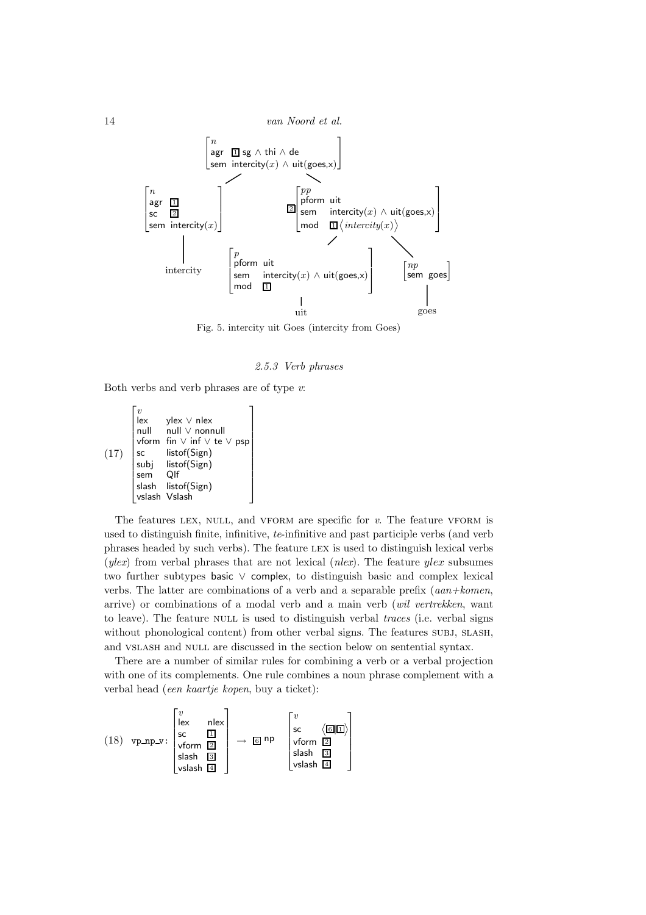$$
\begin{array}{c}
\left[\begin{array}{ll} n & \\ \text{agr} & \boxed{1}\ \mathsf{sg} \wedge \mathsf{thi} \wedge \mathsf{de} \\ \text{sem} & \mathsf{intercity}(x) \wedge \mathsf{uit(goes,x)} \end{array}\right] \\[2ex]
\left[\begin{array}{ll} n & \\ \text{agr} & \boxed{1} \\ \text{sc} & \boxed{2} \\ \text{sem} & \mathsf{intercity}(x) \end{array}\right]
\qquad
\boxed{2}\left[\begin{array}{ll} pp & \\ \text{pform} & \mathsf{uit} \\ \text{sem} & \mathsf{intercity}(x) \wedge \mathsf{uit(goes,x)} \\ \text{mod} & \boxed{1}\langle \mathit{intercity}(x) \rangle \end{array}\right] \\[2ex]
\text{intercity}
\qquad
\left[\begin{array}{ll} p & \\ \text{pform} & \mathsf{uit} \\ \text{sem} & \mathsf{intercity}(x) \wedge \mathsf{uit(goes,x)} \\ \text{mod} & \boxed{1} \end{array}\right]
\qquad
\left[\begin{array}{ll} np & \\ \text{sem} & \mathsf{goes} \end{array}\right] \\[2ex]
\text{uit} \qquad \text{goes}
\end{array}
$$

Fig. 5. intercity uit Goes (intercity from Goes)

### *2.5.3 Verb phrases*

Both verbs and verb phrases are of type *v*:

$$
(17)\quad \left[\begin{array}{ll} v & \\ \text{lex} & \mathsf{ylex} \vee \mathsf{nlex} \\ \text{null} & \mathsf{null} \vee \mathsf{nonnull} \\ \text{vform} & \mathsf{fin} \vee \mathsf{inf} \vee \mathsf{te} \vee \mathsf{psp} \\ \text{sc} & \mathsf{listof(Sign)} \\ \text{subj} & \mathsf{listof(Sign)} \\ \text{sem} & \mathsf{Qlf} \\ \text{slash} & \mathsf{listof(Sign)} \\ \text{vslash} & \mathsf{Vslash} \end{array}\right]
$$

The features LEX, NULL, and VFORM are specific for *v*. The feature VFORM is used to distinguish finite, infinitive, *te*-infinitive and past participle verbs (and verb phrases headed by such verbs). The feature LEX is used to distinguish lexical verbs (*ylex*) from verbal phrases that are not lexical (*nlex*). The feature *ylex* subsumes two further subtypes basic ∨ complex, to distinguish basic and complex lexical verbs. The latter are combinations of a verb and a separable prefix (*aan+komen*, arrive) or combinations of a modal verb and a main verb (*wil vertrekken*, want to leave). The feature NULL is used to distinguish verbal *traces* (i.e. verbal signs without phonological content) from other verbal signs. The features SUBJ, SLASH, and VSLASH and NULL are discussed in the section below on sentential syntax.

There are a number of similar rules for combining a verb or a verbal projection with one of its complements. One rule combines a noun phrase complement with a verbal head (*een kaartje kopen*, buy a ticket):

$$
(18)\quad \texttt{vp\_np\_v:} \left[\begin{array}{ll} v & \\ \text{lex} & \mathsf{nlex} \\ \text{sc} & \boxed{1} \\ \text{vform} & \boxed{2} \\ \text{slash} & \boxed{3} \\ \text{vslash} & \boxed{4} \end{array}\right] \rightarrow \boxed{6}\ \mathsf{np} \quad \left[\begin{array}{ll} v & \\ \text{sc} & \langle \boxed{6}\boxed{1} \rangle \\ \text{vform} & \boxed{2} \\ \text{slash} & \boxed{3} \\ \text{vslash} & \boxed{4} \end{array}\right]
$$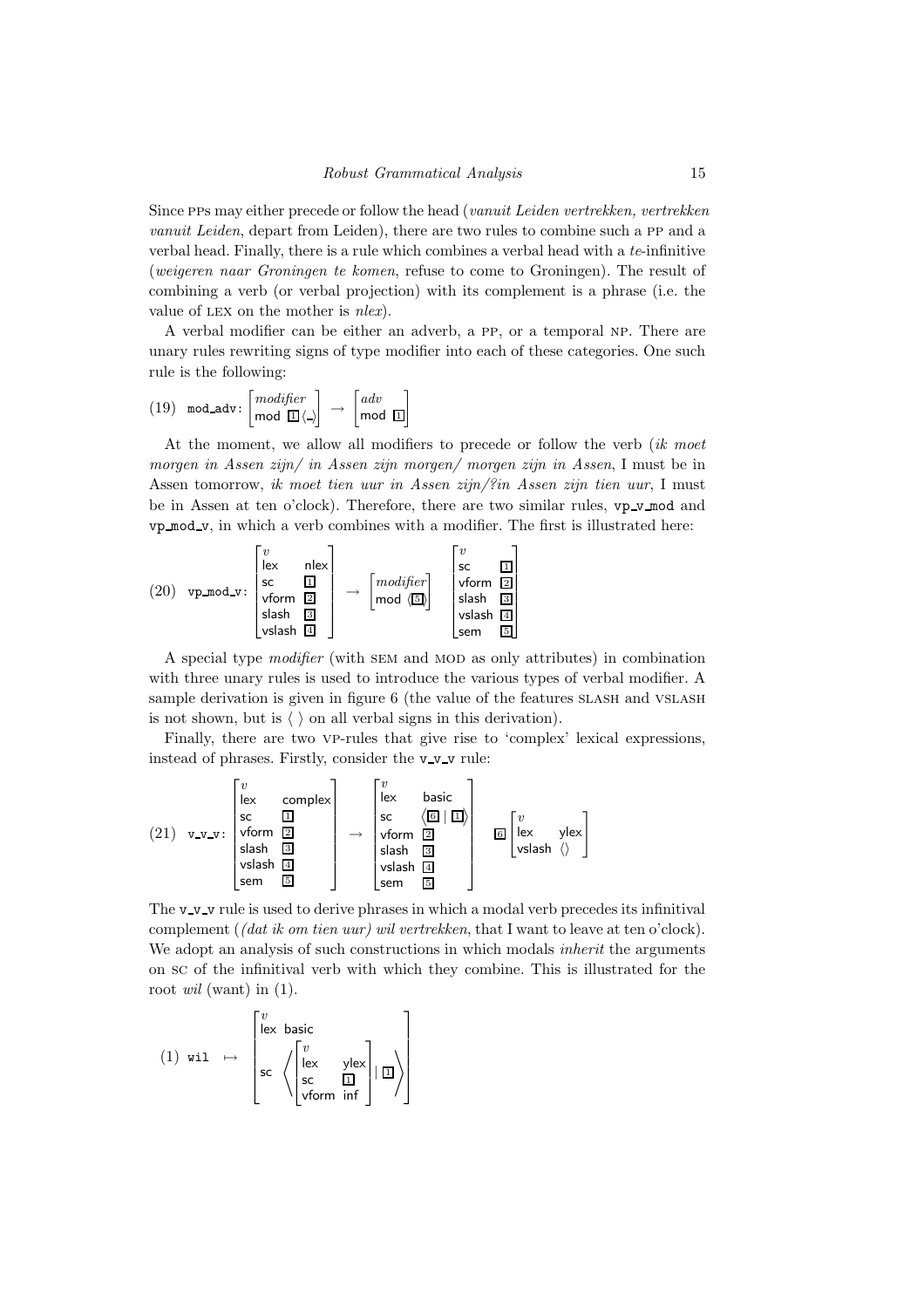Since PPs may either precede or follow the head (*vanuit Leiden vertrekken, vertrekken vanuit Leiden*, depart from Leiden), there are two rules to combine such a PP and a verbal head. Finally, there is a rule which combines a verbal head with a *te*-infinitive (*weigeren naar Groningen te komen*, refuse to come to Groningen). The result of combining a verb (or verbal projection) with its complement is a phrase (i.e. the value of LEX on the mother is *nlex*).

A verbal modifier can be either an adverb, a PP, or a temporal NP. There are unary rules rewriting signs of type modifier into each of these categories. One such rule is the following:

$$(19)\quad \texttt{mod\_adv:} \begin{bmatrix} \textit{modifier} \\ \textsf{mod}\ \boxed{1}\langle\_\rangle \end{bmatrix} \rightarrow \begin{bmatrix} \textit{adv} \\ \textsf{mod}\ \boxed{1} \end{bmatrix}$$

At the moment, we allow all modifiers to precede or follow the verb (*ik moet morgen in Assen zijn/ in Assen zijn morgen/ morgen zijn in Assen*, I must be in Assen tomorrow, *ik moet tien uur in Assen zijn/?in Assen zijn tien uur*, I must be in Assen at ten o'clock). Therefore, there are two similar rules, `vp_v_mod` and `vp_mod_v`, in which a verb combines with a modifier. The first is illustrated here:

$$(20)\quad \texttt{vp\_mod\_v:} \begin{bmatrix} v \\ \textsf{lex} & \textsf{nlex} \\ \textsf{sc} & \boxed{1} \\ \textsf{vform} & \boxed{2} \\ \textsf{slash} & \boxed{3} \\ \textsf{vslash} & \boxed{4} \end{bmatrix} \rightarrow \begin{bmatrix} \textit{modifier} \\ \textsf{mod}\ \langle\boxed{5}\rangle \end{bmatrix} \begin{bmatrix} v \\ \textsf{sc} & \boxed{1} \\ \textsf{vform} & \boxed{2} \\ \textsf{slash} & \boxed{3} \\ \textsf{vslash} & \boxed{4} \\ \textsf{sem} & \boxed{5} \end{bmatrix}$$

A special type *modifier* (with SEM and MOD as only attributes) in combination with three unary rules is used to introduce the various types of verbal modifier. A sample derivation is given in figure 6 (the value of the features SLASH and VSLASH is not shown, but is $\langle\ \rangle$ on all verbal signs in this derivation).

Finally, there are two VP-rules that give rise to 'complex' lexical expressions, instead of phrases. Firstly, consider the `v_v_v` rule:

$$(21)\quad \texttt{v\_v\_v:} \begin{bmatrix} v \\ \textsf{lex} & \textsf{complex} \\ \textsf{sc} & \boxed{1} \\ \textsf{vform} & \boxed{2} \\ \textsf{slash} & \boxed{3} \\ \textsf{vslash} & \boxed{4} \\ \textsf{sem} & \boxed{5} \end{bmatrix} \rightarrow \begin{bmatrix} v \\ \textsf{lex} & \textsf{basic} \\ \textsf{sc} & \langle\boxed{6} \mid \boxed{1}\rangle \\ \textsf{vform} & \boxed{2} \\ \textsf{slash} & \boxed{3} \\ \textsf{vslash} & \boxed{4} \\ \textsf{sem} & \boxed{5} \end{bmatrix} \boxed{6}\begin{bmatrix} v \\ \textsf{lex} & \textsf{ylex} \\ \textsf{vslash} & \langle\rangle \end{bmatrix}$$

The `v_v_v` rule is used to derive phrases in which a modal verb precedes its infinitival complement (*(dat ik om tien uur) wil vertrekken*, that I want to leave at ten o'clock). We adopt an analysis of such constructions in which modals *inherit* the arguments on SC of the infinitival verb with which they combine. This is illustrated for the root *wil* (want) in (1).

$$(1)\quad \texttt{wil} \quad \mapsto \quad \begin{bmatrix} v \\ \textsf{lex}\ \ \textsf{basic} \\ \textsf{sc}\ \left\langle \begin{bmatrix} v \\ \textsf{lex} & \textsf{ylex} \\ \textsf{sc} & \boxed{1} \\ \textsf{vform} & \textsf{inf} \end{bmatrix} \mid \boxed{1} \right\rangle \end{bmatrix}$$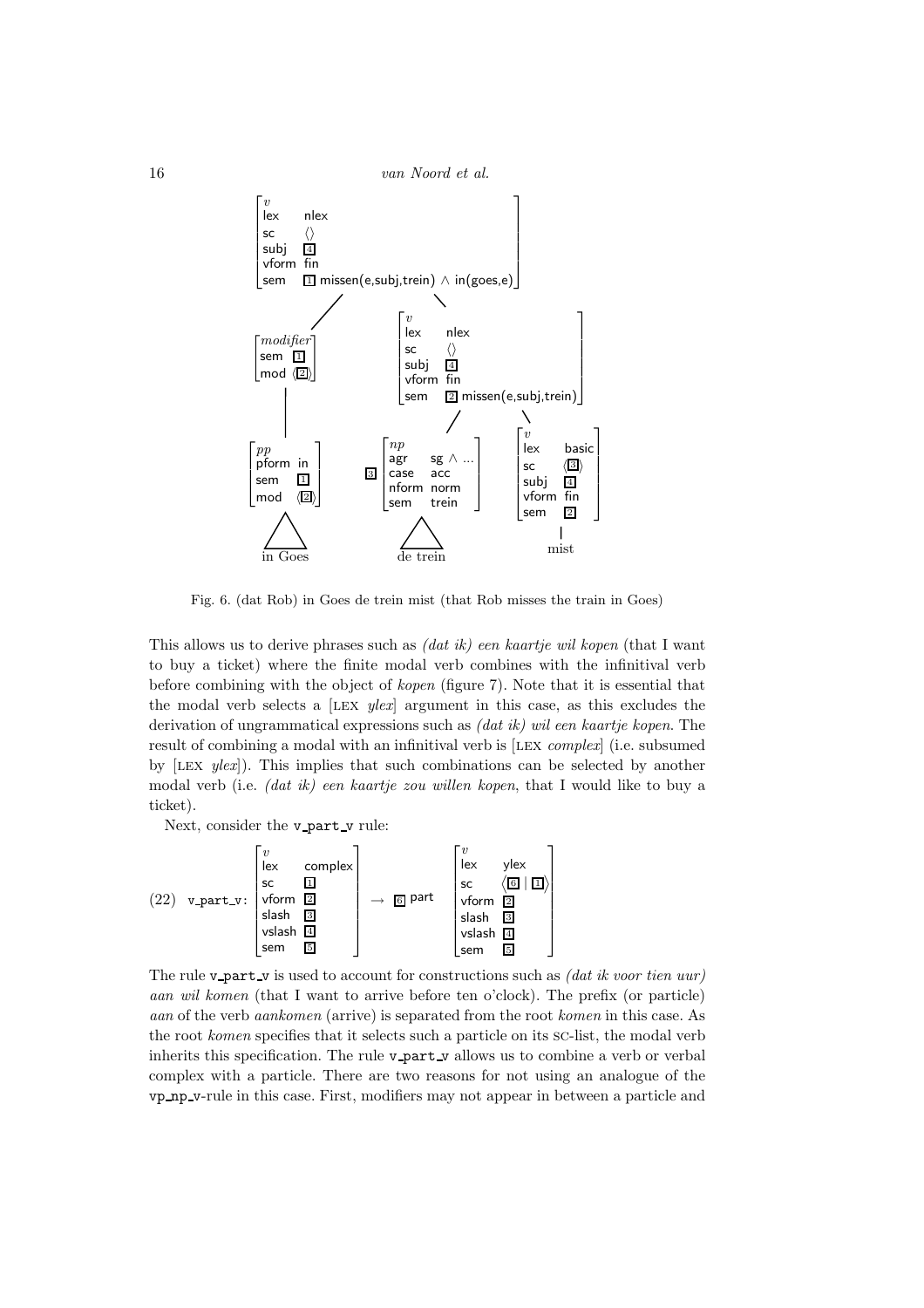$$
\begin{bmatrix} v \\ \textsf{lex} & \textsf{nlex} \\ \textsf{sc} & \langle\rangle \\ \textsf{subj} & \boxed{4} \\ \textsf{vform} & \textsf{fin} \\ \textsf{sem} & \boxed{1}\ \textsf{missen(e,subj,trein)} \wedge \textsf{in(goes,e)} \end{bmatrix}
$$

$$
\begin{bmatrix} modifier \\ \textsf{sem} & \boxed{1} \\ \textsf{mod} & \langle\boxed{2}\rangle \end{bmatrix}
\qquad
\begin{bmatrix} v \\ \textsf{lex} & \textsf{nlex} \\ \textsf{sc} & \langle\rangle \\ \textsf{subj} & \boxed{4} \\ \textsf{vform} & \textsf{fin} \\ \textsf{sem} & \boxed{2}\ \textsf{missen(e,subj,trein)} \end{bmatrix}
$$

$$
\begin{bmatrix} pp \\ \textsf{pform} & \textsf{in} \\ \textsf{sem} & \boxed{1} \\ \textsf{mod} & \langle\boxed{2}\rangle \end{bmatrix}
\qquad
\boxed{3}\begin{bmatrix} np \\ \textsf{agr} & \textsf{sg} \wedge \ldots \\ \textsf{case} & \textsf{acc} \\ \textsf{nform} & \textsf{norm} \\ \textsf{sem} & \textsf{trein} \end{bmatrix}
\qquad
\begin{bmatrix} v \\ \textsf{lex} & \textsf{basic} \\ \textsf{sc} & \langle\boxed{3}\rangle \\ \textsf{subj} & \boxed{4} \\ \textsf{vform} & \textsf{fin} \\ \textsf{sem} & \boxed{2} \end{bmatrix}
$$

in Goes &emsp;&emsp;&emsp; de trein &emsp;&emsp;&emsp; mist

Fig. 6. (dat Rob) in Goes de trein mist (that Rob misses the train in Goes)

This allows us to derive phrases such as *(dat ik) een kaartje wil kopen* (that I want to buy a ticket) where the finite modal verb combines with the infinitival verb before combining with the object of *kopen* (figure 7). Note that it is essential that the modal verb selects a [LEX *ylex*] argument in this case, as this excludes the derivation of ungrammatical expressions such as *(dat ik) wil een kaartje kopen*. The result of combining a modal with an infinitival verb is [LEX *complex*] (i.e. subsumed by [LEX *ylex*]). This implies that such combinations can be selected by another modal verb (i.e. *(dat ik) een kaartje zou willen kopen*, that I would like to buy a ticket).

Next, consider the v_part_v rule:

$$
(22)\quad \texttt{v\_part\_v:}\ \begin{bmatrix} v \\ \textsf{lex} & \textsf{complex} \\ \textsf{sc} & \boxed{1} \\ \textsf{vform} & \boxed{2} \\ \textsf{slash} & \boxed{3} \\ \textsf{vslash} & \boxed{4} \\ \textsf{sem} & \boxed{5} \end{bmatrix} \rightarrow \boxed{6}\ \textsf{part} \quad \begin{bmatrix} v \\ \textsf{lex} & \textsf{ylex} \\ \textsf{sc} & \langle\boxed{6} \mid \boxed{1}\rangle \\ \textsf{vform} & \boxed{2} \\ \textsf{slash} & \boxed{3} \\ \textsf{vslash} & \boxed{4} \\ \textsf{sem} & \boxed{5} \end{bmatrix}
$$

The rule v_part_v is used to account for constructions such as *(dat ik voor tien uur) aan wil komen* (that I want to arrive before ten o'clock). The prefix (or particle) *aan* of the verb *aankomen* (arrive) is separated from the root *komen* in this case. As the root *komen* specifies that it selects such a particle on its SC-list, the modal verb inherits this specification. The rule v_part_v allows us to combine a verb or verbal complex with a particle. There are two reasons for not using an analogue of the vp_np_v-rule in this case. First, modifiers may not appear in between a particle and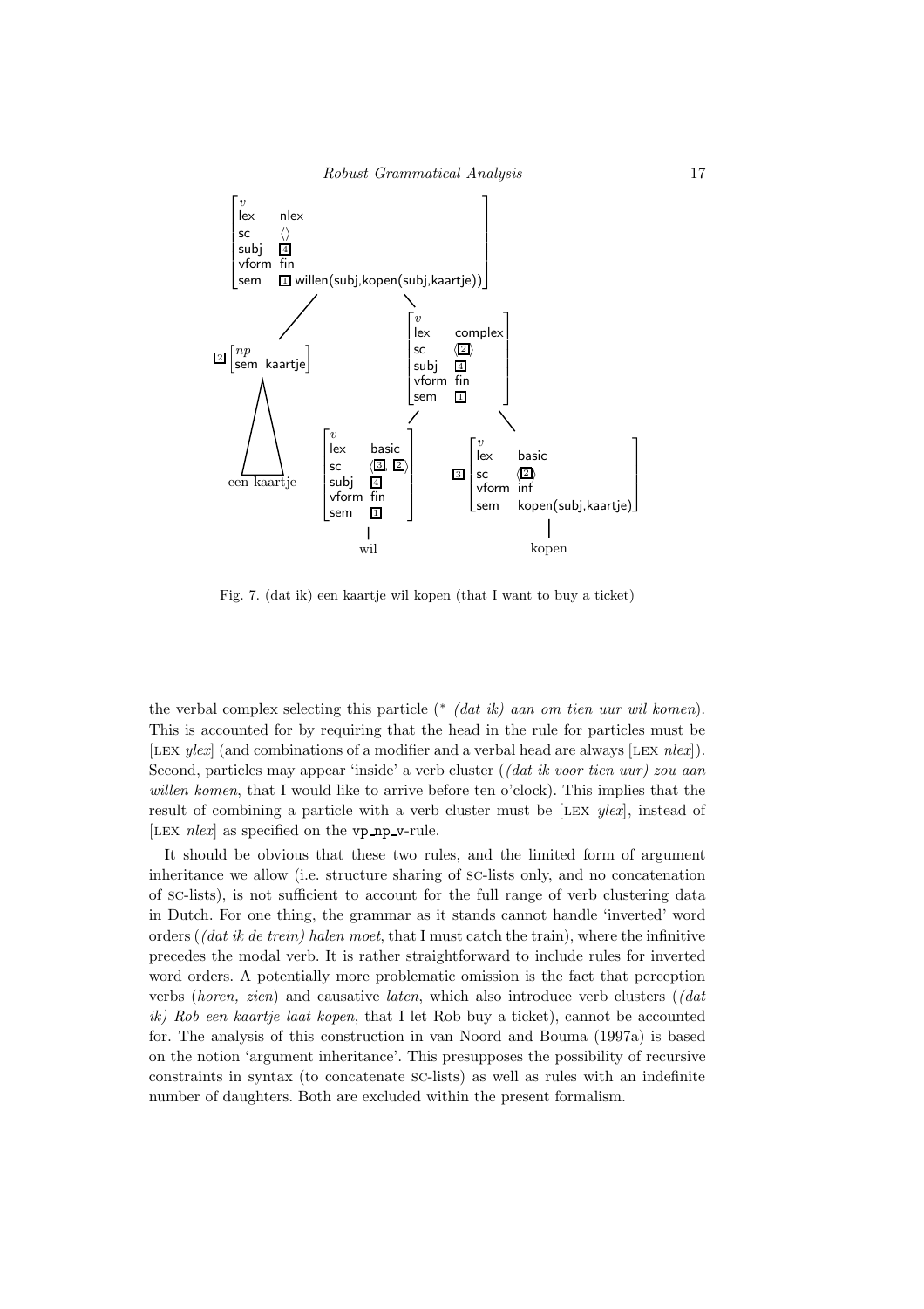Fig. 7. (dat ik) een kaartje wil kopen (that I want to buy a ticket)

the verbal complex selecting this particle (* *(dat ik) aan om tien uur wil komen*). This is accounted for by requiring that the head in the rule for particles must be [LEX *ylex*] (and combinations of a modifier and a verbal head are always [LEX *nlex*]). Second, particles may appear 'inside' a verb cluster (*(dat ik voor tien uur) zou aan willen komen*, that I would like to arrive before ten o'clock). This implies that the result of combining a particle with a verb cluster must be [LEX *ylex*], instead of [LEX *nlex*] as specified on the `vp_np_v`-rule.

It should be obvious that these two rules, and the limited form of argument inheritance we allow (i.e. structure sharing of SC-lists only, and no concatenation of SC-lists), is not sufficient to account for the full range of verb clustering data in Dutch. For one thing, the grammar as it stands cannot handle 'inverted' word orders (*(dat ik de trein) halen moet*, that I must catch the train), where the infinitive precedes the modal verb. It is rather straightforward to include rules for inverted word orders. A potentially more problematic omission is the fact that perception verbs (*horen, zien*) and causative *laten*, which also introduce verb clusters (*(dat ik) Rob een kaartje laat kopen*, that I let Rob buy a ticket), cannot be accounted for. The analysis of this construction in van Noord and Bouma (1997a) is based on the notion 'argument inheritance'. This presupposes the possibility of recursive constraints in syntax (to concatenate SC-lists) as well as rules with an indefinite number of daughters. Both are excluded within the present formalism.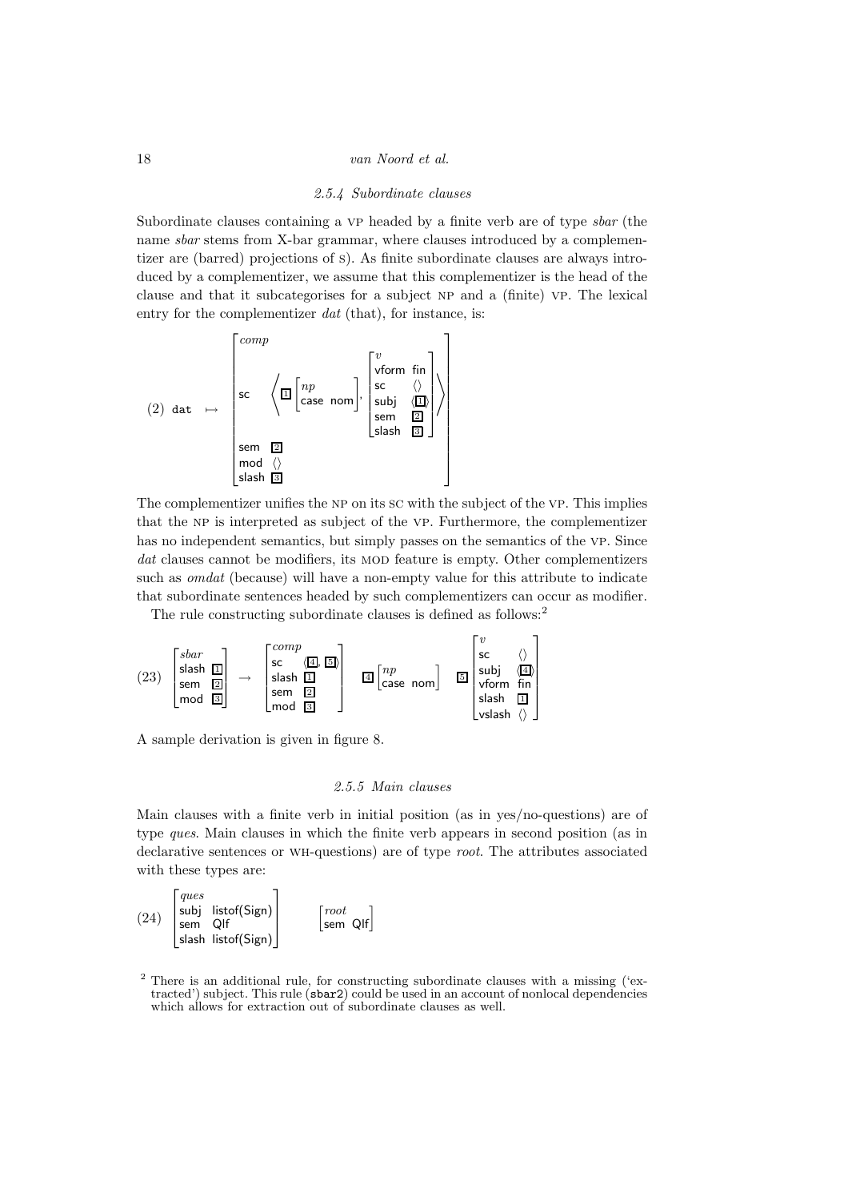### 2.5.4 Subordinate clauses

Subordinate clauses containing a VP headed by a finite verb are of type *sbar* (the name *sbar* stems from X-bar grammar, where clauses introduced by a complementizer are (barred) projections of S). As finite subordinate clauses are always introduced by a complementizer, we assume that this complementizer is the head of the clause and that it subcategorises for a subject NP and a (finite) VP. The lexical entry for the complementizer *dat* (that), for instance, is:

$$
(2)\ \texttt{dat} \mapsto \begin{bmatrix} \textit{comp} & \\ \textsf{sc} & \left\langle \boxed{1}\begin{bmatrix} \textit{np} \\ \textsf{case}\ \ \textsf{nom} \end{bmatrix}, \begin{bmatrix} \textit{v} & \\ \textsf{vform} & \textsf{fin} \\ \textsf{sc} & \langle\rangle \\ \textsf{subj} & \langle\boxed{1}\rangle \\ \textsf{sem} & \boxed{2} \\ \textsf{slash} & \boxed{3} \end{bmatrix} \right\rangle \\ \textsf{sem} & \boxed{2} \\ \textsf{mod} & \langle\rangle \\ \textsf{slash} & \boxed{3} \end{bmatrix}
$$

The complementizer unifies the NP on its SC with the subject of the VP. This implies that the NP is interpreted as subject of the VP. Furthermore, the complementizer has no independent semantics, but simply passes on the semantics of the VP. Since *dat* clauses cannot be modifiers, its MOD feature is empty. Other complementizers such as *omdat* (because) will have a non-empty value for this attribute to indicate that subordinate sentences headed by such complementizers can occur as modifier.

The rule constructing subordinate clauses is defined as follows:[2]

$$
(23)\ \begin{bmatrix} \textit{sbar} & \\ \textsf{slash} & \boxed{1} \\ \textsf{sem} & \boxed{2} \\ \textsf{mod} & \boxed{3} \end{bmatrix} \rightarrow \begin{bmatrix} \textit{comp} & \\ \textsf{sc} & \langle\boxed{4}, \boxed{5}\rangle \\ \textsf{slash} & \boxed{1} \\ \textsf{sem} & \boxed{2} \\ \textsf{mod} & \boxed{3} \end{bmatrix} \quad \boxed{4}\begin{bmatrix} \textit{np} \\ \textsf{case}\ \ \textsf{nom} \end{bmatrix} \quad \boxed{5}\begin{bmatrix} \textit{v} & \\ \textsf{sc} & \langle\rangle \\ \textsf{subj} & \langle\boxed{4}\rangle \\ \textsf{vform} & \textsf{fin} \\ \textsf{slash} & \boxed{1} \\ \textsf{vslash} & \langle\rangle \end{bmatrix}
$$

A sample derivation is given in figure 8.

### 2.5.5 Main clauses

Main clauses with a finite verb in initial position (as in yes/no-questions) are of type *ques*. Main clauses in which the finite verb appears in second position (as in declarative sentences or WH-questions) are of type *root*. The attributes associated with these types are:

$$
(24)\ \begin{bmatrix} \textit{ques} & \\ \textsf{subj} & \textsf{listof(Sign)} \\ \textsf{sem} & \textsf{Qlf} \\ \textsf{slash} & \textsf{listof(Sign)} \end{bmatrix} \qquad \begin{bmatrix} \textit{root} & \\ \textsf{sem} & \textsf{Qlf} \end{bmatrix}
$$

[2] There is an additional rule, for constructing subordinate clauses with a missing ('extracted') subject. This rule (`sbar2`) could be used in an account of nonlocal dependencies which allows for extraction out of subordinate clauses as well.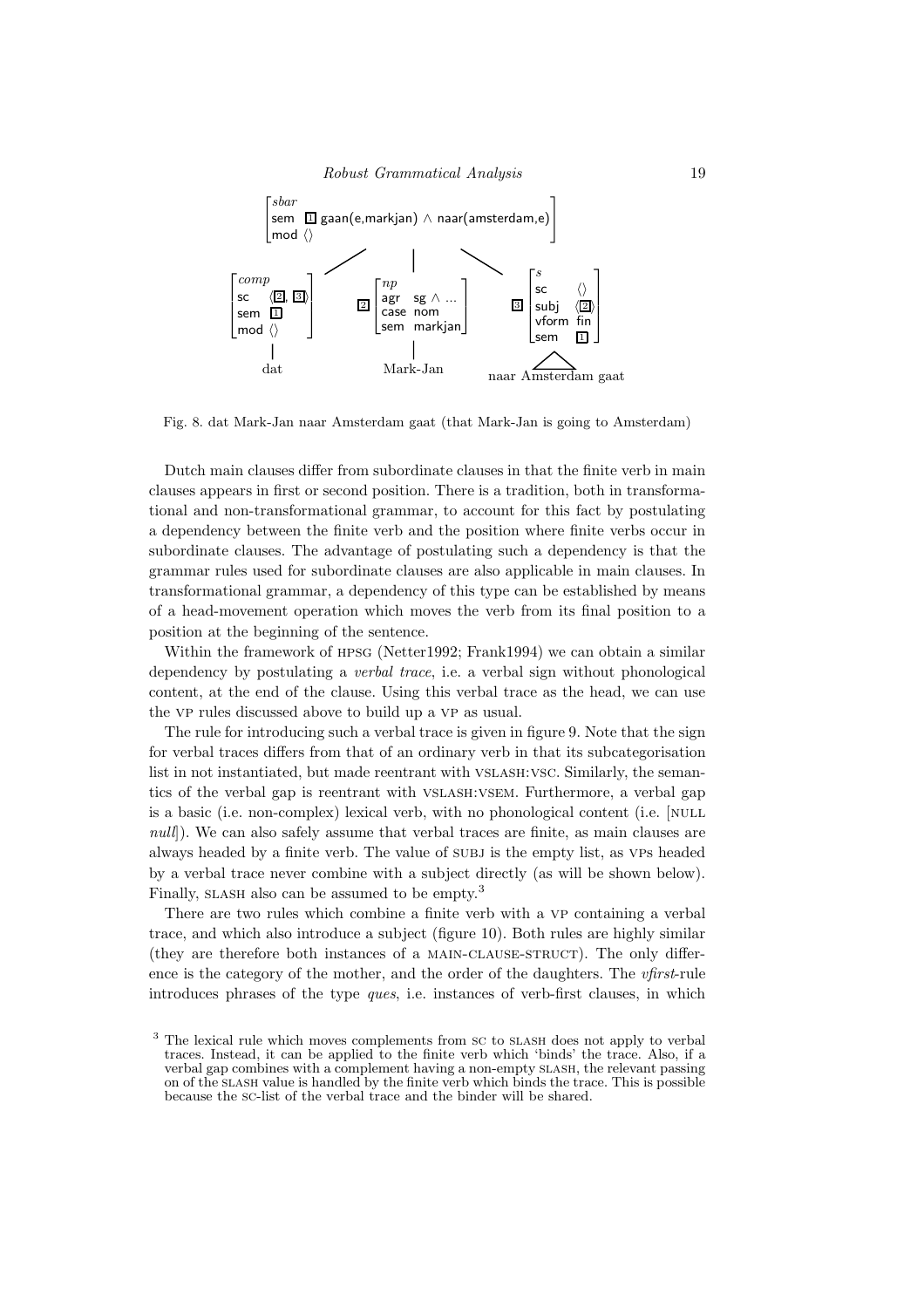sbar
sem [1] gaan(e,markjan) ∧ naar(amsterdam,e)
mod ⟨⟩

comp
sc ⟨[2], [3]⟩
sem [1]
mod ⟨⟩

dat

[2] np
agr sg ∧ ...
case nom
sem markjan

Mark-Jan

[3] s
sc ⟨⟩
subj ⟨[2]⟩
vform fin
sem [1]

naar Amsterdam gaat

Fig. 8. dat Mark-Jan naar Amsterdam gaat (that Mark-Jan is going to Amsterdam)

Dutch main clauses differ from subordinate clauses in that the finite verb in main clauses appears in first or second position. There is a tradition, both in transformational and non-transformational grammar, to account for this fact by postulating a dependency between the finite verb and the position where finite verbs occur in subordinate clauses. The advantage of postulating such a dependency is that the grammar rules used for subordinate clauses are also applicable in main clauses. In transformational grammar, a dependency of this type can be established by means of a head-movement operation which moves the verb from its final position to a position at the beginning of the sentence.

Within the framework of HPSG (Netter1992; Frank1994) we can obtain a similar dependency by postulating a *verbal trace*, i.e. a verbal sign without phonological content, at the end of the clause. Using this verbal trace as the head, we can use the VP rules discussed above to build up a VP as usual.

The rule for introducing such a verbal trace is given in figure 9. Note that the sign for verbal traces differs from that of an ordinary verb in that its subcategorisation list in not instantiated, but made reentrant with VSLASH:VSC. Similarly, the semantics of the verbal gap is reentrant with VSLASH:VSEM. Furthermore, a verbal gap is a basic (i.e. non-complex) lexical verb, with no phonological content (i.e. [NULL *null*]). We can also safely assume that verbal traces are finite, as main clauses are always headed by a finite verb. The value of SUBJ is the empty list, as VPs headed by a verbal trace never combine with a subject directly (as will be shown below). Finally, SLASH also can be assumed to be empty.[3]

There are two rules which combine a finite verb with a VP containing a verbal trace, and which also introduce a subject (figure 10). Both rules are highly similar (they are therefore both instances of a MAIN-CLAUSE-STRUCT). The only difference is the category of the mother, and the order of the daughters. The *vfirst*-rule introduces phrases of the type *ques*, i.e. instances of verb-first clauses, in which

[3] The lexical rule which moves complements from SC to SLASH does not apply to verbal traces. Instead, it can be applied to the finite verb which 'binds' the trace. Also, if a verbal gap combines with a complement having a non-empty SLASH, the relevant passing on of the SLASH value is handled by the finite verb which binds the trace. This is possible because the SC-list of the verbal trace and the binder will be shared.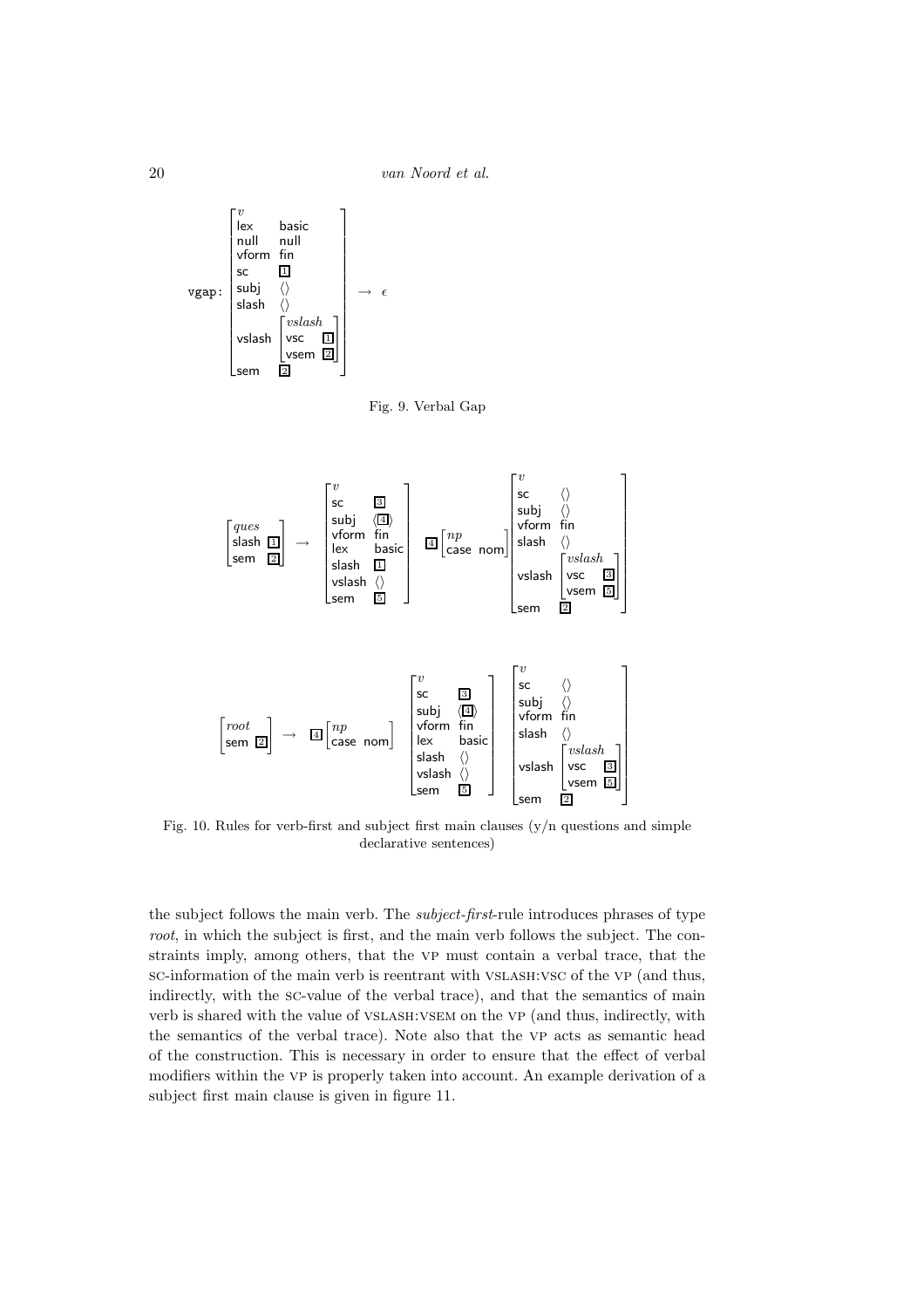$$
\texttt{vgap:}\ \left[\begin{array}{ll}
\multicolumn{2}{l}{\mathit{v}} \\
\textsf{lex} & \textsf{basic} \\
\textsf{null} & \textsf{null} \\
\textsf{vform} & \textsf{fin} \\
\textsf{sc} & \boxed{1} \\
\textsf{subj} & \langle\rangle \\
\textsf{slash} & \langle\rangle \\
\textsf{vslash} & \left[\begin{array}{ll}
\multicolumn{2}{l}{\mathit{vslash}} \\
\textsf{vsc} & \boxed{1} \\
\textsf{vsem} & \boxed{2}
\end{array}\right] \\
\textsf{sem} & \boxed{2}
\end{array}\right] \rightarrow \epsilon
$$

Fig. 9. Verbal Gap

$$
\left[\begin{array}{ll}
\multicolumn{2}{l}{\mathit{ques}} \\
\textsf{slash} & \boxed{1} \\
\textsf{sem} & \boxed{2}
\end{array}\right]
\rightarrow
\left[\begin{array}{ll}
\multicolumn{2}{l}{\mathit{v}} \\
\textsf{sc} & \boxed{3} \\
\textsf{subj} & \langle\boxed{4}\rangle \\
\textsf{vform} & \textsf{fin} \\
\textsf{lex} & \textsf{basic} \\
\textsf{slash} & \boxed{1} \\
\textsf{vslash} & \langle\rangle \\
\textsf{sem} & \boxed{5}
\end{array}\right]
\ \boxed{4}\left[\begin{array}{ll}
\multicolumn{2}{l}{\mathit{np}} \\
\textsf{case} & \textsf{nom}
\end{array}\right]
\left[\begin{array}{ll}
\multicolumn{2}{l}{\mathit{v}} \\
\textsf{sc} & \langle\rangle \\
\textsf{subj} & \langle\rangle \\
\textsf{vform} & \textsf{fin} \\
\textsf{slash} & \langle\rangle \\
\textsf{vslash} & \left[\begin{array}{ll}
\multicolumn{2}{l}{\mathit{vslash}} \\
\textsf{vsc} & \boxed{3} \\
\textsf{vsem} & \boxed{5}
\end{array}\right] \\
\textsf{sem} & \boxed{2}
\end{array}\right]
$$

$$
\left[\begin{array}{ll}
\multicolumn{2}{l}{\mathit{root}} \\
\textsf{sem} & \boxed{2}
\end{array}\right]
\rightarrow
\ \boxed{4}\left[\begin{array}{ll}
\multicolumn{2}{l}{\mathit{np}} \\
\textsf{case} & \textsf{nom}
\end{array}\right]
\left[\begin{array}{ll}
\multicolumn{2}{l}{\mathit{v}} \\
\textsf{sc} & \boxed{3} \\
\textsf{subj} & \langle\boxed{4}\rangle \\
\textsf{vform} & \textsf{fin} \\
\textsf{lex} & \textsf{basic} \\
\textsf{slash} & \langle\rangle \\
\textsf{vslash} & \langle\rangle \\
\textsf{sem} & \boxed{5}
\end{array}\right]
\left[\begin{array}{ll}
\multicolumn{2}{l}{\mathit{v}} \\
\textsf{sc} & \langle\rangle \\
\textsf{subj} & \langle\rangle \\
\textsf{vform} & \textsf{fin} \\
\textsf{slash} & \langle\rangle \\
\textsf{vslash} & \left[\begin{array}{ll}
\multicolumn{2}{l}{\mathit{vslash}} \\
\textsf{vsc} & \boxed{3} \\
\textsf{vsem} & \boxed{5}
\end{array}\right] \\
\textsf{sem} & \boxed{2}
\end{array}\right]
$$

Fig. 10. Rules for verb-first and subject first main clauses (y/n questions and simple declarative sentences)

the subject follows the main verb. The *subject-first*-rule introduces phrases of type *root*, in which the subject is first, and the main verb follows the subject. The constraints imply, among others, that the VP must contain a verbal trace, that the SC-information of the main verb is reentrant with VSLASH:VSC of the VP (and thus, indirectly, with the SC-value of the verbal trace), and that the semantics of main verb is shared with the value of VSLASH:VSEM on the VP (and thus, indirectly, with the semantics of the verbal trace). Note also that the VP acts as semantic head of the construction. This is necessary in order to ensure that the effect of verbal modifiers within the VP is properly taken into account. An example derivation of a subject first main clause is given in figure 11.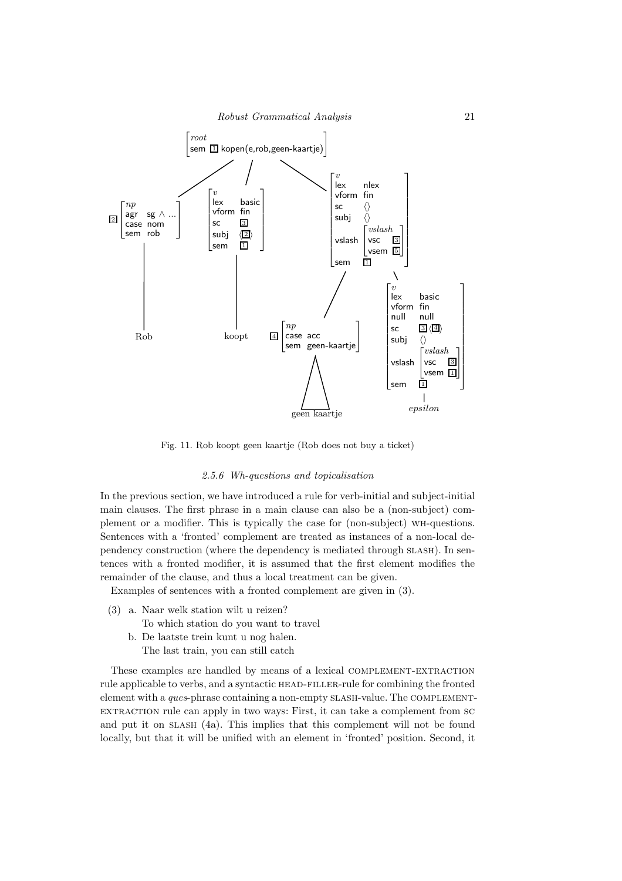Fig. 11. Rob koopt geen kaartje (Rob does not buy a ticket)

### 2.5.6 Wh-questions and topicalisation

In the previous section, we have introduced a rule for verb-initial and subject-initial main clauses. The first phrase in a main clause can also be a (non-subject) complement or a modifier. This is typically the case for (non-subject) WH-questions. Sentences with a 'fronted' complement are treated as instances of a non-local dependency construction (where the dependency is mediated through SLASH). In sentences with a fronted modifier, it is assumed that the first element modifies the remainder of the clause, and thus a local treatment can be given.

Examples of sentences with a fronted complement are given in (3).

(3) a. Naar welk station wilt u reizen?
  To which station do you want to travel
 b. De laatste trein kunt u nog halen.
  The last train, you can still catch

These examples are handled by means of a lexical COMPLEMENT-EXTRACTION rule applicable to verbs, and a syntactic HEAD-FILLER-rule for combining the fronted element with a *ques*-phrase containing a non-empty SLASH-value. The COMPLEMENT-EXTRACTION rule can apply in two ways: First, it can take a complement from SC and put it on SLASH (4a). This implies that this complement will not be found locally, but that it will be unified with an element in 'fronted' position. Second, it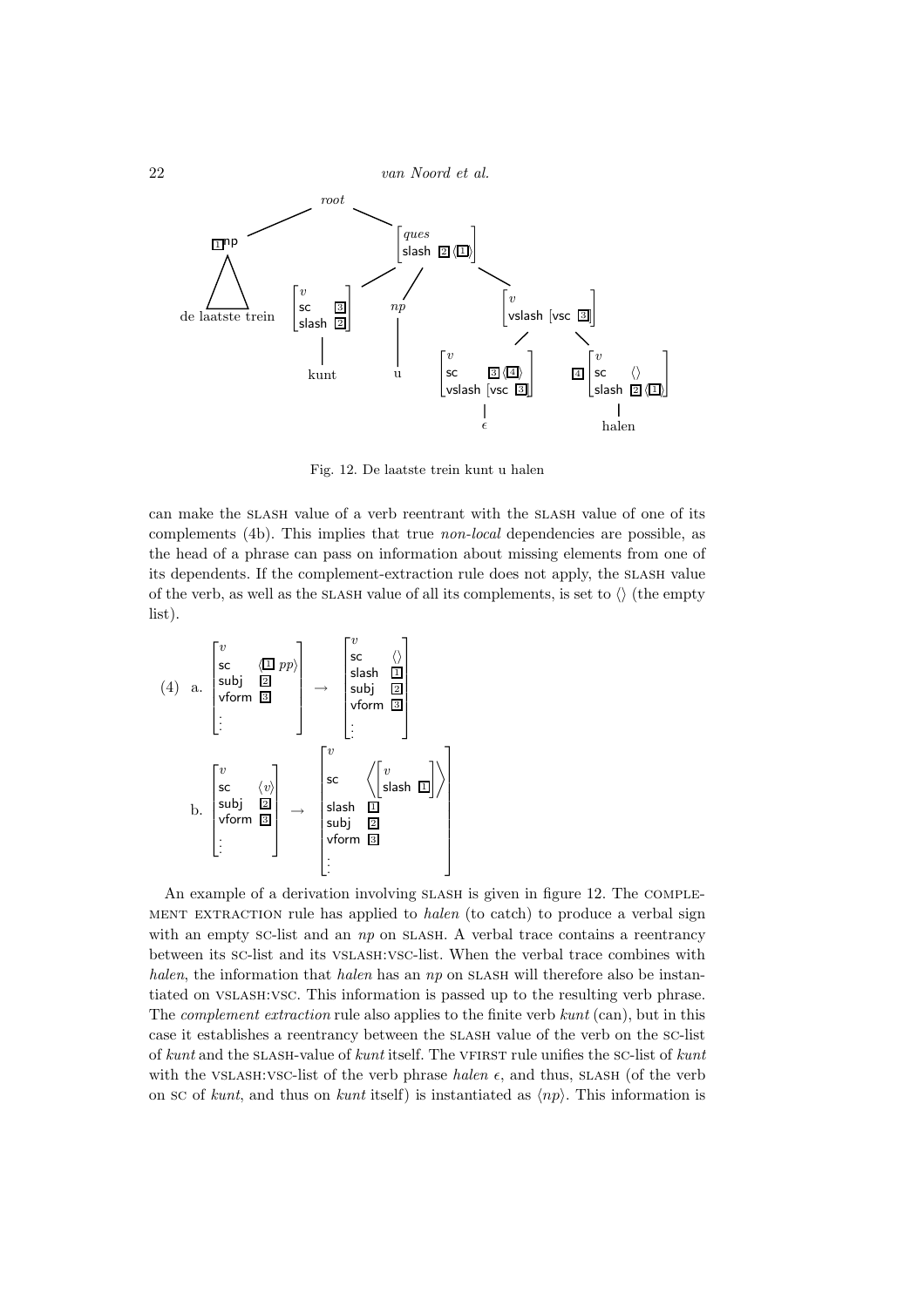Fig. 12. De laatste trein kunt u halen

can make the SLASH value of a verb reentrant with the SLASH value of one of its complements (4b). This implies that true *non-local* dependencies are possible, as the head of a phrase can pass on information about missing elements from one of its dependents. If the complement-extraction rule does not apply, the SLASH value of the verb, as well as the SLASH value of all its complements, is set to $\langle\rangle$ (the empty list).

(4) a. $\begin{bmatrix} v \\ \text{sc} & \langle \boxed{1}\ pp \rangle \\ \text{subj} & \boxed{2} \\ \text{vform} & \boxed{3} \\ \vdots \end{bmatrix} \rightarrow \begin{bmatrix} v \\ \text{sc} & \langle\rangle \\ \text{slash} & \boxed{1} \\ \text{subj} & \boxed{2} \\ \text{vform} & \boxed{3} \\ \vdots \end{bmatrix}$

b. $\begin{bmatrix} v \\ \text{sc} & \langle v \rangle \\ \text{subj} & \boxed{2} \\ \text{vform} & \boxed{3} \\ \vdots \end{bmatrix} \rightarrow \begin{bmatrix} v \\ \text{sc} & \left\langle \begin{bmatrix} v \\ \text{slash} & \boxed{1} \end{bmatrix} \right\rangle \\ \text{slash} & \boxed{1} \\ \text{subj} & \boxed{2} \\ \text{vform} & \boxed{3} \\ \vdots \end{bmatrix}$

An example of a derivation involving SLASH is given in figure 12. The COMPLEMENT EXTRACTION rule has applied to *halen* (to catch) to produce a verbal sign with an empty SC-list and an *np* on SLASH. A verbal trace contains a reentrancy between its SC-list and its VSLASH:VSC-list. When the verbal trace combines with *halen*, the information that *halen* has an *np* on SLASH will therefore also be instantiated on VSLASH:VSC. This information is passed up to the resulting verb phrase. The *complement extraction* rule also applies to the finite verb *kunt* (can), but in this case it establishes a reentrancy between the SLASH value of the verb on the SC-list of *kunt* and the SLASH-value of *kunt* itself. The VFIRST rule unifies the SC-list of *kunt* with the VSLASH:VSC-list of the verb phrase *halen* $\epsilon$, and thus, SLASH (of the verb on SC of *kunt*, and thus on *kunt* itself) is instantiated as $\langle np \rangle$. This information is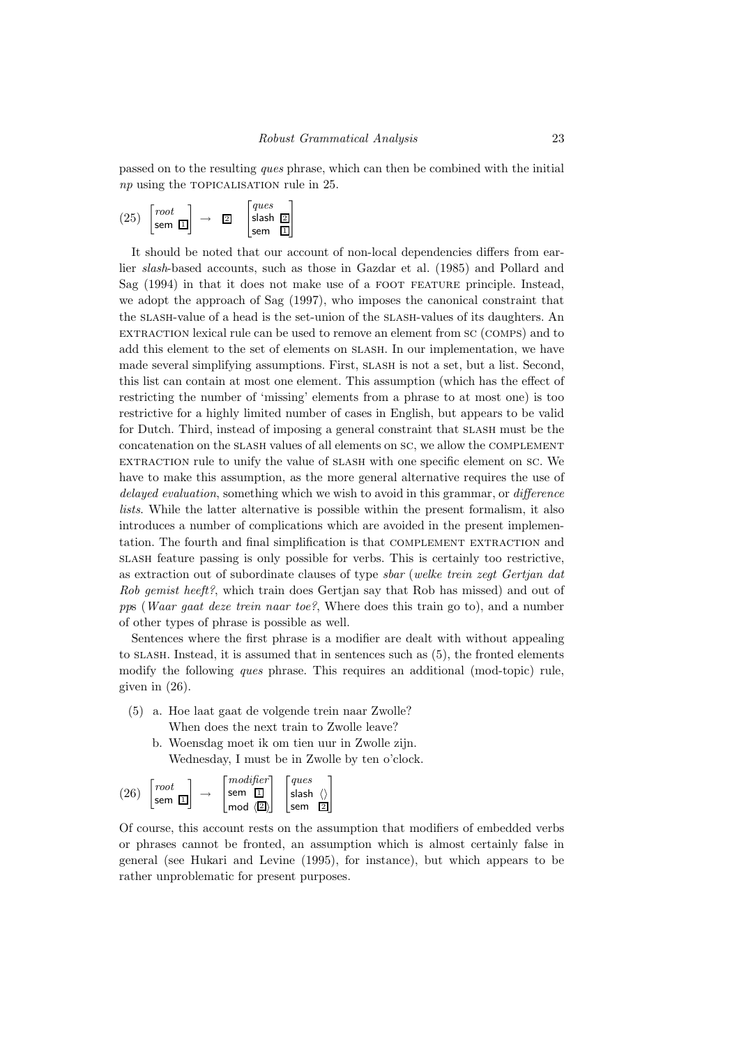passed on to the resulting *ques* phrase, which can then be combined with the initial *np* using the TOPICALISATION rule in 25.

$$(25)\quad \begin{bmatrix} \textit{root} \\ \textsf{sem}\ \boxed{1} \end{bmatrix} \rightarrow \boxed{2} \quad \begin{bmatrix} \textit{ques} \\ \textsf{slash}\ \boxed{2} \\ \textsf{sem}\ \ \boxed{1} \end{bmatrix}$$

It should be noted that our account of non-local dependencies differs from earlier *slash*-based accounts, such as those in Gazdar et al. (1985) and Pollard and Sag (1994) in that it does not make use of a FOOT FEATURE principle. Instead, we adopt the approach of Sag (1997), who imposes the canonical constraint that the SLASH-value of a head is the set-union of the SLASH-values of its daughters. An EXTRACTION lexical rule can be used to remove an element from SC (COMPS) and to add this element to the set of elements on SLASH. In our implementation, we have made several simplifying assumptions. First, SLASH is not a set, but a list. Second, this list can contain at most one element. This assumption (which has the effect of restricting the number of 'missing' elements from a phrase to at most one) is too restrictive for a highly limited number of cases in English, but appears to be valid for Dutch. Third, instead of imposing a general constraint that SLASH must be the concatenation on the SLASH values of all elements on SC, we allow the COMPLEMENT EXTRACTION rule to unify the value of SLASH with one specific element on SC. We have to make this assumption, as the more general alternative requires the use of *delayed evaluation*, something which we wish to avoid in this grammar, or *difference lists*. While the latter alternative is possible within the present formalism, it also introduces a number of complications which are avoided in the present implementation. The fourth and final simplification is that COMPLEMENT EXTRACTION and SLASH feature passing is only possible for verbs. This is certainly too restrictive, as extraction out of subordinate clauses of type *sbar* (*welke trein zegt Gertjan dat Rob gemist heeft?*, which train does Gertjan say that Rob has missed) and out of *pp*s (*Waar gaat deze trein naar toe?*, Where does this train go to), and a number of other types of phrase is possible as well.

Sentences where the first phrase is a modifier are dealt with without appealing to SLASH. Instead, it is assumed that in sentences such as (5), the fronted elements modify the following *ques* phrase. This requires an additional (mod-topic) rule, given in (26).

(5) a. Hoe laat gaat de volgende trein naar Zwolle?
When does the next train to Zwolle leave?

b. Woensdag moet ik om tien uur in Zwolle zijn.
Wednesday, I must be in Zwolle by ten o'clock.

$$(26)\quad \begin{bmatrix} \textit{root} \\ \textsf{sem}\ \boxed{1} \end{bmatrix} \rightarrow \begin{bmatrix} \textit{modifier} \\ \textsf{sem}\ \ \boxed{1} \\ \textsf{mod}\ \langle\boxed{2}\rangle \end{bmatrix} \begin{bmatrix} \textit{ques} \\ \textsf{slash}\ \langle\rangle \\ \textsf{sem}\ \ \boxed{2} \end{bmatrix}$$

Of course, this account rests on the assumption that modifiers of embedded verbs or phrases cannot be fronted, an assumption which is almost certainly false in general (see Hukari and Levine (1995), for instance), but which appears to be rather unproblematic for present purposes.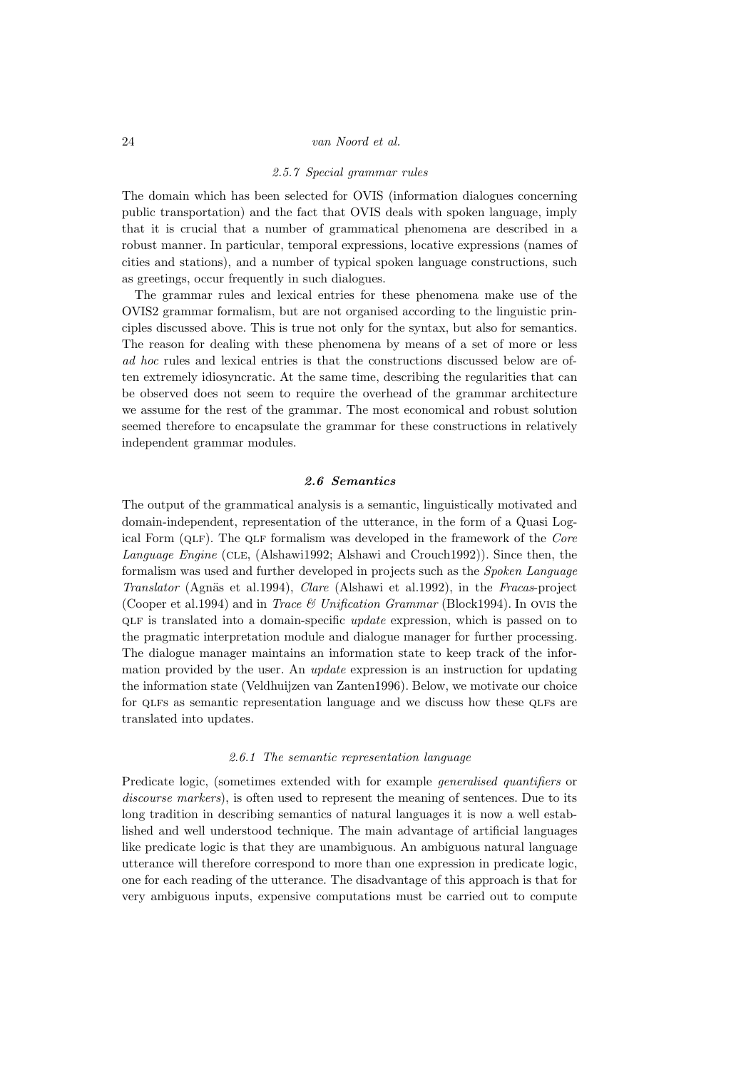### *2.5.7 Special grammar rules*

The domain which has been selected for OVIS (information dialogues concerning public transportation) and the fact that OVIS deals with spoken language, imply that it is crucial that a number of grammatical phenomena are described in a robust manner. In particular, temporal expressions, locative expressions (names of cities and stations), and a number of typical spoken language constructions, such as greetings, occur frequently in such dialogues.

The grammar rules and lexical entries for these phenomena make use of the OVIS2 grammar formalism, but are not organised according to the linguistic principles discussed above. This is true not only for the syntax, but also for semantics. The reason for dealing with these phenomena by means of a set of more or less *ad hoc* rules and lexical entries is that the constructions discussed below are often extremely idiosyncratic. At the same time, describing the regularities that can be observed does not seem to require the overhead of the grammar architecture we assume for the rest of the grammar. The most economical and robust solution seemed therefore to encapsulate the grammar for these constructions in relatively independent grammar modules.

## *2.6 Semantics*

The output of the grammatical analysis is a semantic, linguistically motivated and domain-independent, representation of the utterance, in the form of a Quasi Logical Form (QLF). The QLF formalism was developed in the framework of the *Core Language Engine* (CLE, (Alshawi1992; Alshawi and Crouch1992)). Since then, the formalism was used and further developed in projects such as the *Spoken Language Translator* (Agnäs et al.1994), *Clare* (Alshawi et al.1992), in the *Fracas*-project (Cooper et al.1994) and in *Trace & Unification Grammar* (Block1994). In OVIS the QLF is translated into a domain-specific *update* expression, which is passed on to the pragmatic interpretation module and dialogue manager for further processing. The dialogue manager maintains an information state to keep track of the information provided by the user. An *update* expression is an instruction for updating the information state (Veldhuijzen van Zanten1996). Below, we motivate our choice for QLFs as semantic representation language and we discuss how these QLFs are translated into updates.

### *2.6.1 The semantic representation language*

Predicate logic, (sometimes extended with for example *generalised quantifiers* or *discourse markers*), is often used to represent the meaning of sentences. Due to its long tradition in describing semantics of natural languages it is now a well established and well understood technique. The main advantage of artificial languages like predicate logic is that they are unambiguous. An ambiguous natural language utterance will therefore correspond to more than one expression in predicate logic, one for each reading of the utterance. The disadvantage of this approach is that for very ambiguous inputs, expensive computations must be carried out to compute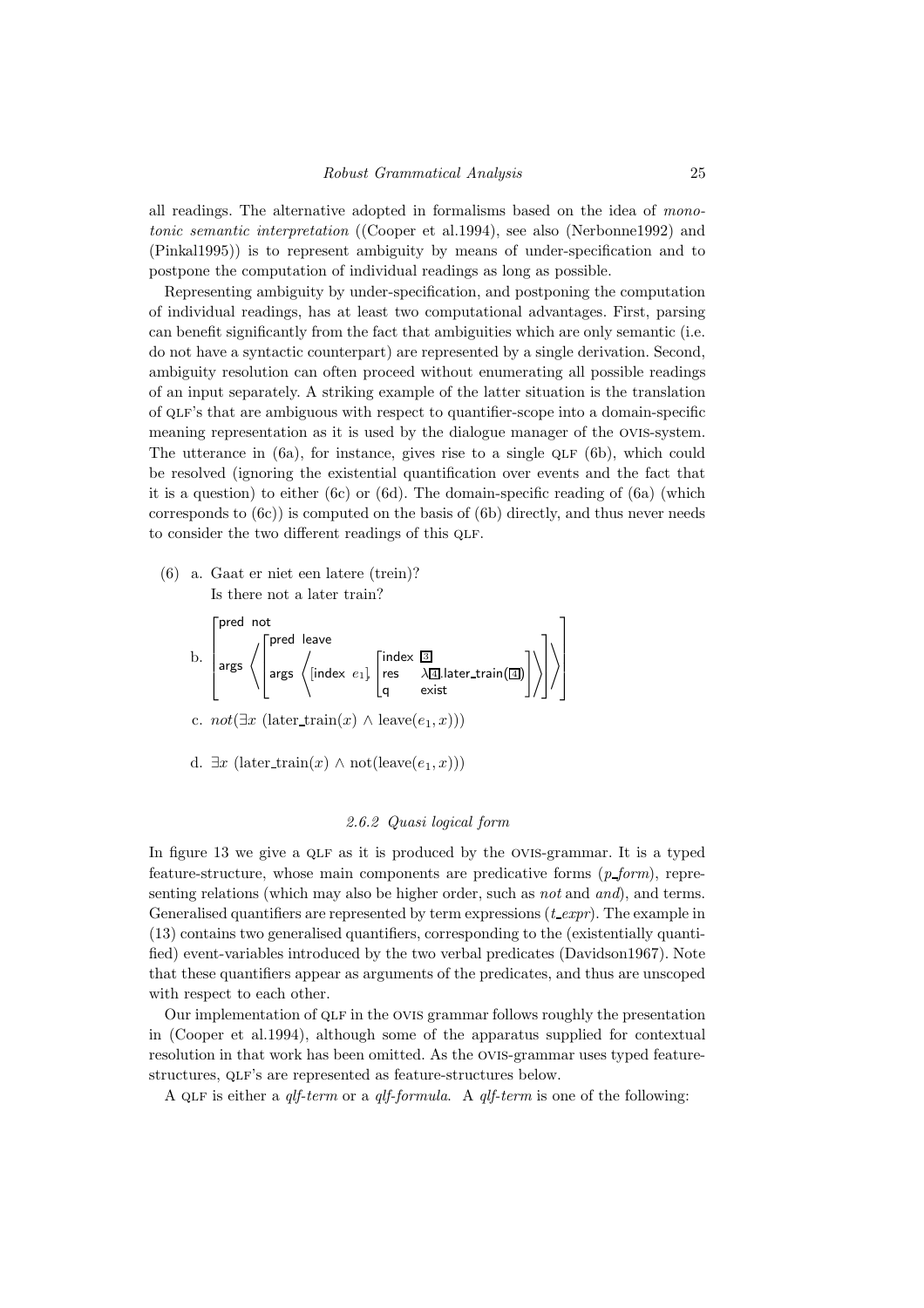all readings. The alternative adopted in formalisms based on the idea of *monotonic semantic interpretation* ((Cooper et al.1994), see also (Nerbonne1992) and (Pinkal1995)) is to represent ambiguity by means of under-specification and to postpone the computation of individual readings as long as possible.

Representing ambiguity by under-specification, and postponing the computation of individual readings, has at least two computational advantages. First, parsing can benefit significantly from the fact that ambiguities which are only semantic (i.e. do not have a syntactic counterpart) are represented by a single derivation. Second, ambiguity resolution can often proceed without enumerating all possible readings of an input separately. A striking example of the latter situation is the translation of QLF's that are ambiguous with respect to quantifier-scope into a domain-specific meaning representation as it is used by the dialogue manager of the OVIS-system. The utterance in (6a), for instance, gives rise to a single QLF (6b), which could be resolved (ignoring the existential quantification over events and the fact that it is a question) to either (6c) or (6d). The domain-specific reading of (6a) (which corresponds to (6c)) is computed on the basis of (6b) directly, and thus never needs to consider the two different readings of this QLF.

(6) a. Gaat er niet een latere (trein)?
   Is there not a later train?

b.
$$\begin{bmatrix} \text{pred} & \text{not} \\ \text{args} & \left\langle \begin{bmatrix} \text{pred} & \text{leave} \\ \text{args} & \left\langle [\text{index}\ e_1], \begin{bmatrix} \text{index} & \boxed{3} \\ \text{res} & \lambda\boxed{4}.\text{later\_train}(\boxed{4}) \\ \text{q} & \text{exist} \end{bmatrix} \right\rangle \end{bmatrix} \right\rangle \end{bmatrix}$$

c. $not(\exists x\ (\text{later\_train}(x) \wedge \text{leave}(e_1, x)))$

d. $\exists x\ (\text{later\_train}(x) \wedge \text{not}(\text{leave}(e_1, x)))$

### 2.6.2 Quasi logical form

In figure 13 we give a QLF as it is produced by the OVIS-grammar. It is a typed feature-structure, whose main components are predicative forms (*p_form*), representing relations (which may also be higher order, such as *not* and *and*), and terms. Generalised quantifiers are represented by term expressions (*t_expr*). The example in (13) contains two generalised quantifiers, corresponding to the (existentially quantified) event-variables introduced by the two verbal predicates (Davidson1967). Note that these quantifiers appear as arguments of the predicates, and thus are unscoped with respect to each other.

Our implementation of QLF in the OVIS grammar follows roughly the presentation in (Cooper et al.1994), although some of the apparatus supplied for contextual resolution in that work has been omitted. As the OVIS-grammar uses typed feature-structures, QLF's are represented as feature-structures below.

A QLF is either a *qlf-term* or a *qlf-formula*. A *qlf-term* is one of the following: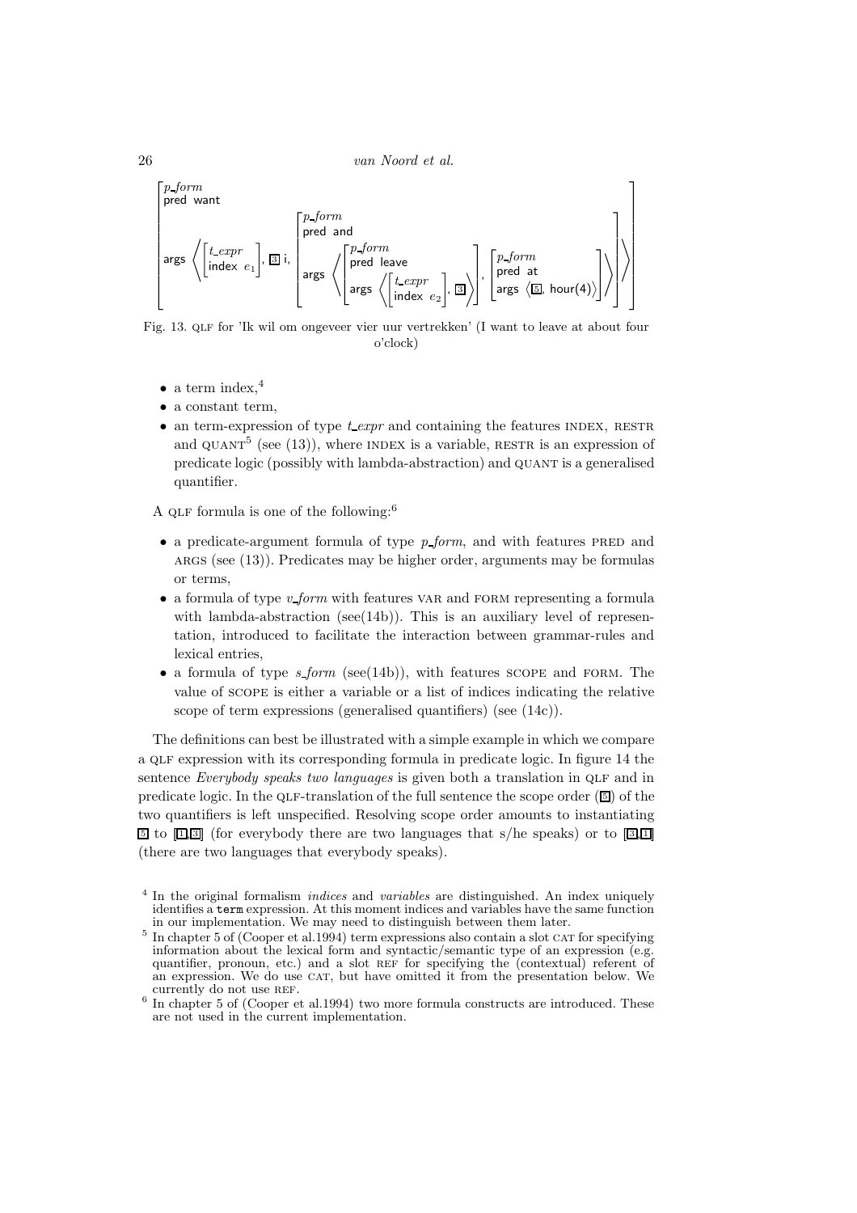$$
\begin{bmatrix}
\textit{p\_form} \\
\text{pred want} \\
\text{args} \left\langle \begin{bmatrix} \textit{t\_expr} \\ \text{index } e_1 \end{bmatrix}, \boxed{3}\text{ i}, \begin{bmatrix} \textit{p\_form} \\ \text{pred and} \\ \text{args} \left\langle \begin{bmatrix} \textit{p\_form} \\ \text{pred leave} \\ \text{args} \left\langle \begin{bmatrix} \textit{t\_expr} \\ \text{index } e_2 \end{bmatrix}, \boxed{3} \right\rangle \end{bmatrix}, \begin{bmatrix} \textit{p\_form} \\ \text{pred at} \\ \text{args } \left\langle \boxed{5}, \text{hour(4)} \right\rangle \end{bmatrix} \right\rangle \end{bmatrix} \right\rangle
\end{bmatrix}
$$

Fig. 13. QLF for 'Ik wil om ongeveer vier uur vertrekken' (I want to leave at about four o'clock)

- a term index,[4]
- a constant term,
- an term-expression of type *t_expr* and containing the features INDEX, RESTR and QUANT[5] (see (13)), where INDEX is a variable, RESTR is an expression of predicate logic (possibly with lambda-abstraction) and QUANT is a generalised quantifier.

A QLF formula is one of the following:[6]

- a predicate-argument formula of type *p_form*, and with features PRED and ARGS (see (13)). Predicates may be higher order, arguments may be formulas or terms,
- a formula of type *v_form* with features VAR and FORM representing a formula with lambda-abstraction (see(14b)). This is an auxiliary level of representation, introduced to facilitate the interaction between grammar-rules and lexical entries,
- a formula of type *s_form* (see(14b)), with features SCOPE and FORM. The value of SCOPE is either a variable or a list of indices indicating the relative scope of term expressions (generalised quantifiers) (see (14c)).

The definitions can best be illustrated with a simple example in which we compare a QLF expression with its corresponding formula in predicate logic. In figure 14 the sentence *Everybody speaks two languages* is given both a translation in QLF and in predicate logic. In the QLF-translation of the full sentence the scope order ($\boxed{5}$) of the two quantifiers is left unspecified. Resolving scope order amounts to instantiating $\boxed{5}$ to [$\boxed{1}$,$\boxed{3}$] (for everybody there are two languages that s/he speaks) or to [$\boxed{3}$,$\boxed{1}$] (there are two languages that everybody speaks).

[4] In the original formalism *indices* and *variables* are distinguished. An index uniquely identifies a `term` expression. At this moment indices and variables have the same function in our implementation. We may need to distinguish between them later.

[5] In chapter 5 of (Cooper et al.1994) term expressions also contain a slot CAT for specifying information about the lexical form and syntactic/semantic type of an expression (e.g. quantifier, pronoun, etc.) and a slot REF for specifying the (contextual) referent of an expression. We do use CAT, but have omitted it from the presentation below. We currently do not use REF.

[6] In chapter 5 of (Cooper et al.1994) two more formula constructs are introduced. These are not used in the current implementation.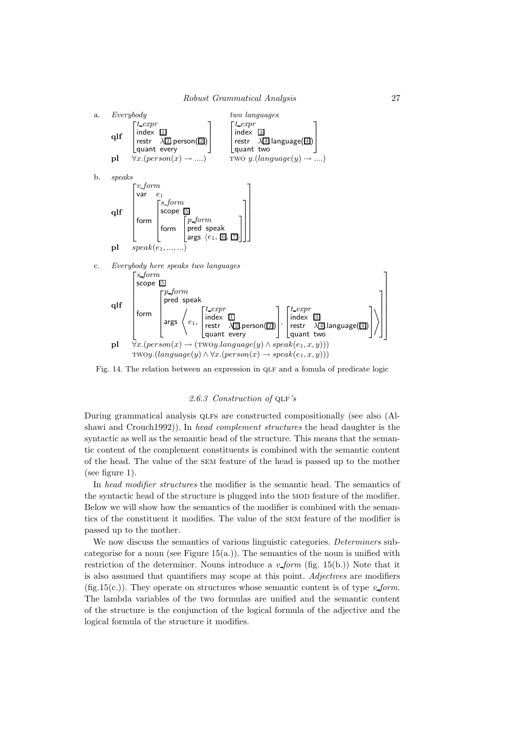a. *Everybody* — *two languages*

$$\textbf{qlf} \quad \begin{bmatrix} \textit{t\_expr} \\ \textsf{index} \ \boxed{1} \\ \textsf{restr} \ \ \lambda\boxed{2}.\textsf{person}(\boxed{2}) \\ \textsf{quant} \ \textsf{every} \end{bmatrix} \qquad \begin{bmatrix} \textit{t\_expr} \\ \textsf{index} \ \boxed{3} \\ \textsf{restr} \ \ \lambda\boxed{4}.\textsf{language}(\boxed{4}) \\ \textsf{quant} \ \textsf{two} \end{bmatrix}$$

$$\textbf{pl} \quad \forall x.(person(x) \rightarrow ....) \qquad \textsc{two}\ y.(language(y) \rightarrow ....)$$

b. *speaks*

$$\textbf{qlf} \quad \begin{bmatrix} \textit{v\_form} \\ \textsf{var} \quad e_1 \\ \textsf{form} \begin{bmatrix} \textit{s\_form} \\ \textsf{scope} \ \boxed{5} \\ \textsf{form} \begin{bmatrix} \textit{p\_form} \\ \textsf{pred} \ \textsf{speak} \\ \textsf{args} \ \langle e_1, \boxed{6}, \boxed{7} \rangle \end{bmatrix} \end{bmatrix} \end{bmatrix}$$

$$\textbf{pl} \quad speak(e_1, ..., ...)$$

c. *Everybody here speaks two languages*

$$\textbf{qlf} \quad \begin{bmatrix} \textit{s\_form} \\ \textsf{scope} \ \boxed{5} \\ \textsf{form} \begin{bmatrix} \textit{p\_form} \\ \textsf{pred} \ \textsf{speak} \\ \textsf{args} \left\langle e_1, \begin{bmatrix} \textit{t\_expr} \\ \textsf{index} \ \boxed{1} \\ \textsf{restr} \ \ \lambda\boxed{2}.\textsf{person}(\boxed{2}) \\ \textsf{quant} \ \textsf{every} \end{bmatrix}, \begin{bmatrix} \textit{t\_expr} \\ \textsf{index} \ \boxed{3} \\ \textsf{restr} \ \ \lambda\boxed{4}.\textsf{language}(\boxed{4}) \\ \textsf{quant} \ \textsf{two} \end{bmatrix} \right\rangle \end{bmatrix} \end{bmatrix}$$

$$\textbf{pl} \quad \forall x.(person(x) \rightarrow (\textsc{two}y.language(y) \wedge speak(e_1, x, y)))$$
$$\textsc{two}y.(language(y) \wedge \forall x.(person(x) \rightarrow speak(e_1, x, y)))$$

Fig. 14. The relation between an expression in QLF and a fomula of predicate logic

### 2.6.3 Construction of QLF's

During grammatical analysis QLFs are constructed compositionally (see also (Alshawi and Crouch1992)). In *head complement structures* the head daughter is the syntactic as well as the semantic head of the structure. This means that the semantic content of the complement constituents is combined with the semantic content of the head. The value of the SEM feature of the head is passed up to the mother (see figure 1).

In *head modifier structures* the modifier is the semantic head. The semantics of the syntactic head of the structure is plugged into the MOD feature of the modifier. Below we will show how the semantics of the modifier is combined with the semantics of the constituent it modifies. The value of the SEM feature of the modifier is passed up to the mother.

We now discuss the semantics of various linguistic categories. *Determiners* subcategorise for a noun (see Figure 15(a.)). The semantics of the noun is unified with restriction of the determiner. Nouns introduce a *v_form* (fig. 15(b.)) Note that it is also assumed that quantifiers may scope at this point. *Adjectives* are modifiers (fig.15(c.)). They operate on structures whose semantic content is of type *v_form*. The lambda variables of the two formulas are unified and the semantic content of the structure is the conjunction of the logical formula of the adjective and the logical formula of the structure it modifies.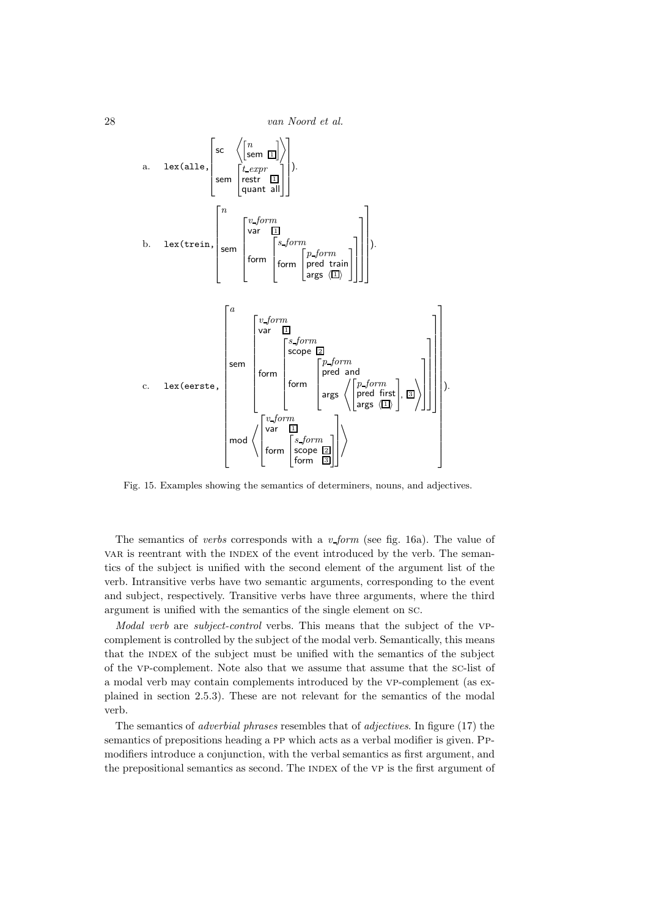$$\text{a.}\quad \texttt{lex(alle,}\begin{bmatrix} \textsf{sc} & \left\langle \begin{bmatrix} n \\ \textsf{sem}\ \boxed{1} \end{bmatrix} \right\rangle \\ \textsf{sem} & \begin{bmatrix} t\_expr & \\ \textsf{restr} & \boxed{1} \\ \textsf{quant} & \textsf{all} \end{bmatrix} \end{bmatrix}\texttt{).}$$

$$\text{b.}\quad \texttt{lex(trein,}\begin{bmatrix} n & \\ \textsf{sem} & \begin{bmatrix} v\_form & \\ \textsf{var} & \boxed{1} \\ \textsf{form} & \begin{bmatrix} s\_form & \\ \textsf{form} & \begin{bmatrix} p\_form & \\ \textsf{pred} & \textsf{train} \\ \textsf{args} & \langle \boxed{1} \rangle \end{bmatrix} \end{bmatrix} \end{bmatrix} \end{bmatrix}\texttt{).}$$

$$\text{c.}\quad \texttt{lex(eerste,}\begin{bmatrix} a & \\ \textsf{sem} & \begin{bmatrix} v\_form & \\ \textsf{var} & \boxed{1} \\ \textsf{form} & \begin{bmatrix} s\_form & \\ \textsf{scope} & \boxed{2} \\ \textsf{form} & \begin{bmatrix} p\_form & \\ \textsf{pred} & \textsf{and} \\ \textsf{args} & \left\langle \begin{bmatrix} p\_form & \\ \textsf{pred} & \textsf{first} \\ \textsf{args} & \langle \boxed{1} \rangle \end{bmatrix}, \boxed{3} \right\rangle \end{bmatrix} \end{bmatrix} \end{bmatrix} \\ \textsf{mod} & \left\langle \begin{bmatrix} v\_form & \\ \textsf{var} & \boxed{1} \\ \textsf{form} & \begin{bmatrix} s\_form & \\ \textsf{scope} & \boxed{2} \\ \textsf{form} & \boxed{3} \end{bmatrix} \end{bmatrix} \right\rangle \end{bmatrix}\texttt{).}$$

Fig. 15. Examples showing the semantics of determiners, nouns, and adjectives.

The semantics of *verbs* corresponds with a *v_form* (see fig. 16a). The value of VAR is reentrant with the INDEX of the event introduced by the verb. The semantics of the subject is unified with the second element of the argument list of the verb. Intransitive verbs have two semantic arguments, corresponding to the event and subject, respectively. Transitive verbs have three arguments, where the third argument is unified with the semantics of the single element on SC.

*Modal verb* are *subject-control* verbs. This means that the subject of the VP-complement is controlled by the subject of the modal verb. Semantically, this means that the INDEX of the subject must be unified with the semantics of the subject of the VP-complement. Note also that we assume that assume that the SC-list of a modal verb may contain complements introduced by the VP-complement (as explained in section 2.5.3). These are not relevant for the semantics of the modal verb.

The semantics of *adverbial phrases* resembles that of *adjectives*. In figure (17) the semantics of prepositions heading a PP which acts as a verbal modifier is given. PP-modifiers introduce a conjunction, with the verbal semantics as first argument, and the prepositional semantics as second. The INDEX of the VP is the first argument of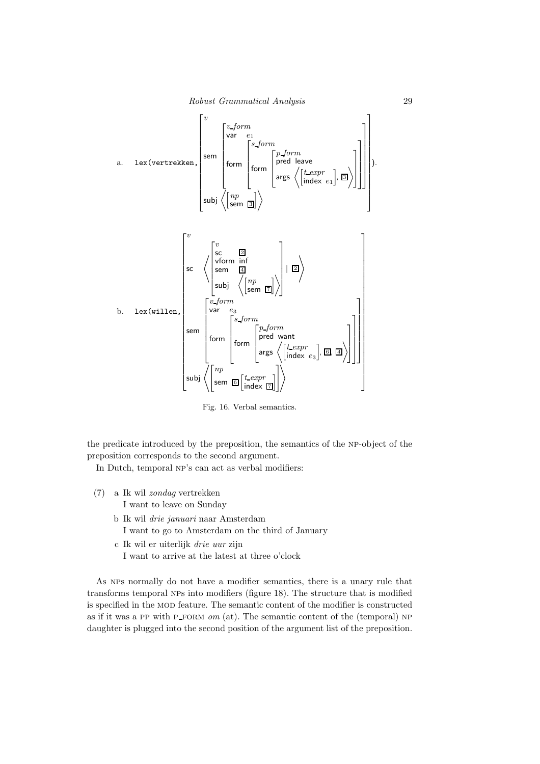a. lex(vertrekken, 
$$\left[\begin{array}{l} v \\ \text{sem} \left[\begin{array}{l} v\_form \\ \text{var} \quad e_1 \\ \text{form} \left[\begin{array}{l} s\_form \\ \text{form} \left[\begin{array}{l} p\_form \\ \text{pred leave} \\ \text{args} \left\langle \left[\begin{array}{l} t\_expr \\ \text{index } e_1 \end{array}\right], \boxed{3} \right\rangle \end{array}\right] \end{array}\right] \end{array}\right] \\ \text{subj} \left\langle \left[\begin{array}{l} np \\ \text{sem } \boxed{3} \end{array}\right] \right\rangle \end{array}\right]$$
).

b. lex(willen, 
$$\left[\begin{array}{l} v \\ \text{sc} \left\langle \left[\begin{array}{l} v \\ \text{sc} \quad \boxed{2} \\ \text{vform inf} \\ \text{sem} \quad \boxed{4} \\ \text{subj} \left\langle \left[\begin{array}{l} np \\ \text{sem } \boxed{7} \end{array}\right] \right\rangle \end{array}\right] \mid \boxed{2} \right\rangle \\ \text{sem} \left[\begin{array}{l} v\_form \\ \text{var} \quad e_3 \\ \text{form} \left[\begin{array}{l} s\_form \\ \text{form} \left[\begin{array}{l} p\_form \\ \text{pred want} \\ \text{args} \left\langle \left[\begin{array}{l} t\_expr \\ \text{index } e_3 \end{array}\right], \boxed{6}, \boxed{4} \right\rangle \end{array}\right] \end{array}\right] \end{array}\right] \\ \text{subj} \left\langle \left[\begin{array}{l} np \\ \text{sem } \boxed{6} \left[\begin{array}{l} t\_expr \\ \text{index } \boxed{7} \end{array}\right] \end{array}\right] \right\rangle \end{array}\right]$$

Fig. 16. Verbal semantics.

the predicate introduced by the preposition, the semantics of the NP-object of the preposition corresponds to the second argument.

In Dutch, temporal NP's can act as verbal modifiers:

(7) a Ik wil *zondag* vertrekken
   I want to leave on Sunday

   b Ik wil *drie januari* naar Amsterdam
   I want to go to Amsterdam on the third of January

   c Ik wil er uiterlijk *drie uur* zijn
   I want to arrive at the latest at three o'clock

As NPs normally do not have a modifier semantics, there is a unary rule that transforms temporal NPs into modifiers (figure 18). The structure that is modified is specified in the MOD feature. The semantic content of the modifier is constructed as if it was a PP with P_FORM *om* (at). The semantic content of the (temporal) NP daughter is plugged into the second position of the argument list of the preposition.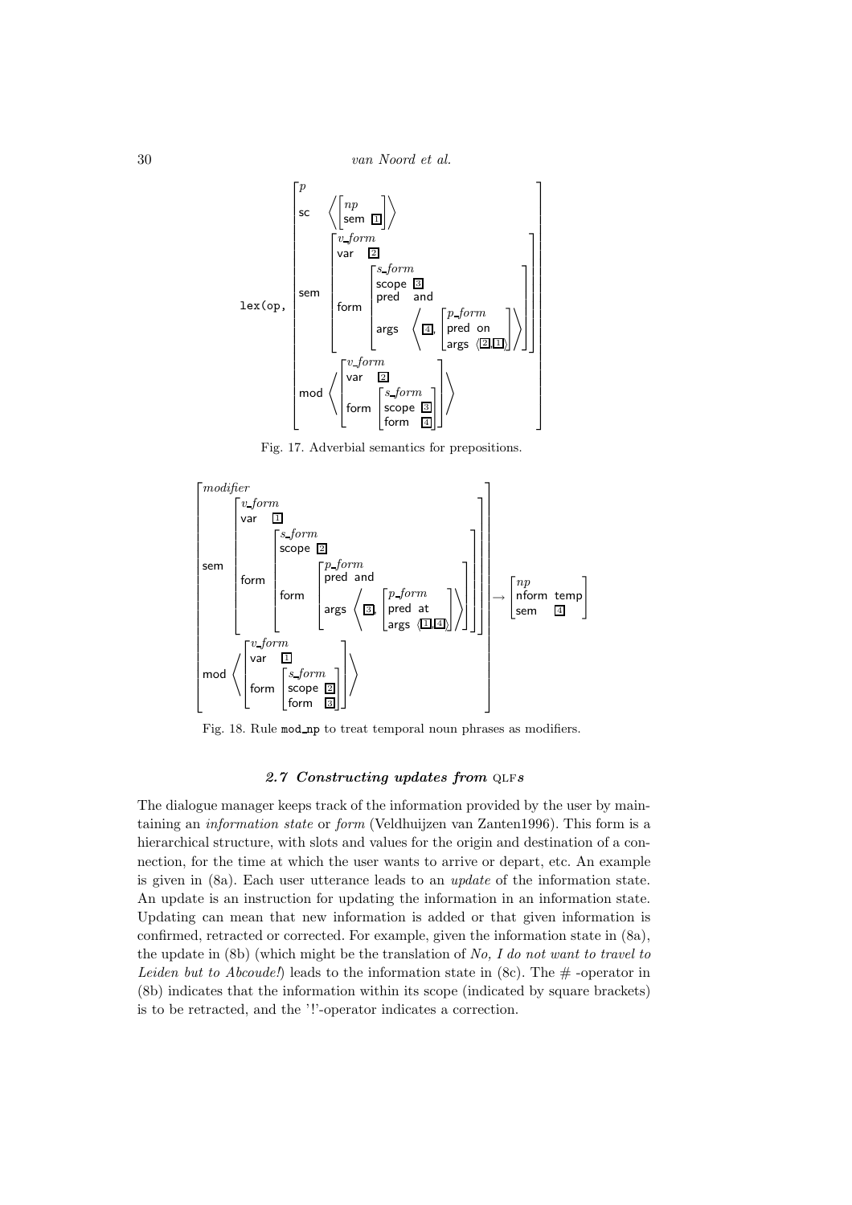$$
\texttt{lex(op,}\ \begin{bmatrix} p \\ \textsf{sc} & \left\langle \begin{bmatrix} np \\ \textsf{sem} & \boxed{1} \end{bmatrix} \right\rangle \\ \textsf{sem} & \begin{bmatrix} v\_form \\ \textsf{var} & \boxed{2} \\ \textsf{form} & \begin{bmatrix} s\_form \\ \textsf{scope} & \boxed{3} \\ \textsf{pred} & \textsf{and} \\ \textsf{args} & \left\langle \boxed{4}, \begin{bmatrix} p\_form \\ \textsf{pred} & \textsf{on} \\ \textsf{args} & \langle \boxed{2}, \boxed{1} \rangle \end{bmatrix} \right\rangle \end{bmatrix} \end{bmatrix} \\ \textsf{mod} & \left\langle \begin{bmatrix} v\_form \\ \textsf{var} & \boxed{2} \\ \textsf{form} & \begin{bmatrix} s\_form \\ \textsf{scope} & \boxed{3} \\ \textsf{form} & \boxed{4} \end{bmatrix} \end{bmatrix} \right\rangle \end{bmatrix}
$$

Fig. 17. Adverbial semantics for prepositions.

$$
\begin{bmatrix} modifier \\ \textsf{sem} & \begin{bmatrix} v\_form \\ \textsf{var} & \boxed{1} \\ \textsf{form} & \begin{bmatrix} s\_form \\ \textsf{scope} & \boxed{2} \\ \textsf{form} & \begin{bmatrix} p\_form \\ \textsf{pred} & \textsf{and} \\ \textsf{args} & \left\langle \boxed{3}, \begin{bmatrix} p\_form \\ \textsf{pred} & \textsf{at} \\ \textsf{args} & \langle \boxed{1}, \boxed{4} \rangle \end{bmatrix} \right\rangle \end{bmatrix} \end{bmatrix} \end{bmatrix} \\ \textsf{mod} & \left\langle \begin{bmatrix} v\_form \\ \textsf{var} & \boxed{1} \\ \textsf{form} & \begin{bmatrix} s\_form \\ \textsf{scope} & \boxed{2} \\ \textsf{form} & \boxed{3} \end{bmatrix} \end{bmatrix} \right\rangle \end{bmatrix} \rightarrow \begin{bmatrix} np \\ \textsf{nform} & \textsf{temp} \\ \textsf{sem} & \boxed{4} \end{bmatrix}
$$

Fig. 18. Rule `mod_np` to treat temporal noun phrases as modifiers.

### *2.7 Constructing updates from* QLF*s*

The dialogue manager keeps track of the information provided by the user by maintaining an *information state* or *form* (Veldhuijzen van Zanten1996). This form is a hierarchical structure, with slots and values for the origin and destination of a connection, for the time at which the user wants to arrive or depart, etc. An example is given in (8a). Each user utterance leads to an *update* of the information state. An update is an instruction for updating the information in an information state. Updating can mean that new information is added or that given information is confirmed, retracted or corrected. For example, given the information state in (8a), the update in (8b) (which might be the translation of *No, I do not want to travel to Leiden but to Abcoude!*) leads to the information state in (8c). The # -operator in (8b) indicates that the information within its scope (indicated by square brackets) is to be retracted, and the '!'-operator indicates a correction.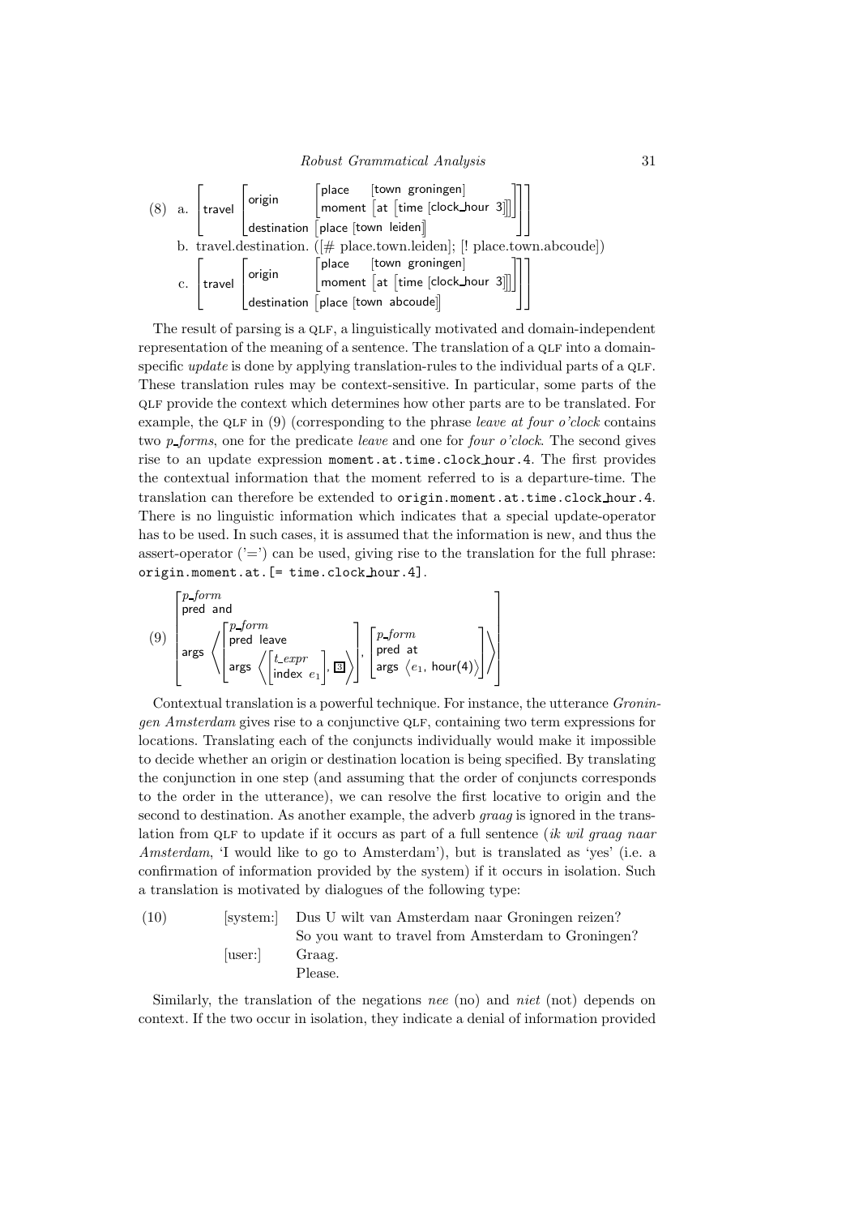(8) a. $\left[\text{travel}\left[\begin{array}{ll}\text{origin} & \left[\begin{array}{ll}\text{place} & [\text{town groningen}] \\ \text{moment} & [\text{at}\ [\text{time}\ [\text{clock\_hour}\ 3]]]\end{array}\right] \\ \text{destination} & [\text{place}\ [\text{town leiden}]]\end{array}\right]\right]$

b. travel.destination. ([# place.town.leiden]; [! place.town.abcoude])

c. $\left[\text{travel}\left[\begin{array}{ll}\text{origin} & \left[\begin{array}{ll}\text{place} & [\text{town groningen}] \\ \text{moment} & [\text{at}\ [\text{time}\ [\text{clock\_hour}\ 3]]]\end{array}\right] \\ \text{destination} & [\text{place}\ [\text{town abcoude}]]\end{array}\right]\right]$

The result of parsing is a QLF, a linguistically motivated and domain-independent representation of the meaning of a sentence. The translation of a QLF into a domain-specific *update* is done by applying translation-rules to the individual parts of a QLF. These translation rules may be context-sensitive. In particular, some parts of the QLF provide the context which determines how other parts are to be translated. For example, the QLF in (9) (corresponding to the phrase *leave at four o'clock* contains two *p_forms*, one for the predicate *leave* and one for *four o'clock*. The second gives rise to an update expression `moment.at.time.clock_hour.4`. The first provides the contextual information that the moment referred to is a departure-time. The translation can therefore be extended to `origin.moment.at.time.clock_hour.4`. There is no linguistic information which indicates that a special update-operator has to be used. In such cases, it is assumed that the information is new, and thus the assert-operator ('=') can be used, giving rise to the translation for the full phrase: `origin.moment.at.[= time.clock_hour.4]`.

(9) $\left[\begin{array}{l}\textit{p\_form} \\ \text{pred and} \\ \text{args}\ \left\langle \left[\begin{array}{l}\textit{p\_form} \\ \text{pred leave} \\ \text{args}\ \left\langle \left[\begin{array}{l}\textit{t\_expr} \\ \text{index}\ e_1\end{array}\right], \boxed{3} \right\rangle\end{array}\right], \left[\begin{array}{l}\textit{p\_form} \\ \text{pred at} \\ \text{args}\ \langle e_1, \text{hour(4)}\rangle\end{array}\right] \right\rangle\end{array}\right]$

Contextual translation is a powerful technique. For instance, the utterance *Groningen Amsterdam* gives rise to a conjunctive QLF, containing two term expressions for locations. Translating each of the conjuncts individually would make it impossible to decide whether an origin or destination location is being specified. By translating the conjunction in one step (and assuming that the order of conjuncts corresponds to the order in the utterance), we can resolve the first locative to origin and the second to destination. As another example, the adverb *graag* is ignored in the translation from QLF to update if it occurs as part of a full sentence (*ik wil graag naar Amsterdam*, 'I would like to go to Amsterdam'), but is translated as 'yes' (i.e. a confirmation of information provided by the system) if it occurs in isolation. Such a translation is motivated by dialogues of the following type:

(10) [system:] Dus U wilt van Amsterdam naar Groningen reizen?
So you want to travel from Amsterdam to Groningen?
[user:] Graag.
Please.

Similarly, the translation of the negations *nee* (no) and *niet* (not) depends on context. If the two occur in isolation, they indicate a denial of information provided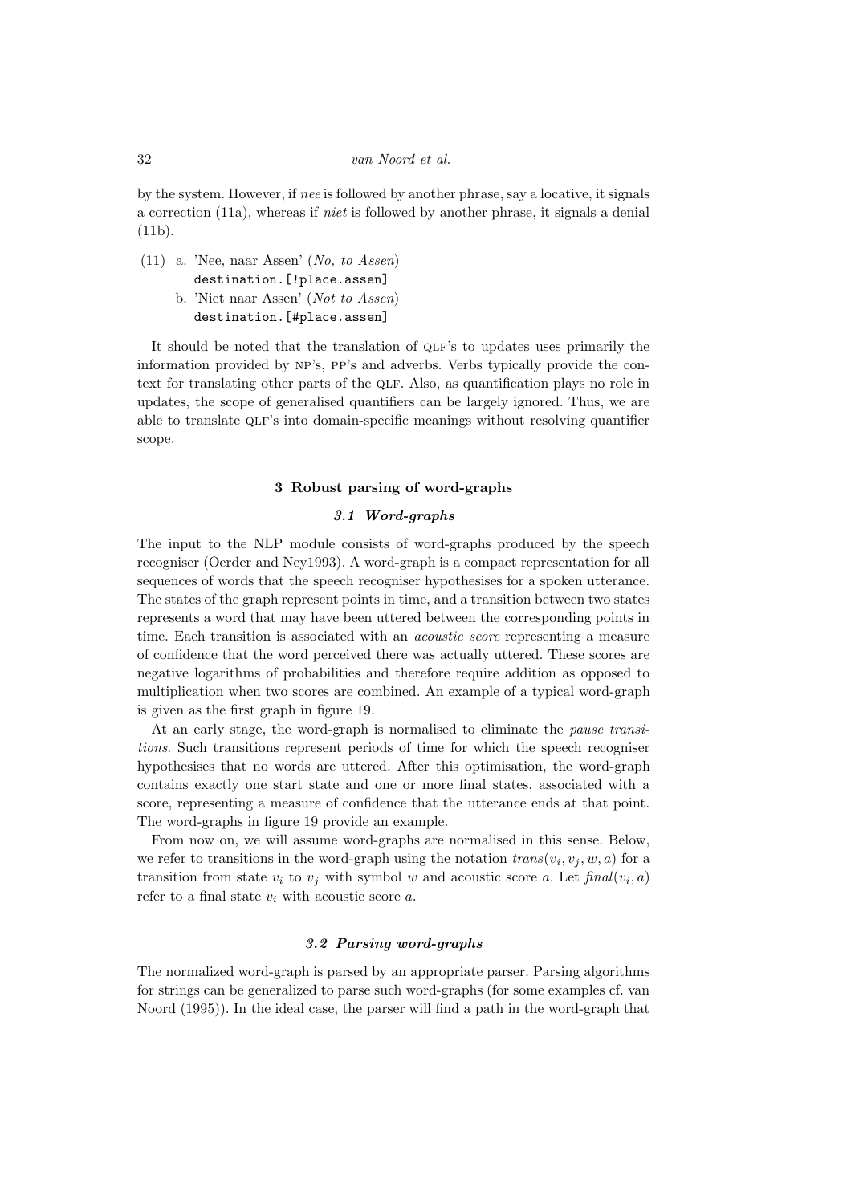by the system. However, if *nee* is followed by another phrase, say a locative, it signals a correction (11a), whereas if *niet* is followed by another phrase, it signals a denial (11b).

(11) a. 'Nee, naar Assen' (*No, to Assen*)
   `destination.[!place.assen]`
 b. 'Niet naar Assen' (*Not to Assen*)
   `destination.[#place.assen]`

It should be noted that the translation of QLF's to updates uses primarily the information provided by NP's, PP's and adverbs. Verbs typically provide the context for translating other parts of the QLF. Also, as quantification plays no role in updates, the scope of generalised quantifiers can be largely ignored. Thus, we are able to translate QLF's into domain-specific meanings without resolving quantifier scope.

## 3 Robust parsing of word-graphs

### 3.1 Word-graphs

The input to the NLP module consists of word-graphs produced by the speech recogniser (Oerder and Ney1993). A word-graph is a compact representation for all sequences of words that the speech recogniser hypothesises for a spoken utterance. The states of the graph represent points in time, and a transition between two states represents a word that may have been uttered between the corresponding points in time. Each transition is associated with an *acoustic score* representing a measure of confidence that the word perceived there was actually uttered. These scores are negative logarithms of probabilities and therefore require addition as opposed to multiplication when two scores are combined. An example of a typical word-graph is given as the first graph in figure 19.

At an early stage, the word-graph is normalised to eliminate the *pause transitions*. Such transitions represent periods of time for which the speech recogniser hypothesises that no words are uttered. After this optimisation, the word-graph contains exactly one start state and one or more final states, associated with a score, representing a measure of confidence that the utterance ends at that point. The word-graphs in figure 19 provide an example.

From now on, we will assume word-graphs are normalised in this sense. Below, we refer to transitions in the word-graph using the notation $trans(v_i, v_j, w, a)$ for a transition from state $v_i$ to $v_j$ with symbol $w$ and acoustic score $a$. Let $final(v_i, a)$ refer to a final state $v_i$ with acoustic score $a$.

### 3.2 Parsing word-graphs

The normalized word-graph is parsed by an appropriate parser. Parsing algorithms for strings can be generalized to parse such word-graphs (for some examples cf. van Noord (1995)). In the ideal case, the parser will find a path in the word-graph that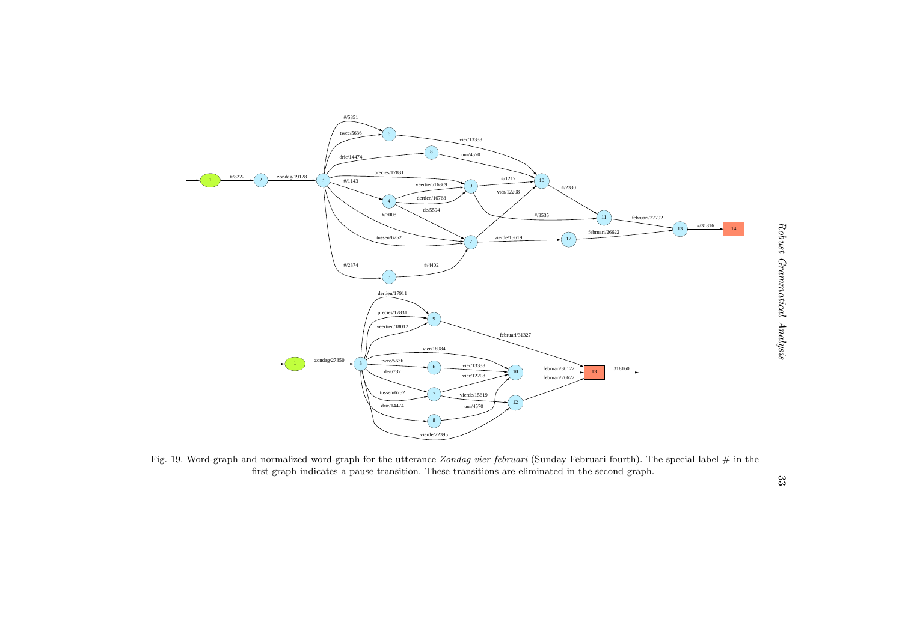Fig. 19. Word-graph and normalized word-graph for the utterance *Zondag vier februari* (Sunday Februari fourth). The special label # in the first graph indicates a pause transition. These transitions are eliminated in the second graph.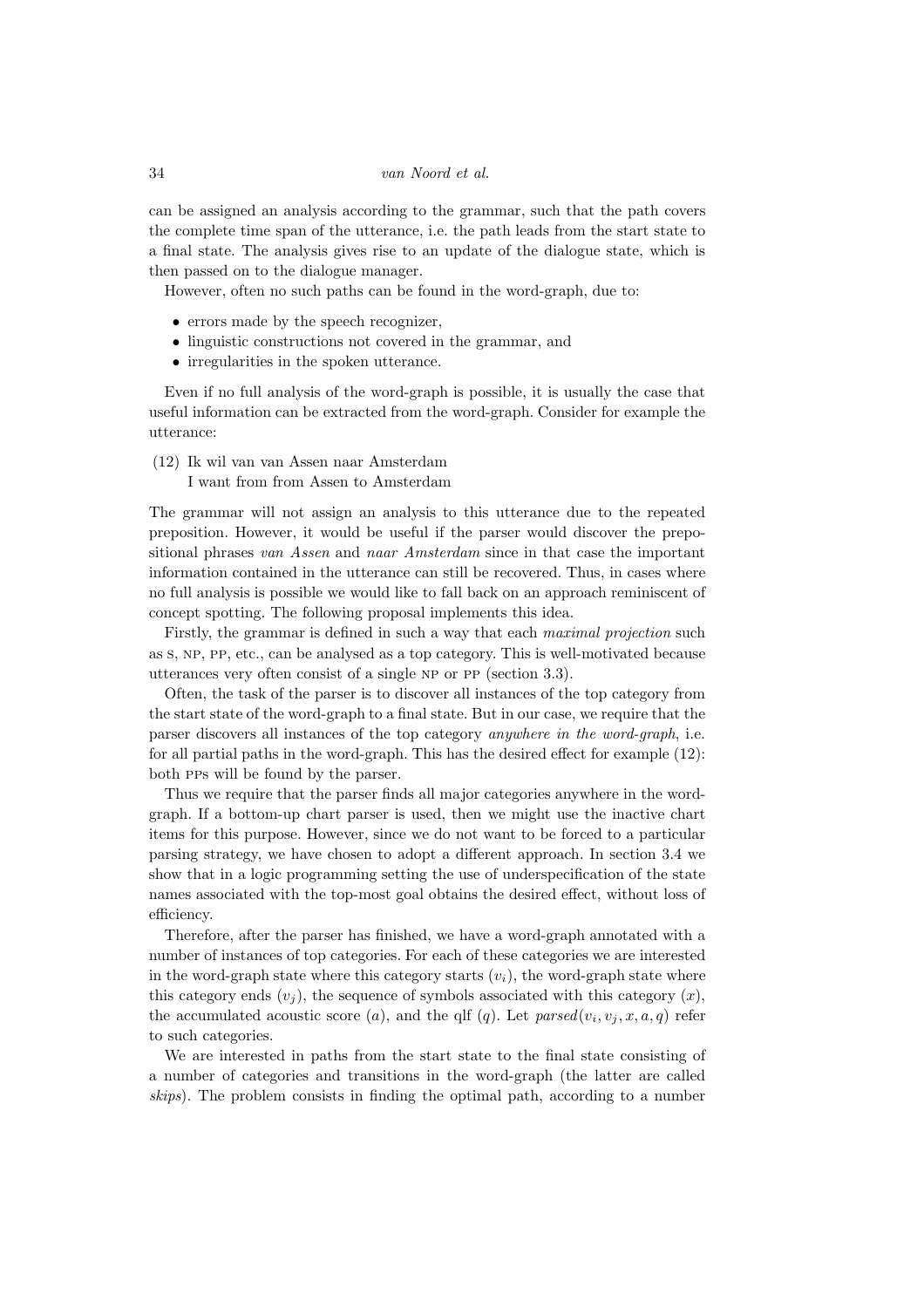can be assigned an analysis according to the grammar, such that the path covers the complete time span of the utterance, i.e. the path leads from the start state to a final state. The analysis gives rise to an update of the dialogue state, which is then passed on to the dialogue manager.

However, often no such paths can be found in the word-graph, due to:

- errors made by the speech recognizer,
- linguistic constructions not covered in the grammar, and
- irregularities in the spoken utterance.

Even if no full analysis of the word-graph is possible, it is usually the case that useful information can be extracted from the word-graph. Consider for example the utterance:

(12) Ik wil van van Assen naar Amsterdam
I want from from Assen to Amsterdam

The grammar will not assign an analysis to this utterance due to the repeated preposition. However, it would be useful if the parser would discover the prepositional phrases *van Assen* and *naar Amsterdam* since in that case the important information contained in the utterance can still be recovered. Thus, in cases where no full analysis is possible we would like to fall back on an approach reminiscent of concept spotting. The following proposal implements this idea.

Firstly, the grammar is defined in such a way that each *maximal projection* such as S, NP, PP, etc., can be analysed as a top category. This is well-motivated because utterances very often consist of a single NP or PP (section 3.3).

Often, the task of the parser is to discover all instances of the top category from the start state of the word-graph to a final state. But in our case, we require that the parser discovers all instances of the top category *anywhere in the word-graph*, i.e. for all partial paths in the word-graph. This has the desired effect for example (12): both PPs will be found by the parser.

Thus we require that the parser finds all major categories anywhere in the word-graph. If a bottom-up chart parser is used, then we might use the inactive chart items for this purpose. However, since we do not want to be forced to a particular parsing strategy, we have chosen to adopt a different approach. In section 3.4 we show that in a logic programming setting the use of underspecification of the state names associated with the top-most goal obtains the desired effect, without loss of efficiency.

Therefore, after the parser has finished, we have a word-graph annotated with a number of instances of top categories. For each of these categories we are interested in the word-graph state where this category starts ($v_i$), the word-graph state where this category ends ($v_j$), the sequence of symbols associated with this category ($x$), the accumulated acoustic score ($a$), and the qlf ($q$). Let $parsed(v_i, v_j, x, a, q)$ refer to such categories.

We are interested in paths from the start state to the final state consisting of a number of categories and transitions in the word-graph (the latter are called *skips*). The problem consists in finding the optimal path, according to a number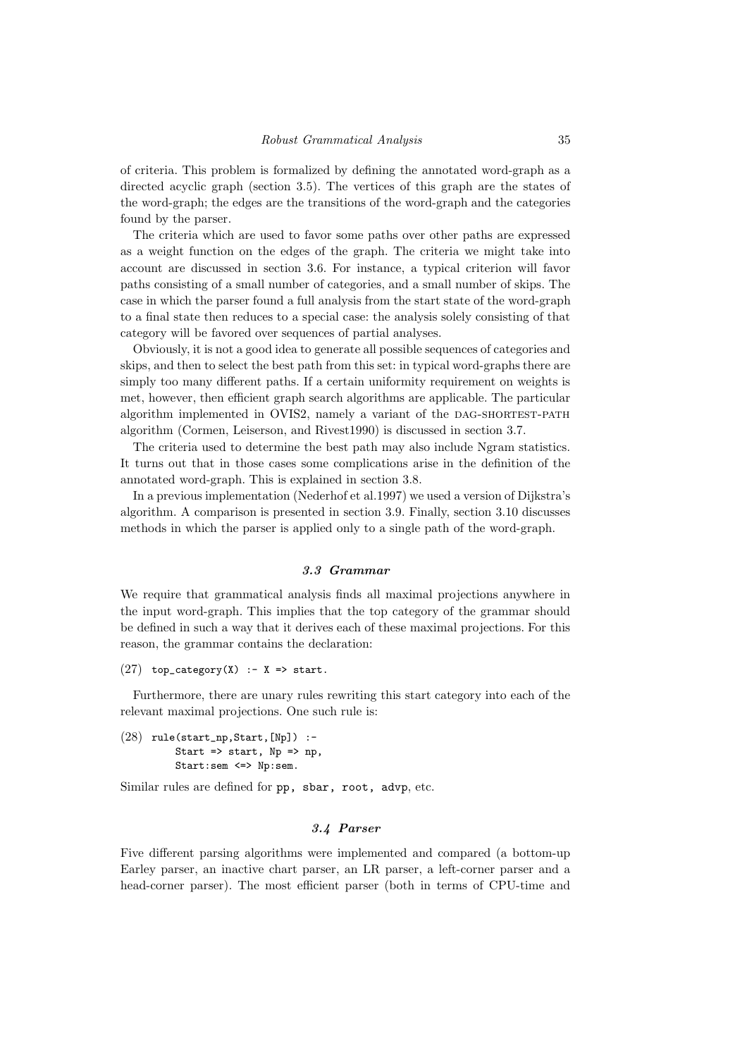of criteria. This problem is formalized by defining the annotated word-graph as a directed acyclic graph (section 3.5). The vertices of this graph are the states of the word-graph; the edges are the transitions of the word-graph and the categories found by the parser.

The criteria which are used to favor some paths over other paths are expressed as a weight function on the edges of the graph. The criteria we might take into account are discussed in section 3.6. For instance, a typical criterion will favor paths consisting of a small number of categories, and a small number of skips. The case in which the parser found a full analysis from the start state of the word-graph to a final state then reduces to a special case: the analysis solely consisting of that category will be favored over sequences of partial analyses.

Obviously, it is not a good idea to generate all possible sequences of categories and skips, and then to select the best path from this set: in typical word-graphs there are simply too many different paths. If a certain uniformity requirement on weights is met, however, then efficient graph search algorithms are applicable. The particular algorithm implemented in OVIS2, namely a variant of the DAG-SHORTEST-PATH algorithm (Cormen, Leiserson, and Rivest1990) is discussed in section 3.7.

The criteria used to determine the best path may also include Ngram statistics. It turns out that in those cases some complications arise in the definition of the annotated word-graph. This is explained in section 3.8.

In a previous implementation (Nederhof et al.1997) we used a version of Dijkstra's algorithm. A comparison is presented in section 3.9. Finally, section 3.10 discusses methods in which the parser is applied only to a single path of the word-graph.

### *3.3 Grammar*

We require that grammatical analysis finds all maximal projections anywhere in the input word-graph. This implies that the top category of the grammar should be defined in such a way that it derives each of these maximal projections. For this reason, the grammar contains the declaration:

```
(27) top_category(X) :- X => start.
```

Furthermore, there are unary rules rewriting this start category into each of the relevant maximal projections. One such rule is:

```
(28) rule(start_np,Start,[Np]) :-
         Start => start, Np => np,
         Start:sem <=> Np:sem.
```

Similar rules are defined for `pp, sbar, root, advp`, etc.

### *3.4 Parser*

Five different parsing algorithms were implemented and compared (a bottom-up Earley parser, an inactive chart parser, an LR parser, a left-corner parser and a head-corner parser). The most efficient parser (both in terms of CPU-time and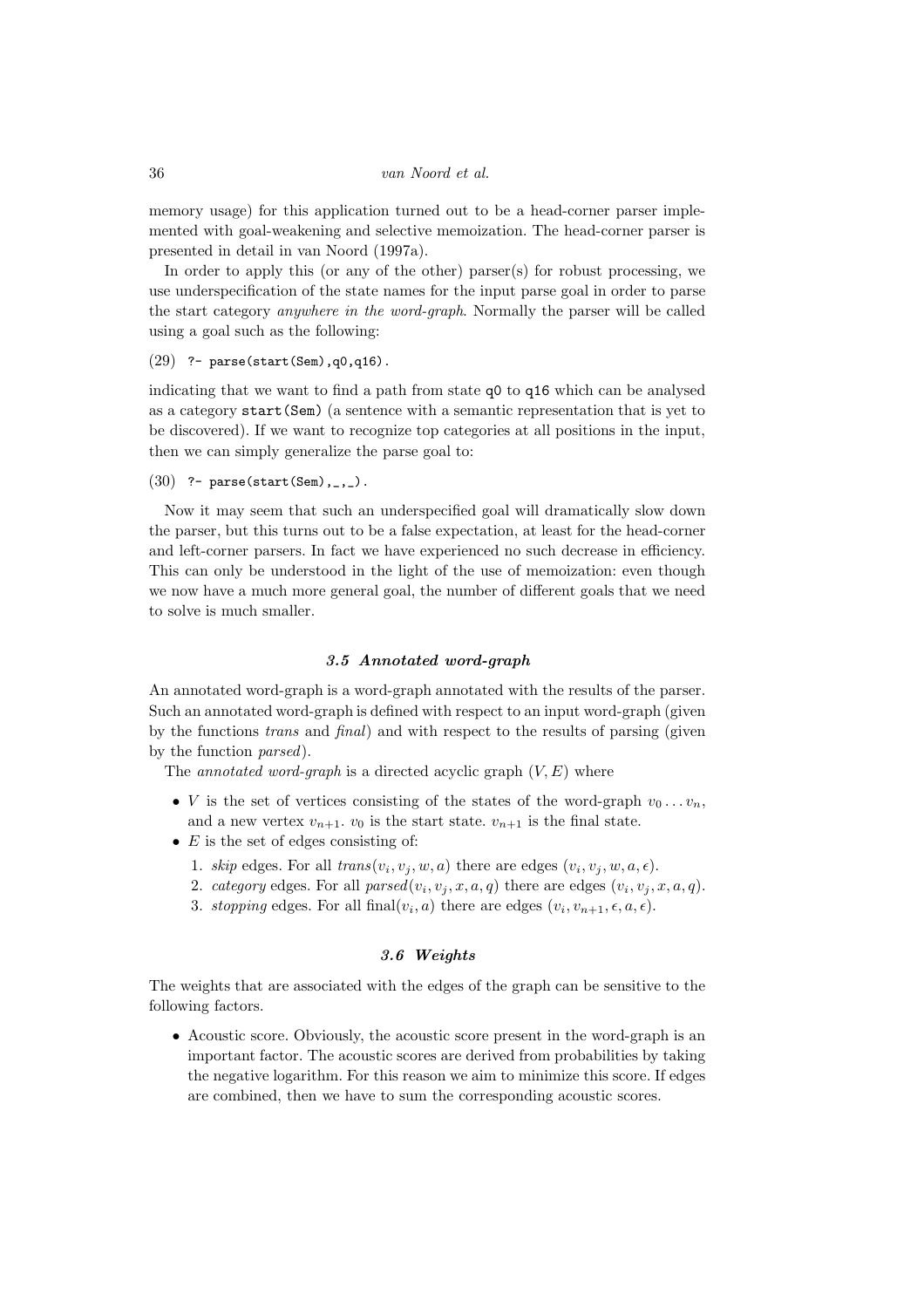memory usage) for this application turned out to be a head-corner parser implemented with goal-weakening and selective memoization. The head-corner parser is presented in detail in van Noord (1997a).

In order to apply this (or any of the other) parser(s) for robust processing, we use underspecification of the state names for the input parse goal in order to parse the start category *anywhere in the word-graph*. Normally the parser will be called using a goal such as the following:

(29) `?- parse(start(Sem),q0,q16).`

indicating that we want to find a path from state `q0` to `q16` which can be analysed as a category `start(Sem)` (a sentence with a semantic representation that is yet to be discovered). If we want to recognize top categories at all positions in the input, then we can simply generalize the parse goal to:

(30) `?- parse(start(Sem),_,_).`

Now it may seem that such an underspecified goal will dramatically slow down the parser, but this turns out to be a false expectation, at least for the head-corner and left-corner parsers. In fact we have experienced no such decrease in efficiency. This can only be understood in the light of the use of memoization: even though we now have a much more general goal, the number of different goals that we need to solve is much smaller.

### 3.5 Annotated word-graph

An annotated word-graph is a word-graph annotated with the results of the parser. Such an annotated word-graph is defined with respect to an input word-graph (given by the functions *trans* and *final*) and with respect to the results of parsing (given by the function *parsed*).

The *annotated word-graph* is a directed acyclic graph $(V, E)$ where

- $V$ is the set of vertices consisting of the states of the word-graph $v_0 \dots v_n$, and a new vertex $v_{n+1}$. $v_0$ is the start state. $v_{n+1}$ is the final state.
- $E$ is the set of edges consisting of:
  1. *skip* edges. For all $trans(v_i, v_j, w, a)$ there are edges $(v_i, v_j, w, a, \epsilon)$.
  2. *category* edges. For all $parsed(v_i, v_j, x, a, q)$ there are edges $(v_i, v_j, x, a, q)$.
  3. *stopping* edges. For all $\text{final}(v_i, a)$ there are edges $(v_i, v_{n+1}, \epsilon, a, \epsilon)$.

### 3.6 Weights

The weights that are associated with the edges of the graph can be sensitive to the following factors.

- Acoustic score. Obviously, the acoustic score present in the word-graph is an important factor. The acoustic scores are derived from probabilities by taking the negative logarithm. For this reason we aim to minimize this score. If edges are combined, then we have to sum the corresponding acoustic scores.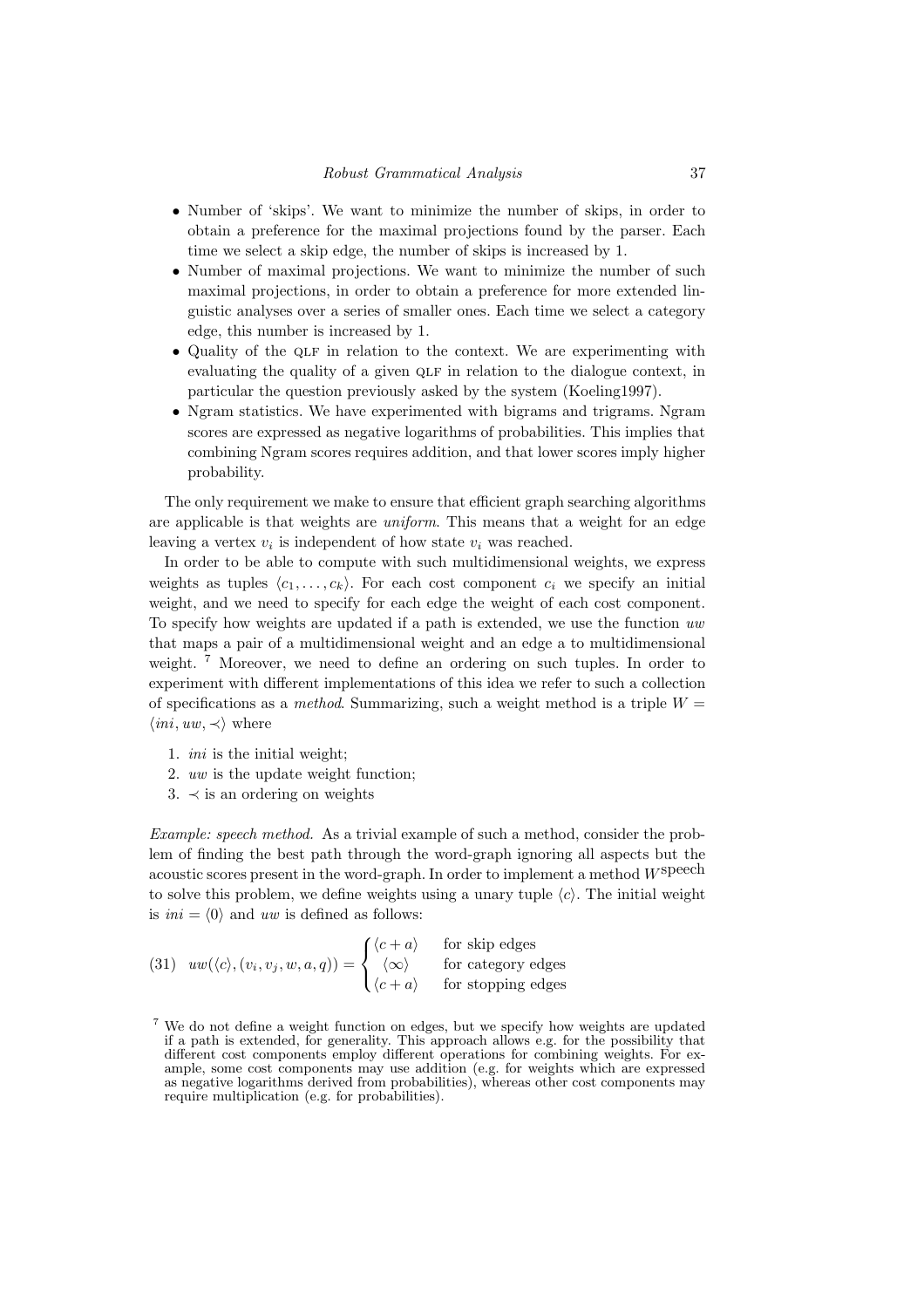- Number of 'skips'. We want to minimize the number of skips, in order to obtain a preference for the maximal projections found by the parser. Each time we select a skip edge, the number of skips is increased by 1.
- Number of maximal projections. We want to minimize the number of such maximal projections, in order to obtain a preference for more extended linguistic analyses over a series of smaller ones. Each time we select a category edge, this number is increased by 1.
- Quality of the QLF in relation to the context. We are experimenting with evaluating the quality of a given QLF in relation to the dialogue context, in particular the question previously asked by the system (Koeling1997).
- Ngram statistics. We have experimented with bigrams and trigrams. Ngram scores are expressed as negative logarithms of probabilities. This implies that combining Ngram scores requires addition, and that lower scores imply higher probability.

The only requirement we make to ensure that efficient graph searching algorithms are applicable is that weights are *uniform*. This means that a weight for an edge leaving a vertex $v_i$ is independent of how state $v_i$ was reached.

In order to be able to compute with such multidimensional weights, we express weights as tuples $\langle c_1, \ldots, c_k \rangle$. For each cost component $c_i$ we specify an initial weight, and we need to specify for each edge the weight of each cost component. To specify how weights are updated if a path is extended, we use the function $uw$ that maps a pair of a multidimensional weight and an edge a to multidimensional weight. [7] Moreover, we need to define an ordering on such tuples. In order to experiment with different implementations of this idea we refer to such a collection of specifications as a *method*. Summarizing, such a weight method is a triple $W = \langle ini, uw, \prec \rangle$ where

1. $ini$ is the initial weight;
2. $uw$ is the update weight function;
3. $\prec$ is an ordering on weights

*Example: speech method.* As a trivial example of such a method, consider the problem of finding the best path through the word-graph ignoring all aspects but the acoustic scores present in the word-graph. In order to implement a method $W^{\text{speech}}$ to solve this problem, we define weights using a unary tuple $\langle c \rangle$. The initial weight is $ini = \langle 0 \rangle$ and $uw$ is defined as follows:

$$
(31) \quad uw(\langle c \rangle, (v_i, v_j, w, a, q)) = \begin{cases} \langle c + a \rangle & \text{for skip edges} \\ \langle \infty \rangle & \text{for category edges} \\ \langle c + a \rangle & \text{for stopping edges} \end{cases}
$$

[7] We do not define a weight function on edges, but we specify how weights are updated if a path is extended, for generality. This approach allows e.g. for the possibility that different cost components employ different operations for combining weights. For example, some cost components may use addition (e.g. for weights which are expressed as negative logarithms derived from probabilities), whereas other cost components may require multiplication (e.g. for probabilities).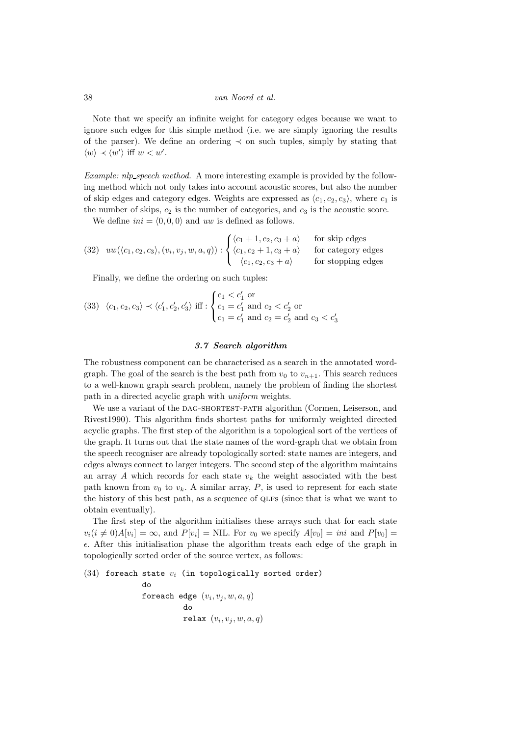Note that we specify an infinite weight for category edges because we want to ignore such edges for this simple method (i.e. we are simply ignoring the results of the parser). We define an ordering $\prec$ on such tuples, simply by stating that $\langle w \rangle \prec \langle w' \rangle$ iff $w < w'$.

*Example: nlp_speech method.* A more interesting example is provided by the following method which not only takes into account acoustic scores, but also the number of skip edges and category edges. Weights are expressed as $\langle c_1, c_2, c_3 \rangle$, where $c_1$ is the number of skips, $c_2$ is the number of categories, and $c_3$ is the acoustic score.

We define $ini = \langle 0, 0, 0 \rangle$ and $uw$ is defined as follows.

(32) $$uw(\langle c_1, c_2, c_3 \rangle, (v_i, v_j, w, a, q)) : \begin{cases} \langle c_1 + 1, c_2, c_3 + a \rangle & \text{for skip edges} \\ \langle c_1, c_2 + 1, c_3 + a \rangle & \text{for category edges} \\ \langle c_1, c_2, c_3 + a \rangle & \text{for stopping edges} \end{cases}$$

Finally, we define the ordering on such tuples:

(33) $$\langle c_1, c_2, c_3 \rangle \prec \langle c_1', c_2', c_3' \rangle \text{ iff} : \begin{cases} c_1 < c_1' \text{ or} \\ c_1 = c_1' \text{ and } c_2 < c_2' \text{ or} \\ c_1 = c_1' \text{ and } c_2 = c_2' \text{ and } c_3 < c_3' \end{cases}$$

### 3.7 Search algorithm

The robustness component can be characterised as a search in the annotated word-graph. The goal of the search is the best path from $v_0$ to $v_{n+1}$. This search reduces to a well-known graph search problem, namely the problem of finding the shortest path in a directed acyclic graph with *uniform* weights.

We use a variant of the DAG-SHORTEST-PATH algorithm (Cormen, Leiserson, and Rivest1990). This algorithm finds shortest paths for uniformly weighted directed acyclic graphs. The first step of the algorithm is a topological sort of the vertices of the graph. It turns out that the state names of the word-graph that we obtain from the speech recogniser are already topologically sorted: state names are integers, and edges always connect to larger integers. The second step of the algorithm maintains an array $A$ which records for each state $v_k$ the weight associated with the best path known from $v_0$ to $v_k$. A similar array, $P$, is used to represent for each state the history of this best path, as a sequence of QLFs (since that is what we want to obtain eventually).

The first step of the algorithm initialises these arrays such that for each state $v_i (i \neq 0) A[v_i] = \infty$, and $P[v_i] = \text{NIL}$. For $v_0$ we specify $A[v_0] = ini$ and $P[v_0] = \epsilon$. After this initialisation phase the algorithm treats each edge of the graph in topologically sorted order of the source vertex, as follows:

(34)
```
foreach state v_i (in topologically sorted order)
        do
        foreach edge (v_i, v_j, w, a, q)
                do
                relax (v_i, v_j, w, a, q)
```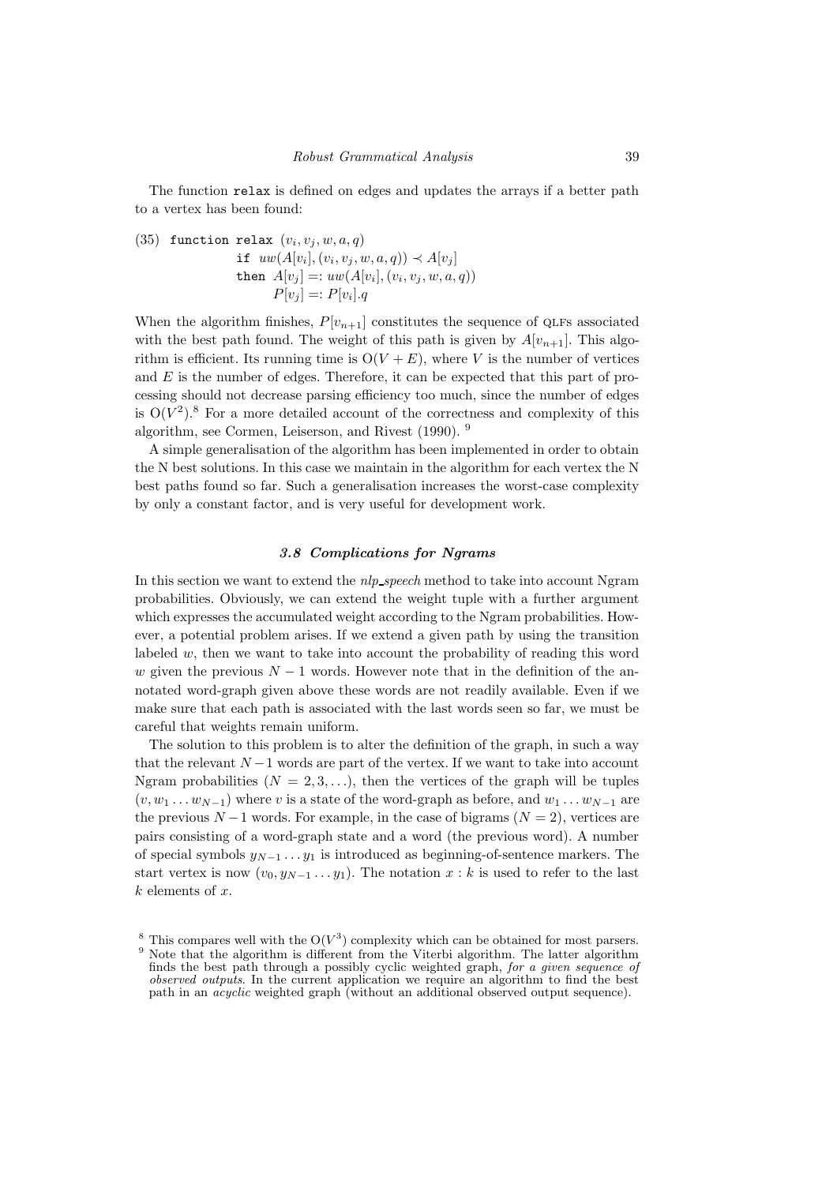The function `relax` is defined on edges and updates the arrays if a better path to a vertex has been found:

(35) 
```
function relax (v_i, v_j, w, a, q)
    if uw(A[v_i], (v_i, v_j, w, a, q)) ≺ A[v_j]
    then A[v_j] =: uw(A[v_i], (v_i, v_j, w, a, q))
         P[v_j] =: P[v_i].q
```

$$
\begin{array}{l}
\texttt{function relax } (v_i, v_j, w, a, q) \\
\quad \texttt{if } uw(A[v_i], (v_i, v_j, w, a, q)) \prec A[v_j] \\
\quad \texttt{then } A[v_j] =: uw(A[v_i], (v_i, v_j, w, a, q)) \\
\quad \qquad P[v_j] =: P[v_i].q
\end{array}
$$

When the algorithm finishes, $P[v_{n+1}]$ constitutes the sequence of QLFs associated with the best path found. The weight of this path is given by $A[v_{n+1}]$. This algorithm is efficient. Its running time is $O(V + E)$, where $V$ is the number of vertices and $E$ is the number of edges. Therefore, it can be expected that this part of processing should not decrease parsing efficiency too much, since the number of edges is $O(V^2)$.[8] For a more detailed account of the correctness and complexity of this algorithm, see Cormen, Leiserson, and Rivest (1990). [9]

A simple generalisation of the algorithm has been implemented in order to obtain the N best solutions. In this case we maintain in the algorithm for each vertex the N best paths found so far. Such a generalisation increases the worst-case complexity by only a constant factor, and is very useful for development work.

### 3.8 Complications for Ngrams

In this section we want to extend the *nlp_speech* method to take into account Ngram probabilities. Obviously, we can extend the weight tuple with a further argument which expresses the accumulated weight according to the Ngram probabilities. However, a potential problem arises. If we extend a given path by using the transition labeled $w$, then we want to take into account the probability of reading this word $w$ given the previous $N - 1$ words. However note that in the definition of the annotated word-graph given above these words are not readily available. Even if we make sure that each path is associated with the last words seen so far, we must be careful that weights remain uniform.

The solution to this problem is to alter the definition of the graph, in such a way that the relevant $N - 1$ words are part of the vertex. If we want to take into account Ngram probabilities ($N = 2, 3, \ldots$), then the vertices of the graph will be tuples $(v, w_1 \ldots w_{N-1})$ where $v$ is a state of the word-graph as before, and $w_1 \ldots w_{N-1}$ are the previous $N - 1$ words. For example, in the case of bigrams ($N = 2$), vertices are pairs consisting of a word-graph state and a word (the previous word). A number of special symbols $y_{N-1} \ldots y_1$ is introduced as beginning-of-sentence markers. The start vertex is now $(v_0, y_{N-1} \ldots y_1)$. The notation $x : k$ is used to refer to the last $k$ elements of $x$.

[8] This compares well with the $O(V^3)$ complexity which can be obtained for most parsers.

[9] Note that the algorithm is different from the Viterbi algorithm. The latter algorithm finds the best path through a possibly cyclic weighted graph, *for a given sequence of observed outputs*. In the current application we require an algorithm to find the best path in an *acyclic* weighted graph (without an additional observed output sequence).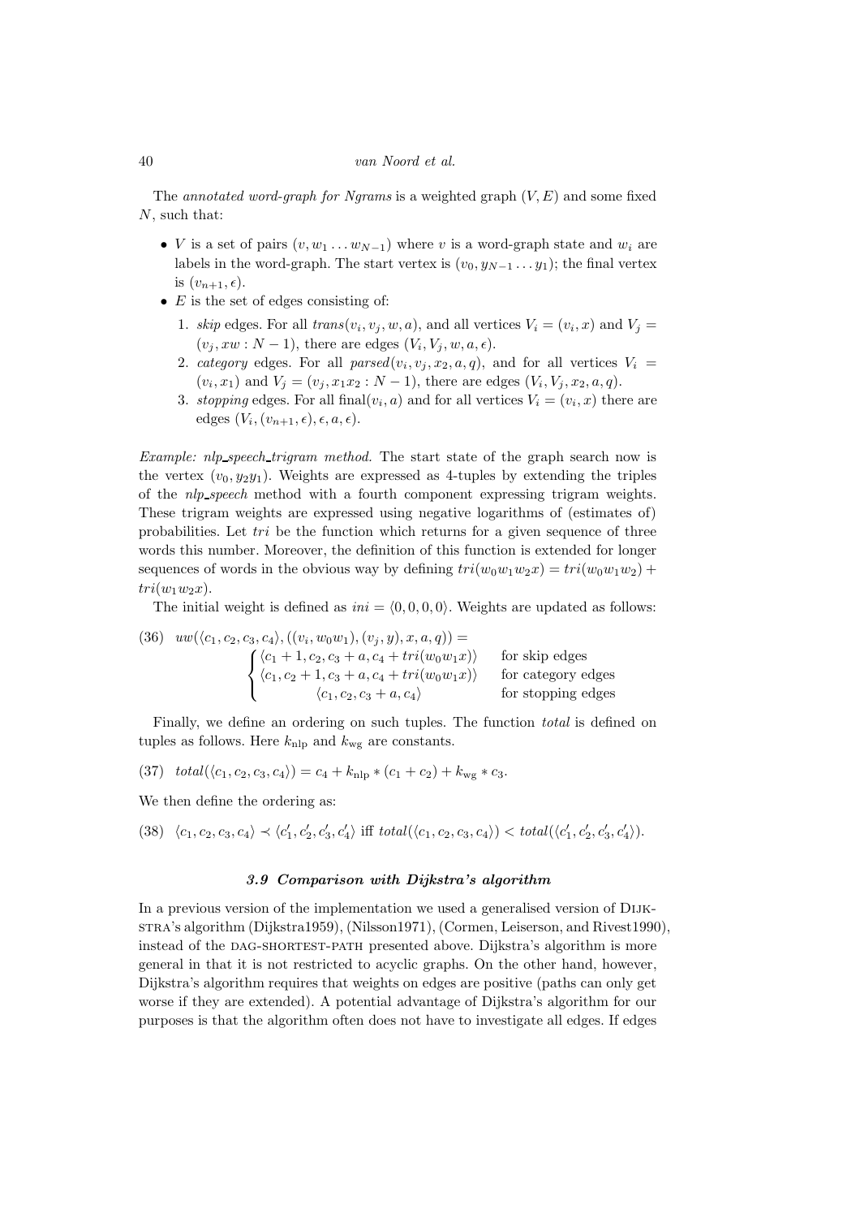The *annotated word-graph for Ngrams* is a weighted graph $(V, E)$ and some fixed $N$, such that:

- $V$ is a set of pairs $(v, w_1 \dots w_{N-1})$ where $v$ is a word-graph state and $w_i$ are labels in the word-graph. The start vertex is $(v_0, y_{N-1} \dots y_1)$; the final vertex is $(v_{n+1}, \epsilon)$.
- $E$ is the set of edges consisting of:
  1. *skip* edges. For all $trans(v_i, v_j, w, a)$, and all vertices $V_i = (v_i, x)$ and $V_j = (v_j, xw : N-1)$, there are edges $(V_i, V_j, w, a, \epsilon)$.
  2. *category* edges. For all $parsed(v_i, v_j, x_2, a, q)$, and for all vertices $V_i = (v_i, x_1)$ and $V_j = (v_j, x_1x_2 : N-1)$, there are edges $(V_i, V_j, x_2, a, q)$.
  3. *stopping* edges. For all final$(v_i, a)$ and for all vertices $V_i = (v_i, x)$ there are edges $(V_i, (v_{n+1}, \epsilon), \epsilon, a, \epsilon)$.

*Example: nlp_speech_trigram method.* The start state of the graph search now is the vertex $(v_0, y_2y_1)$. Weights are expressed as 4-tuples by extending the triples of the *nlp_speech* method with a fourth component expressing trigram weights. These trigram weights are expressed using negative logarithms of (estimates of) probabilities. Let $tri$ be the function which returns for a given sequence of three words this number. Moreover, the definition of this function is extended for longer sequences of words in the obvious way by defining $tri(w_0w_1w_2x) = tri(w_0w_1w_2) + tri(w_1w_2x)$.

The initial weight is defined as $ini = \langle 0, 0, 0, 0 \rangle$. Weights are updated as follows:

(36) $$uw(\langle c_1, c_2, c_3, c_4 \rangle, ((v_i, w_0w_1), (v_j, y), x, a, q)) = \begin{cases} \langle c_1 + 1, c_2, c_3 + a, c_4 + tri(w_0w_1x) \rangle & \text{for skip edges} \\ \langle c_1, c_2 + 1, c_3 + a, c_4 + tri(w_0w_1x) \rangle & \text{for category edges} \\ \langle c_1, c_2, c_3 + a, c_4 \rangle & \text{for stopping edges} \end{cases}$$

Finally, we define an ordering on such tuples. The function *total* is defined on tuples as follows. Here $k_{\text{nlp}}$ and $k_{\text{wg}}$ are constants.

(37) $$total(\langle c_1, c_2, c_3, c_4 \rangle) = c_4 + k_{\text{nlp}} * (c_1 + c_2) + k_{\text{wg}} * c_3.$$

We then define the ordering as:

(38) $$\langle c_1, c_2, c_3, c_4 \rangle \prec \langle c'_1, c'_2, c'_3, c'_4 \rangle \text{ iff } total(\langle c_1, c_2, c_3, c_4 \rangle) < total(\langle c'_1, c'_2, c'_3, c'_4 \rangle).$$

### 3.9 Comparison with Dijkstra's algorithm

In a previous version of the implementation we used a generalised version of Dijkstra's algorithm (Dijkstra1959), (Nilsson1971), (Cormen, Leiserson, and Rivest1990), instead of the DAG-SHORTEST-PATH presented above. Dijkstra's algorithm is more general in that it is not restricted to acyclic graphs. On the other hand, however, Dijkstra's algorithm requires that weights on edges are positive (paths can only get worse if they are extended). A potential advantage of Dijkstra's algorithm for our purposes is that the algorithm often does not have to investigate all edges. If edges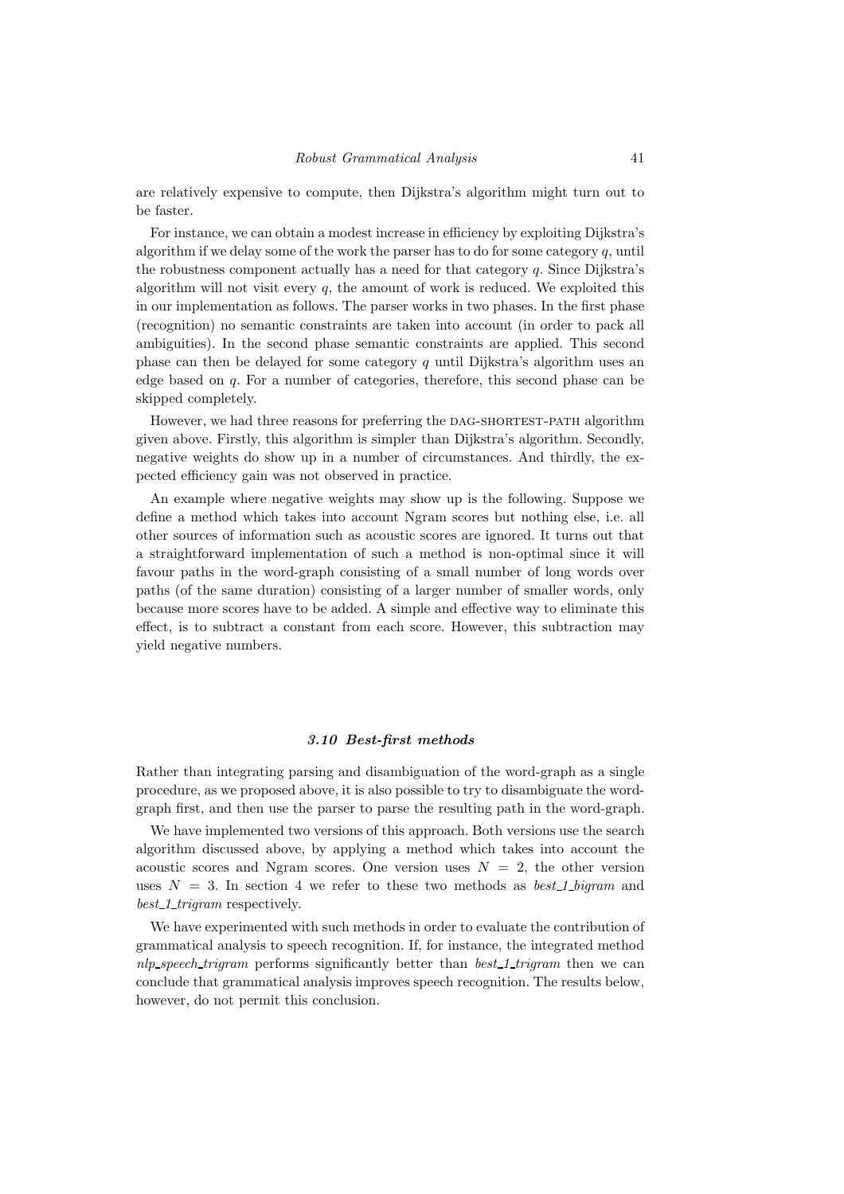are relatively expensive to compute, then Dijkstra's algorithm might turn out to be faster.

For instance, we can obtain a modest increase in efficiency by exploiting Dijkstra's algorithm if we delay some of the work the parser has to do for some category $q$, until the robustness component actually has a need for that category $q$. Since Dijkstra's algorithm will not visit every $q$, the amount of work is reduced. We exploited this in our implementation as follows. The parser works in two phases. In the first phase (recognition) no semantic constraints are taken into account (in order to pack all ambiguities). In the second phase semantic constraints are applied. This second phase can then be delayed for some category $q$ until Dijkstra's algorithm uses an edge based on $q$. For a number of categories, therefore, this second phase can be skipped completely.

However, we had three reasons for preferring the DAG-SHORTEST-PATH algorithm given above. Firstly, this algorithm is simpler than Dijkstra's algorithm. Secondly, negative weights do show up in a number of circumstances. And thirdly, the expected efficiency gain was not observed in practice.

An example where negative weights may show up is the following. Suppose we define a method which takes into account Ngram scores but nothing else, i.e. all other sources of information such as acoustic scores are ignored. It turns out that a straightforward implementation of such a method is non-optimal since it will favour paths in the word-graph consisting of a small number of long words over paths (of the same duration) consisting of a larger number of smaller words, only because more scores have to be added. A simple and effective way to eliminate this effect, is to subtract a constant from each score. However, this subtraction may yield negative numbers.

### 3.10 Best-first methods

Rather than integrating parsing and disambiguation of the word-graph as a single procedure, as we proposed above, it is also possible to try to disambiguate the word-graph first, and then use the parser to parse the resulting path in the word-graph.

We have implemented two versions of this approach. Both versions use the search algorithm discussed above, by applying a method which takes into account the acoustic scores and Ngram scores. One version uses $N = 2$, the other version uses $N = 3$. In section 4 we refer to these two methods as *best_1_bigram* and *best_1_trigram* respectively.

We have experimented with such methods in order to evaluate the contribution of grammatical analysis to speech recognition. If, for instance, the integrated method *nlp_speech_trigram* performs significantly better than *best_1_trigram* then we can conclude that grammatical analysis improves speech recognition. The results below, however, do not permit this conclusion.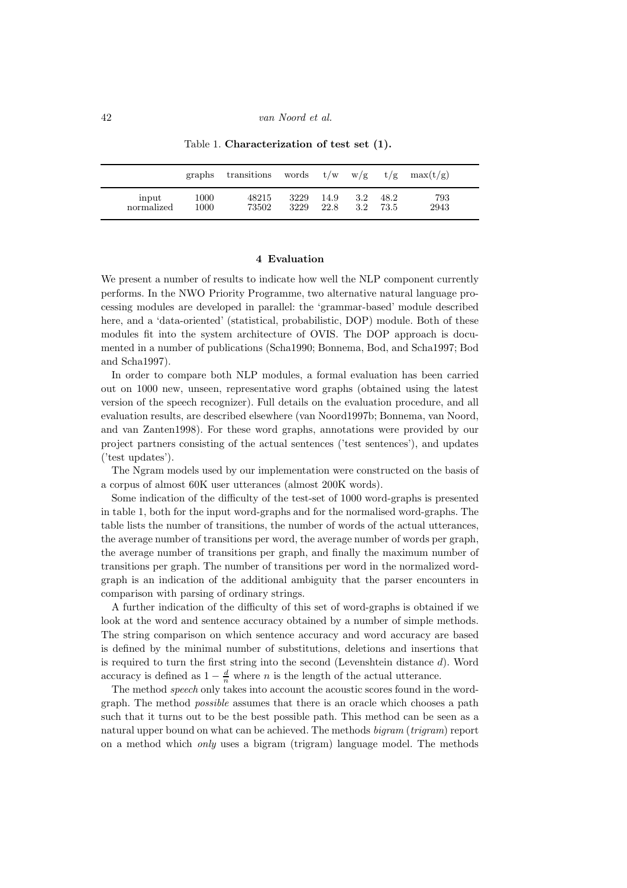Table 1. **Characterization of test set (1).**

| | graphs | transitions | words | t/w | w/g | t/g | max(t/g) |
|---|---|---|---|---|---|---|---|
| input | 1000 | 48215 | 3229 | 14.9 | 3.2 | 48.2 | 793 |
| normalized | 1000 | 73502 | 3229 | 22.8 | 3.2 | 73.5 | 2943 |

## 4 Evaluation

We present a number of results to indicate how well the NLP component currently performs. In the NWO Priority Programme, two alternative natural language processing modules are developed in parallel: the 'grammar-based' module described here, and a 'data-oriented' (statistical, probabilistic, DOP) module. Both of these modules fit into the system architecture of OVIS. The DOP approach is documented in a number of publications (Scha1990; Bonnema, Bod, and Scha1997; Bod and Scha1997).

In order to compare both NLP modules, a formal evaluation has been carried out on 1000 new, unseen, representative word graphs (obtained using the latest version of the speech recognizer). Full details on the evaluation procedure, and all evaluation results, are described elsewhere (van Noord1997b; Bonnema, van Noord, and van Zanten1998). For these word graphs, annotations were provided by our project partners consisting of the actual sentences ('test sentences'), and updates ('test updates').

The Ngram models used by our implementation were constructed on the basis of a corpus of almost 60K user utterances (almost 200K words).

Some indication of the difficulty of the test-set of 1000 word-graphs is presented in table 1, both for the input word-graphs and for the normalised word-graphs. The table lists the number of transitions, the number of words of the actual utterances, the average number of transitions per word, the average number of words per graph, the average number of transitions per graph, and finally the maximum number of transitions per graph. The number of transitions per word in the normalized word-graph is an indication of the additional ambiguity that the parser encounters in comparison with parsing of ordinary strings.

A further indication of the difficulty of this set of word-graphs is obtained if we look at the word and sentence accuracy obtained by a number of simple methods. The string comparison on which sentence accuracy and word accuracy are based is defined by the minimal number of substitutions, deletions and insertions that is required to turn the first string into the second (Levenshtein distance $d$). Word accuracy is defined as $1 - \frac{d}{n}$ where $n$ is the length of the actual utterance.

The method *speech* only takes into account the acoustic scores found in the word-graph. The method *possible* assumes that there is an oracle which chooses a path such that it turns out to be the best possible path. This method can be seen as a natural upper bound on what can be achieved. The methods *bigram* (*trigram*) report on a method which *only* uses a bigram (trigram) language model. The methods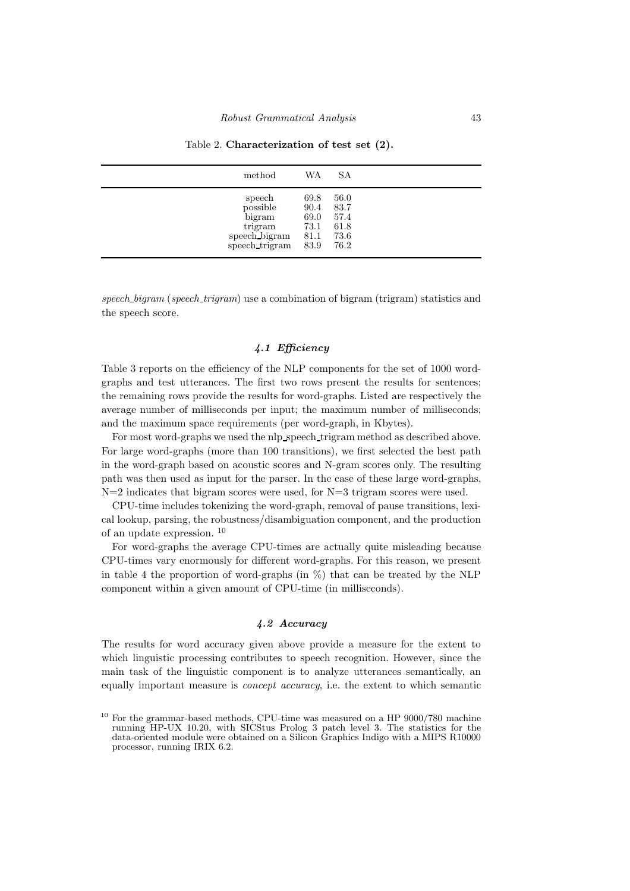Table 2. **Characterization of test set (2).**

| method | WA | SA |
|---|---|---|
| speech | 69.8 | 56.0 |
| possible | 90.4 | 83.7 |
| bigram | 69.0 | 57.4 |
| trigram | 73.1 | 61.8 |
| speech_bigram | 81.1 | 73.6 |
| speech_trigram | 83.9 | 76.2 |

*speech_bigram* (*speech_trigram*) use a combination of bigram (trigram) statistics and the speech score.

### *4.1 Efficiency*

Table 3 reports on the efficiency of the NLP components for the set of 1000 word-graphs and test utterances. The first two rows present the results for sentences; the remaining rows provide the results for word-graphs. Listed are respectively the average number of milliseconds per input; the maximum number of milliseconds; and the maximum space requirements (per word-graph, in Kbytes).

For most word-graphs we used the nlp_speech_trigram method as described above. For large word-graphs (more than 100 transitions), we first selected the best path in the word-graph based on acoustic scores and N-gram scores only. The resulting path was then used as input for the parser. In the case of these large word-graphs, N=2 indicates that bigram scores were used, for N=3 trigram scores were used.

CPU-time includes tokenizing the word-graph, removal of pause transitions, lexical lookup, parsing, the robustness/disambiguation component, and the production of an update expression. [10]

For word-graphs the average CPU-times are actually quite misleading because CPU-times vary enormously for different word-graphs. For this reason, we present in table 4 the proportion of word-graphs (in %) that can be treated by the NLP component within a given amount of CPU-time (in milliseconds).

### *4.2 Accuracy*

The results for word accuracy given above provide a measure for the extent to which linguistic processing contributes to speech recognition. However, since the main task of the linguistic component is to analyze utterances semantically, an equally important measure is *concept accuracy*, i.e. the extent to which semantic

[10] For the grammar-based methods, CPU-time was measured on a HP 9000/780 machine running HP-UX 10.20, with SICStus Prolog 3 patch level 3. The statistics for the data-oriented module were obtained on a Silicon Graphics Indigo with a MIPS R10000 processor, running IRIX 6.2.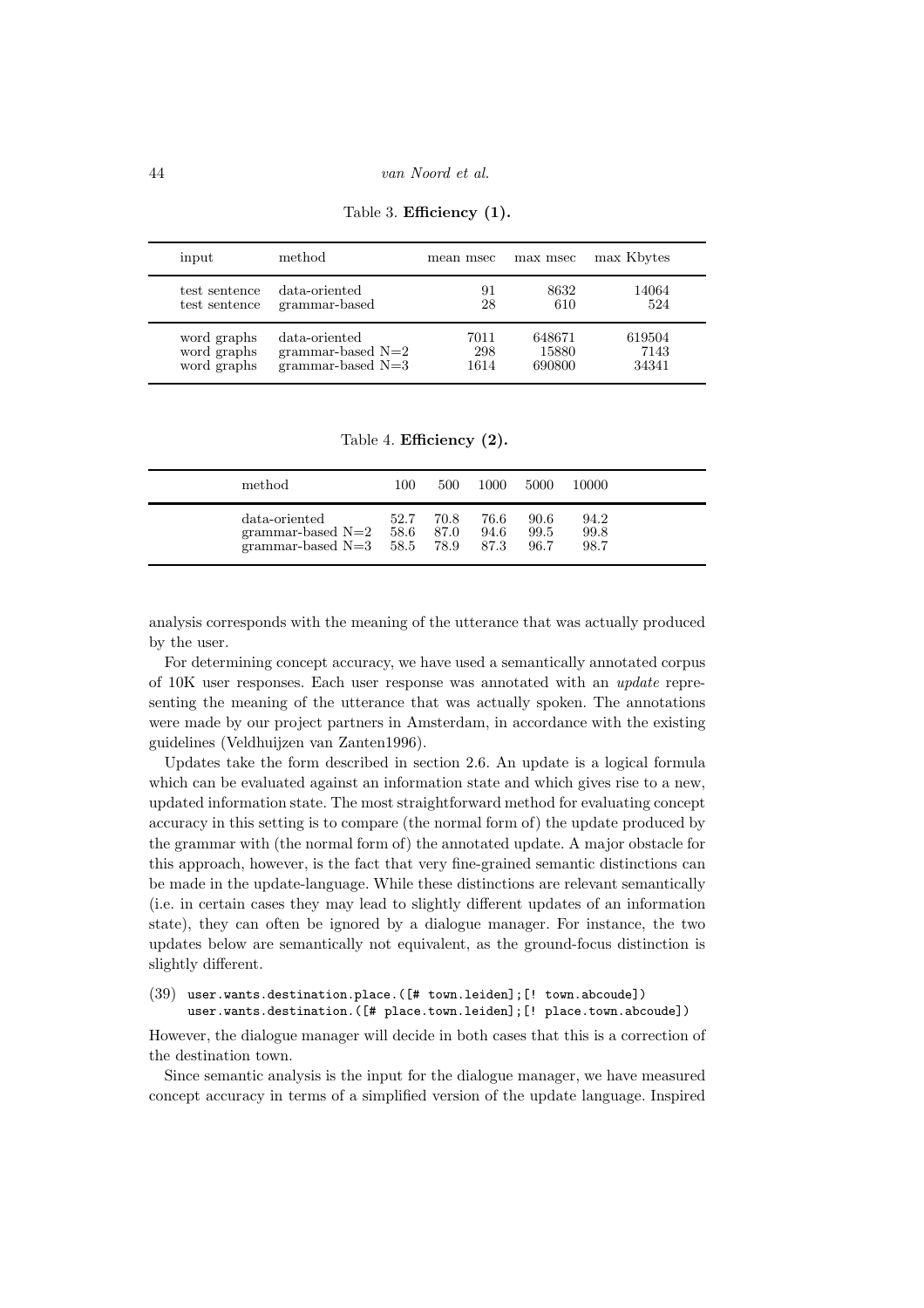Table 3. **Efficiency (1).**

| input | method | mean msec | max msec | max Kbytes |
|---|---|---|---|---|
| test sentence | data-oriented | 91 | 8632 | 14064 |
| test sentence | grammar-based | 28 | 610 | 524 |
| word graphs | data-oriented | 7011 | 648671 | 619504 |
| word graphs | grammar-based N=2 | 298 | 15880 | 7143 |
| word graphs | grammar-based N=3 | 1614 | 690800 | 34341 |

Table 4. **Efficiency (2).**

| method | 100 | 500 | 1000 | 5000 | 10000 |
|---|---|---|---|---|---|
| data-oriented | 52.7 | 70.8 | 76.6 | 90.6 | 94.2 |
| grammar-based N=2 | 58.6 | 87.0 | 94.6 | 99.5 | 99.8 |
| grammar-based N=3 | 58.5 | 78.9 | 87.3 | 96.7 | 98.7 |

analysis corresponds with the meaning of the utterance that was actually produced by the user.

For determining concept accuracy, we have used a semantically annotated corpus of 10K user responses. Each user response was annotated with an *update* representing the meaning of the utterance that was actually spoken. The annotations were made by our project partners in Amsterdam, in accordance with the existing guidelines (Veldhuijzen van Zanten1996).

Updates take the form described in section 2.6. An update is a logical formula which can be evaluated against an information state and which gives rise to a new, updated information state. The most straightforward method for evaluating concept accuracy in this setting is to compare (the normal form of) the update produced by the grammar with (the normal form of) the annotated update. A major obstacle for this approach, however, is the fact that very fine-grained semantic distinctions can be made in the update-language. While these distinctions are relevant semantically (i.e. in certain cases they may lead to slightly different updates of an information state), they can often be ignored by a dialogue manager. For instance, the two updates below are semantically not equivalent, as the ground-focus distinction is slightly different.

(39)
```
user.wants.destination.place.([# town.leiden];[! town.abcoude])
user.wants.destination.([# place.town.leiden];[! place.town.abcoude])
```

However, the dialogue manager will decide in both cases that this is a correction of the destination town.

Since semantic analysis is the input for the dialogue manager, we have measured concept accuracy in terms of a simplified version of the update language. Inspired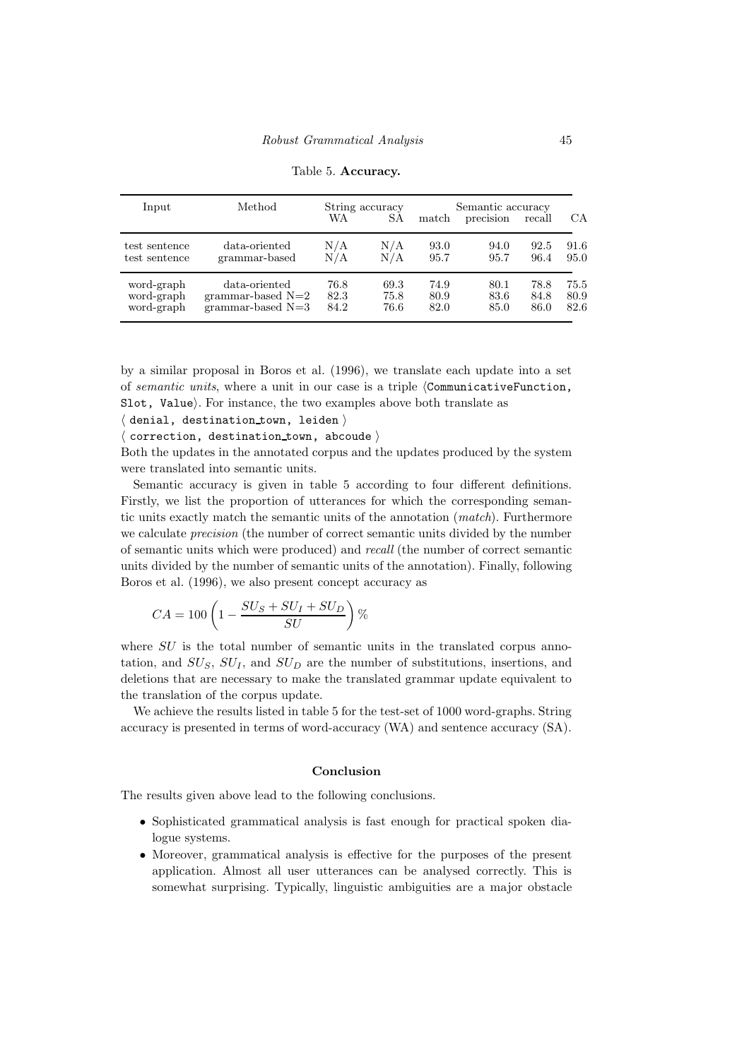Table 5. **Accuracy.**

| Input | Method | String accuracy | | Semantic accuracy | | | |
|---|---|---|---|---|---|---|---|
| | | WA | SA | match | precision | recall | CA |
| test sentence | data-oriented | N/A | N/A | 93.0 | 94.0 | 92.5 | 91.6 |
| test sentence | grammar-based | N/A | N/A | 95.7 | 95.7 | 96.4 | 95.0 |
| word-graph | data-oriented | 76.8 | 69.3 | 74.9 | 80.1 | 78.8 | 75.5 |
| word-graph | grammar-based N=2 | 82.3 | 75.8 | 80.9 | 83.6 | 84.8 | 80.9 |
| word-graph | grammar-based N=3 | 84.2 | 76.6 | 82.0 | 85.0 | 86.0 | 82.6 |

by a similar proposal in Boros et al. (1996), we translate each update into a set of *semantic units*, where a unit in our case is a triple ⟨`CommunicativeFunction, Slot, Value`⟩. For instance, the two examples above both translate as

⟨ `denial, destination_town, leiden` ⟩

⟨ `correction, destination_town, abcoude` ⟩

Both the updates in the annotated corpus and the updates produced by the system were translated into semantic units.

Semantic accuracy is given in table 5 according to four different definitions. Firstly, we list the proportion of utterances for which the corresponding semantic units exactly match the semantic units of the annotation (*match*). Furthermore we calculate *precision* (the number of correct semantic units divided by the number of semantic units which were produced) and *recall* (the number of correct semantic units divided by the number of semantic units of the annotation). Finally, following Boros et al. (1996), we also present concept accuracy as

$$CA = 100 \left(1 - \frac{SU_S + SU_I + SU_D}{SU}\right)\%$$

where $SU$ is the total number of semantic units in the translated corpus annotation, and $SU_S$, $SU_I$, and $SU_D$ are the number of substitutions, insertions, and deletions that are necessary to make the translated grammar update equivalent to the translation of the corpus update.

We achieve the results listed in table 5 for the test-set of 1000 word-graphs. String accuracy is presented in terms of word-accuracy (WA) and sentence accuracy (SA).

## Conclusion

The results given above lead to the following conclusions.

- Sophisticated grammatical analysis is fast enough for practical spoken dialogue systems.
- Moreover, grammatical analysis is effective for the purposes of the present application. Almost all user utterances can be analysed correctly. This is somewhat surprising. Typically, linguistic ambiguities are a major obstacle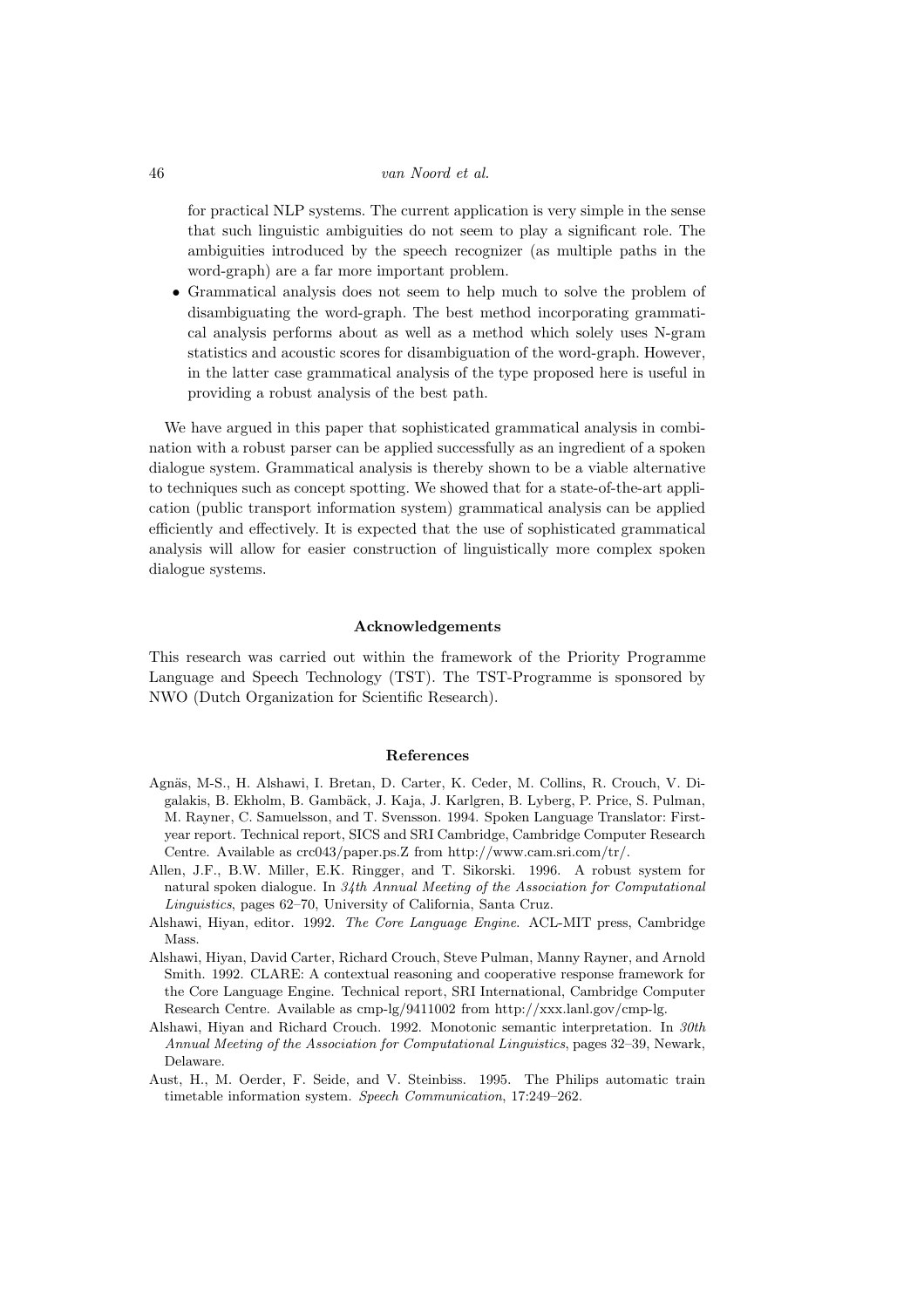for practical NLP systems. The current application is very simple in the sense that such linguistic ambiguities do not seem to play a significant role. The ambiguities introduced by the speech recognizer (as multiple paths in the word-graph) are a far more important problem.

- Grammatical analysis does not seem to help much to solve the problem of disambiguating the word-graph. The best method incorporating grammatical analysis performs about as well as a method which solely uses N-gram statistics and acoustic scores for disambiguation of the word-graph. However, in the latter case grammatical analysis of the type proposed here is useful in providing a robust analysis of the best path.

We have argued in this paper that sophisticated grammatical analysis in combination with a robust parser can be applied successfully as an ingredient of a spoken dialogue system. Grammatical analysis is thereby shown to be a viable alternative to techniques such as concept spotting. We showed that for a state-of-the-art application (public transport information system) grammatical analysis can be applied efficiently and effectively. It is expected that the use of sophisticated grammatical analysis will allow for easier construction of linguistically more complex spoken dialogue systems.

## Acknowledgements

This research was carried out within the framework of the Priority Programme Language and Speech Technology (TST). The TST-Programme is sponsored by NWO (Dutch Organization for Scientific Research).

## References

Agnäs, M-S., H. Alshawi, I. Bretan, D. Carter, K. Ceder, M. Collins, R. Crouch, V. Digalakis, B. Ekholm, B. Gambäck, J. Kaja, J. Karlgren, B. Lyberg, P. Price, S. Pulman, M. Rayner, C. Samuelsson, and T. Svensson. 1994. Spoken Language Translator: First-year report. Technical report, SICS and SRI Cambridge, Cambridge Computer Research Centre. Available as crc043/paper.ps.Z from http://www.cam.sri.com/tr/.

Allen, J.F., B.W. Miller, E.K. Ringger, and T. Sikorski. 1996. A robust system for natural spoken dialogue. In *34th Annual Meeting of the Association for Computational Linguistics*, pages 62–70, University of California, Santa Cruz.

Alshawi, Hiyan, editor. 1992. *The Core Language Engine*. ACL-MIT press, Cambridge Mass.

Alshawi, Hiyan, David Carter, Richard Crouch, Steve Pulman, Manny Rayner, and Arnold Smith. 1992. CLARE: A contextual reasoning and cooperative response framework for the Core Language Engine. Technical report, SRI International, Cambridge Computer Research Centre. Available as cmp-lg/9411002 from http://xxx.lanl.gov/cmp-lg.

Alshawi, Hiyan and Richard Crouch. 1992. Monotonic semantic interpretation. In *30th Annual Meeting of the Association for Computational Linguistics*, pages 32–39, Newark, Delaware.

Aust, H., M. Oerder, F. Seide, and V. Steinbiss. 1995. The Philips automatic train timetable information system. *Speech Communication*, 17:249–262.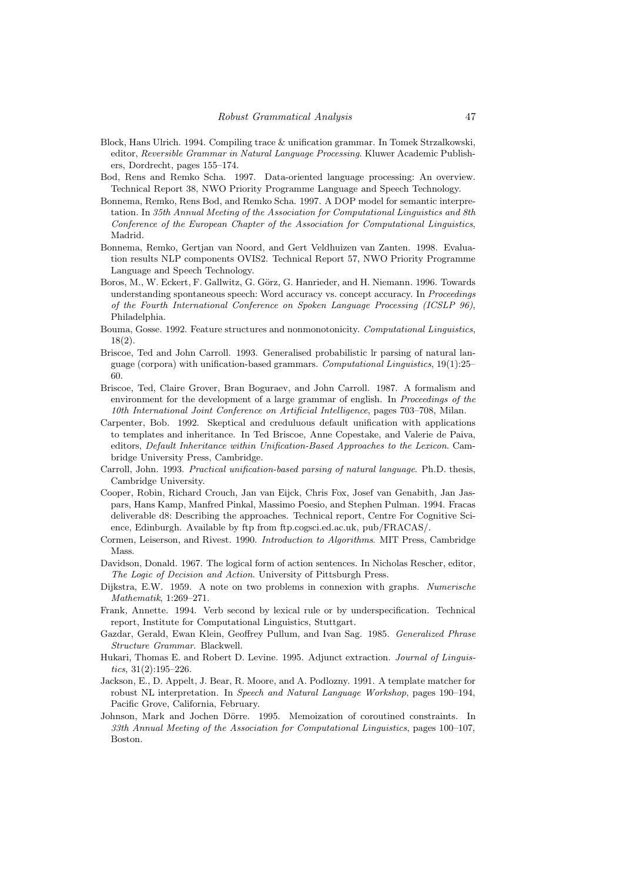Block, Hans Ulrich. 1994. Compiling trace & unification grammar. In Tomek Strzalkowski, editor, *Reversible Grammar in Natural Language Processing*. Kluwer Academic Publishers, Dordrecht, pages 155–174.

Bod, Rens and Remko Scha. 1997. Data-oriented language processing: An overview. Technical Report 38, NWO Priority Programme Language and Speech Technology.

Bonnema, Remko, Rens Bod, and Remko Scha. 1997. A DOP model for semantic interpretation. In *35th Annual Meeting of the Association for Computational Linguistics and 8th Conference of the European Chapter of the Association for Computational Linguistics*, Madrid.

Bonnema, Remko, Gertjan van Noord, and Gert Veldhuizen van Zanten. 1998. Evaluation results NLP components OVIS2. Technical Report 57, NWO Priority Programme Language and Speech Technology.

Boros, M., W. Eckert, F. Gallwitz, G. Görz, G. Hanrieder, and H. Niemann. 1996. Towards understanding spontaneous speech: Word accuracy vs. concept accuracy. In *Proceedings of the Fourth International Conference on Spoken Language Processing (ICSLP 96)*, Philadelphia.

Bouma, Gosse. 1992. Feature structures and nonmonotonicity. *Computational Linguistics*, 18(2).

Briscoe, Ted and John Carroll. 1993. Generalised probabilistic lr parsing of natural language (corpora) with unification-based grammars. *Computational Linguistics*, 19(1):25–60.

Briscoe, Ted, Claire Grover, Bran Boguraev, and John Carroll. 1987. A formalism and environment for the development of a large grammar of english. In *Proceedings of the 10th International Joint Conference on Artificial Intelligence*, pages 703–708, Milan.

Carpenter, Bob. 1992. Skeptical and creduluous default unification with applications to templates and inheritance. In Ted Briscoe, Anne Copestake, and Valerie de Paiva, editors, *Default Inheritance within Unification-Based Approaches to the Lexicon*. Cambridge University Press, Cambridge.

Carroll, John. 1993. *Practical unification-based parsing of natural language*. Ph.D. thesis, Cambridge University.

Cooper, Robin, Richard Crouch, Jan van Eijck, Chris Fox, Josef van Genabith, Jan Jaspars, Hans Kamp, Manfred Pinkal, Massimo Poesio, and Stephen Pulman. 1994. Fracas deliverable d8: Describing the approaches. Technical report, Centre For Cognitive Science, Edinburgh. Available by ftp from ftp.cogsci.ed.ac.uk, pub/FRACAS/.

Cormen, Leiserson, and Rivest. 1990. *Introduction to Algorithms*. MIT Press, Cambridge Mass.

Davidson, Donald. 1967. The logical form of action sentences. In Nicholas Rescher, editor, *The Logic of Decision and Action*. University of Pittsburgh Press.

Dijkstra, E.W. 1959. A note on two problems in connexion with graphs. *Numerische Mathematik*, 1:269–271.

Frank, Annette. 1994. Verb second by lexical rule or by underspecification. Technical report, Institute for Computational Linguistics, Stuttgart.

Gazdar, Gerald, Ewan Klein, Geoffrey Pullum, and Ivan Sag. 1985. *Generalized Phrase Structure Grammar*. Blackwell.

Hukari, Thomas E. and Robert D. Levine. 1995. Adjunct extraction. *Journal of Linguistics*, 31(2):195–226.

Jackson, E., D. Appelt, J. Bear, R. Moore, and A. Podlozny. 1991. A template matcher for robust NL interpretation. In *Speech and Natural Language Workshop*, pages 190–194, Pacific Grove, California, February.

Johnson, Mark and Jochen Dörre. 1995. Memoization of coroutined constraints. In *33th Annual Meeting of the Association for Computational Linguistics*, pages 100–107, Boston.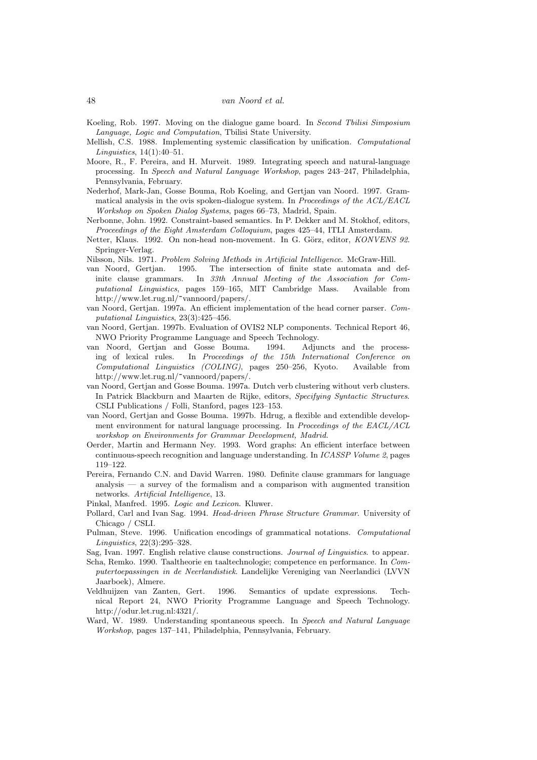Koeling, Rob. 1997. Moving on the dialogue game board. In *Second Tbilisi Simposium Language, Logic and Computation*, Tbilisi State University.

Mellish, C.S. 1988. Implementing systemic classification by unification. *Computational Linguistics*, 14(1):40–51.

Moore, R., F. Pereira, and H. Murveit. 1989. Integrating speech and natural-language processing. In *Speech and Natural Language Workshop*, pages 243–247, Philadelphia, Pennsylvania, February.

Nederhof, Mark-Jan, Gosse Bouma, Rob Koeling, and Gertjan van Noord. 1997. Grammatical analysis in the ovis spoken-dialogue system. In *Proceedings of the ACL/EACL Workshop on Spoken Dialog Systems*, pages 66–73, Madrid, Spain.

Nerbonne, John. 1992. Constraint-based semantics. In P. Dekker and M. Stokhof, editors, *Proceedings of the Eight Amsterdam Colloquium*, pages 425–44, ITLI Amsterdam.

Netter, Klaus. 1992. On non-head non-movement. In G. Görz, editor, *KONVENS 92*. Springer-Verlag.

Nilsson, Nils. 1971. *Problem Solving Methods in Artificial Intelligence*. McGraw-Hill.

van Noord, Gertjan. 1995. The intersection of finite state automata and definite clause grammars. In *33th Annual Meeting of the Association for Computational Linguistics*, pages 159–165, MIT Cambridge Mass. Available from http://www.let.rug.nl/~vannoord/papers/.

van Noord, Gertjan. 1997a. An efficient implementation of the head corner parser. *Computational Linguistics*, 23(3):425–456.

van Noord, Gertjan. 1997b. Evaluation of OVIS2 NLP components. Technical Report 46, NWO Priority Programme Language and Speech Technology.

van Noord, Gertjan and Gosse Bouma. 1994. Adjuncts and the processing of lexical rules. In *Proceedings of the 15th International Conference on Computational Linguistics (COLING)*, pages 250–256, Kyoto. Available from http://www.let.rug.nl/~vannoord/papers/.

van Noord, Gertjan and Gosse Bouma. 1997a. Dutch verb clustering without verb clusters. In Patrick Blackburn and Maarten de Rijke, editors, *Specifying Syntactic Structures*. CSLI Publications / Folli, Stanford, pages 123–153.

van Noord, Gertjan and Gosse Bouma. 1997b. Hdrug, a flexible and extendible development environment for natural language processing. In *Proceedings of the EACL/ACL workshop on Environments for Grammar Development, Madrid*.

Oerder, Martin and Hermann Ney. 1993. Word graphs: An efficient interface between continuous-speech recognition and language understanding. In *ICASSP Volume 2*, pages 119–122.

Pereira, Fernando C.N. and David Warren. 1980. Definite clause grammars for language analysis — a survey of the formalism and a comparison with augmented transition networks. *Artificial Intelligence*, 13.

Pinkal, Manfred. 1995. *Logic and Lexicon*. Kluwer.

Pollard, Carl and Ivan Sag. 1994. *Head-driven Phrase Structure Grammar*. University of Chicago / CSLI.

Pulman, Steve. 1996. Unification encodings of grammatical notations. *Computational Linguistics*, 22(3):295–328.

Sag, Ivan. 1997. English relative clause constructions. *Journal of Linguistics*. to appear.

Scha, Remko. 1990. Taaltheorie en taaltechnologie; competence en performance. In *Computertoepassingen in de Neerlandistiek*. Landelijke Vereniging van Neerlandici (LVVN Jaarboek), Almere.

Veldhuijzen van Zanten, Gert. 1996. Semantics of update expressions. Technical Report 24, NWO Priority Programme Language and Speech Technology. http://odur.let.rug.nl:4321/.

Ward, W. 1989. Understanding spontaneous speech. In *Speech and Natural Language Workshop*, pages 137–141, Philadelphia, Pennsylvania, February.